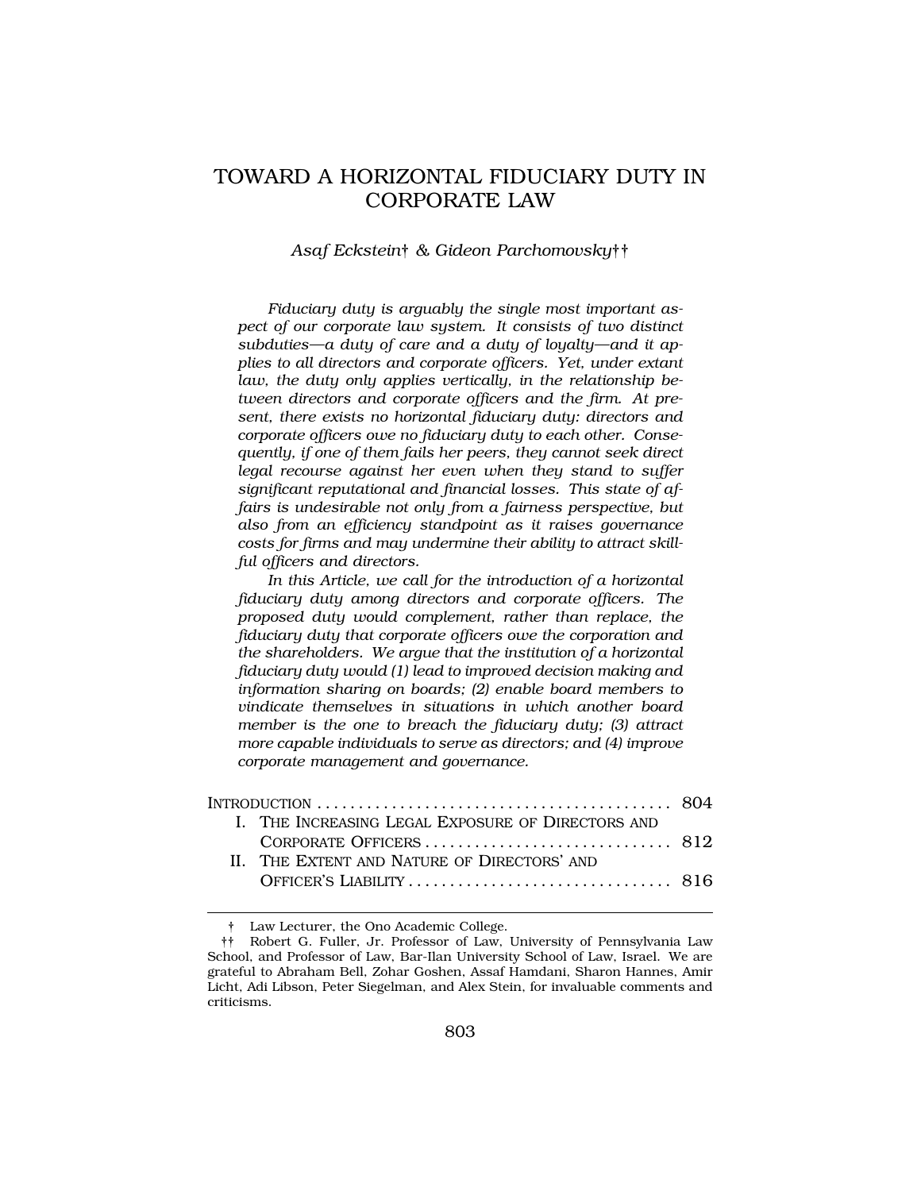# TOWARD A HORIZONTAL FIDUCIARY DUTY IN CORPORATE LAW

*Asaf Eckstein† & Gideon Parchomovsky††*

*Fiduciary duty is arguably the single most important aspect of our corporate law system. It consists of two distinct subduties—a duty of care and a duty of loyalty—and it applies to all directors and corporate officers. Yet, under extant law, the duty only applies vertically, in the relationship between directors and corporate officers and the firm. At present, there exists no horizontal fiduciary duty: directors and corporate officers owe no fiduciary duty to each other. Consequently, if one of them fails her peers, they cannot seek direct legal recourse against her even when they stand to suffer significant reputational and financial losses. This state of affairs is undesirable not only from a fairness perspective, but also from an efficiency standpoint as it raises governance costs for firms and may undermine their ability to attract skillful officers and directors.*

*In this Article, we call for the introduction of a horizontal fiduciary duty among directors and corporate officers. The proposed duty would complement, rather than replace, the fiduciary duty that corporate officers owe the corporation and the shareholders. We argue that the institution of a horizontal fiduciary duty would (1) lead to improved decision making and information sharing on boards; (2) enable board members to vindicate themselves in situations in which another board member is the one to breach the fiduciary duty; (3) attract more capable individuals to serve as directors; and (4) improve corporate management and governance.*

| | |
|---|---|
| INTRODUCTION | 804 |
| I. THE INCREASING LEGAL EXPOSURE OF DIRECTORS AND CORPORATE OFFICERS | 812 |
| II. THE EXTENT AND NATURE OF DIRECTORS' AND OFFICER'S LIABILITY | 816 |

† Law Lecturer, the Ono Academic College.

†† Robert G. Fuller, Jr. Professor of Law, University of Pennsylvania Law School, and Professor of Law, Bar-Ilan University School of Law, Israel. We are grateful to Abraham Bell, Zohar Goshen, Assaf Hamdani, Sharon Hannes, Amir Licht, Adi Libson, Peter Siegelman, and Alex Stein, for invaluable comments and criticisms.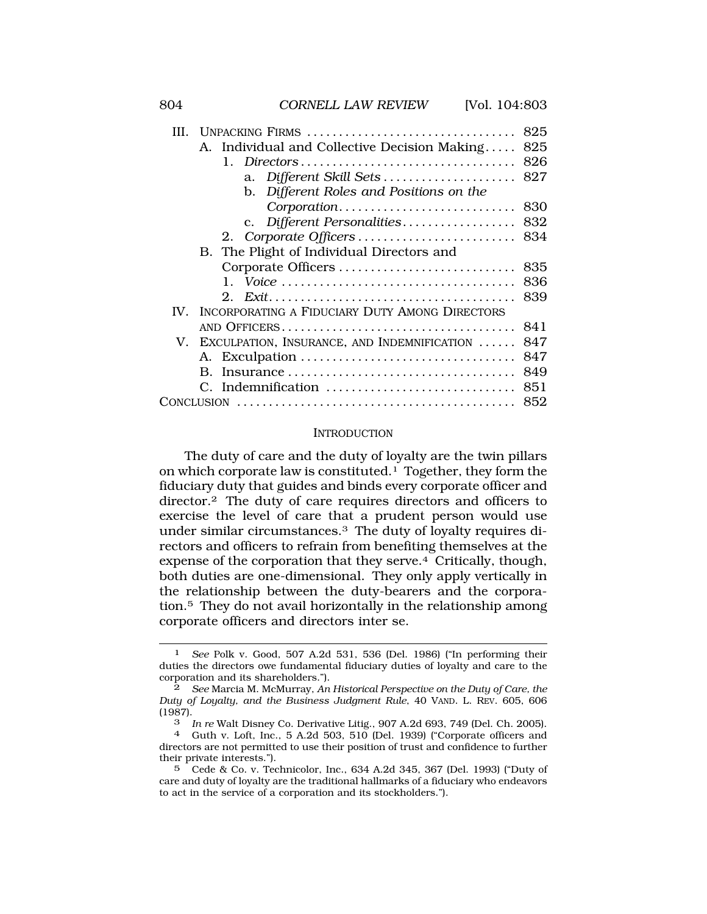- III. UNPACKING FIRMS ................................ 825
  - A. Individual and Collective Decision Making..... 825
    - 1. *Directors* ................................ 826
      - a. *Different Skill Sets* .................... 827
      - b. *Different Roles and Positions on the Corporation*........................... 830
      - c. *Different Personalities*................. 832
    - 2. *Corporate Officers* ........................ 834
  - B. The Plight of Individual Directors and Corporate Officers ........................... 835
    - 1. *Voice* .................................... 836
    - 2. *Exit*...................................... 839
- IV. INCORPORATING A FIDUCIARY DUTY AMONG DIRECTORS AND OFFICERS.................................... 841
- V. EXCULPATION, INSURANCE, AND INDEMNIFICATION ...... 847
  - A. Exculpation ................................. 847
  - B. Insurance ................................... 849
  - C. Indemnification ............................. 851
- CONCLUSION ........................................... 852

## INTRODUCTION

The duty of care and the duty of loyalty are the twin pillars on which corporate law is constituted.[1] Together, they form the fiduciary duty that guides and binds every corporate officer and director.[2] The duty of care requires directors and officers to exercise the level of care that a prudent person would use under similar circumstances.[3] The duty of loyalty requires directors and officers to refrain from benefiting themselves at the expense of the corporation that they serve.[4] Critically, though, both duties are one-dimensional. They only apply vertically in the relationship between the duty-bearers and the corporation.[5] They do not avail horizontally in the relationship among corporate officers and directors inter se.

---

[1] *See* Polk v. Good, 507 A.2d 531, 536 (Del. 1986) ("In performing their duties the directors owe fundamental fiduciary duties of loyalty and care to the corporation and its shareholders.").

[2] *See* Marcia M. McMurray, *An Historical Perspective on the Duty of Care, the Duty of Loyalty, and the Business Judgment Rule*, 40 VAND. L. REV. 605, 606 (1987).

[3] *In re* Walt Disney Co. Derivative Litig., 907 A.2d 693, 749 (Del. Ch. 2005).

[4] Guth v. Loft, Inc., 5 A.2d 503, 510 (Del. 1939) ("Corporate officers and directors are not permitted to use their position of trust and confidence to further their private interests.").

[5] Cede & Co. v. Technicolor, Inc., 634 A.2d 345, 367 (Del. 1993) ("Duty of care and duty of loyalty are the traditional hallmarks of a fiduciary who endeavors to act in the service of a corporation and its stockholders.").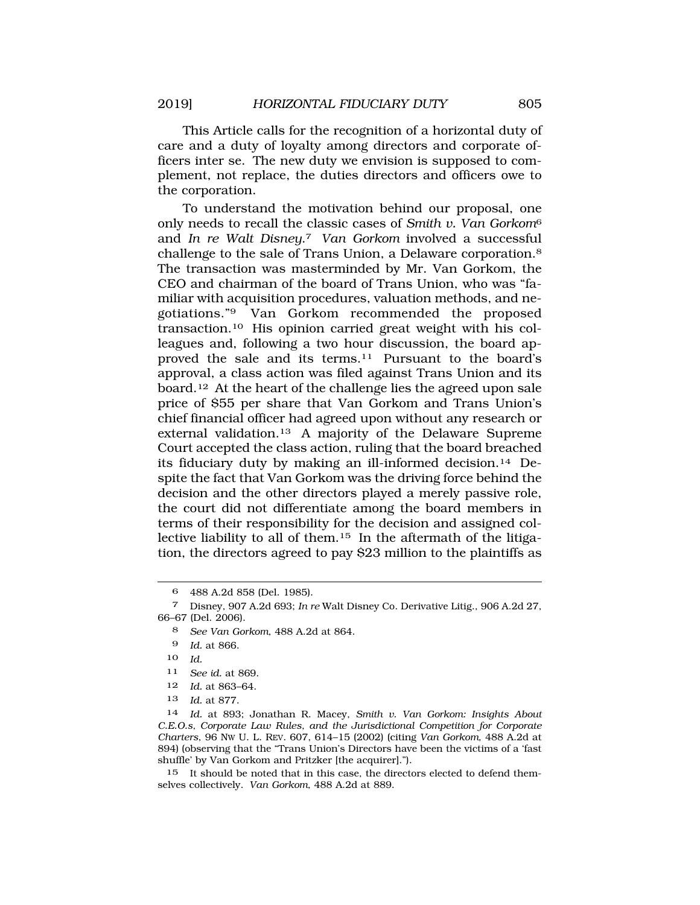This Article calls for the recognition of a horizontal duty of care and a duty of loyalty among directors and corporate officers inter se. The new duty we envision is supposed to complement, not replace, the duties directors and officers owe to the corporation.

To understand the motivation behind our proposal, one only needs to recall the classic cases of *Smith v. Van Gorkom*[6] and *In re Walt Disney*.[7] *Van Gorkom* involved a successful challenge to the sale of Trans Union, a Delaware corporation.[8] The transaction was masterminded by Mr. Van Gorkom, the CEO and chairman of the board of Trans Union, who was "familiar with acquisition procedures, valuation methods, and negotiations."[9] Van Gorkom recommended the proposed transaction.[10] His opinion carried great weight with his colleagues and, following a two hour discussion, the board approved the sale and its terms.[11] Pursuant to the board's approval, a class action was filed against Trans Union and its board.[12] At the heart of the challenge lies the agreed upon sale price of $55 per share that Van Gorkom and Trans Union's chief financial officer had agreed upon without any research or external validation.[13] A majority of the Delaware Supreme Court accepted the class action, ruling that the board breached its fiduciary duty by making an ill-informed decision.[14] Despite the fact that Van Gorkom was the driving force behind the decision and the other directors played a merely passive role, the court did not differentiate among the board members in terms of their responsibility for the decision and assigned collective liability to all of them.[15] In the aftermath of the litigation, the directors agreed to pay $23 million to the plaintiffs as

---

6 488 A.2d 858 (Del. 1985).

7 Disney, 907 A.2d 693; *In re* Walt Disney Co. Derivative Litig., 906 A.2d 27, 66–67 (Del. 2006).

8 *See Van Gorkom*, 488 A.2d at 864.

9 *Id.* at 866.

10 *Id.*

11 *See id.* at 869.

12 *Id.* at 863–64.

13 *Id.* at 877.

14 *Id.* at 893; Jonathan R. Macey, *Smith v. Van Gorkom: Insights About C.E.O.s, Corporate Law Rules, and the Jurisdictional Competition for Corporate Charters*, 96 NW U. L. REV. 607, 614–15 (2002) (citing *Van Gorkom*, 488 A.2d at 894) (observing that the "Trans Union's Directors have been the victims of a 'fast shuffle' by Van Gorkom and Pritzker [the acquirer].").

15 It should be noted that in this case, the directors elected to defend themselves collectively. *Van Gorkom*, 488 A.2d at 889.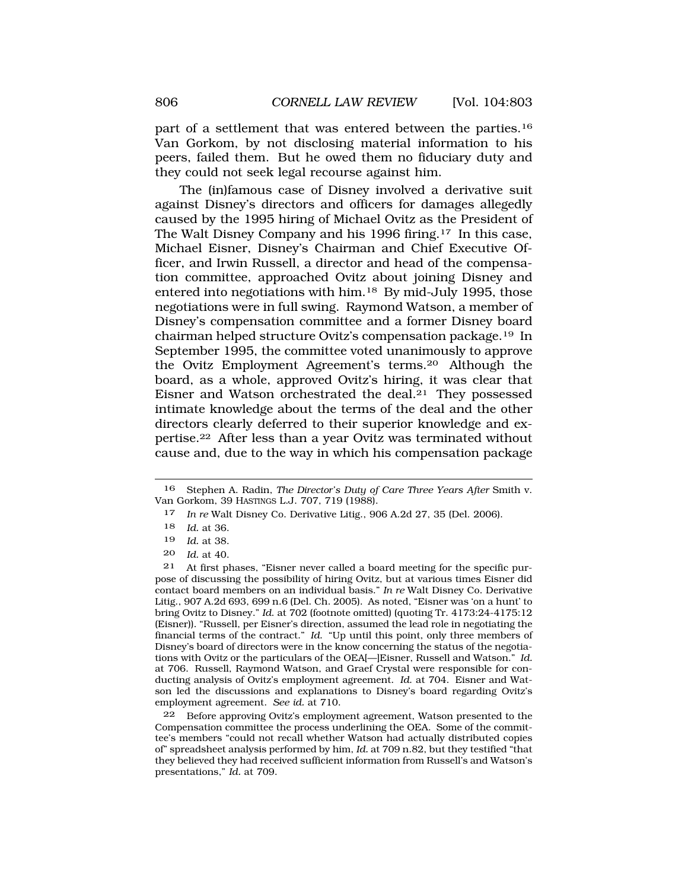part of a settlement that was entered between the parties.[16] Van Gorkom, by not disclosing material information to his peers, failed them. But he owed them no fiduciary duty and they could not seek legal recourse against him.

The (in)famous case of Disney involved a derivative suit against Disney's directors and officers for damages allegedly caused by the 1995 hiring of Michael Ovitz as the President of The Walt Disney Company and his 1996 firing.[17] In this case, Michael Eisner, Disney's Chairman and Chief Executive Officer, and Irwin Russell, a director and head of the compensation committee, approached Ovitz about joining Disney and entered into negotiations with him.[18] By mid-July 1995, those negotiations were in full swing. Raymond Watson, a member of Disney's compensation committee and a former Disney board chairman helped structure Ovitz's compensation package.[19] In September 1995, the committee voted unanimously to approve the Ovitz Employment Agreement's terms.[20] Although the board, as a whole, approved Ovitz's hiring, it was clear that Eisner and Watson orchestrated the deal.[21] They possessed intimate knowledge about the terms of the deal and the other directors clearly deferred to their superior knowledge and expertise.[22] After less than a year Ovitz was terminated without cause and, due to the way in which his compensation package

---

16 Stephen A. Radin, *The Director's Duty of Care Three Years After* Smith v. Van Gorkom, 39 HASTINGS L.J. 707, 719 (1988).

17 *In re* Walt Disney Co. Derivative Litig., 906 A.2d 27, 35 (Del. 2006).

18 *Id.* at 36.

19 *Id.* at 38.

20 *Id.* at 40.

21 At first phases, "Eisner never called a board meeting for the specific purpose of discussing the possibility of hiring Ovitz, but at various times Eisner did contact board members on an individual basis." *In re* Walt Disney Co. Derivative Litig., 907 A.2d 693, 699 n.6 (Del. Ch. 2005). As noted, "Eisner was 'on a hunt' to bring Ovitz to Disney." *Id.* at 702 (footnote omitted) (quoting Tr. 4173:24-4175:12 (Eisner)). "Russell, per Eisner's direction, assumed the lead role in negotiating the financial terms of the contract." *Id.* "Up until this point, only three members of Disney's board of directors were in the know concerning the status of the negotiations with Ovitz or the particulars of the OEA[—]Eisner, Russell and Watson." *Id.* at 706. Russell, Raymond Watson, and Graef Crystal were responsible for conducting analysis of Ovitz's employment agreement. *Id.* at 704. Eisner and Watson led the discussions and explanations to Disney's board regarding Ovitz's employment agreement. *See id.* at 710.

22 Before approving Ovitz's employment agreement, Watson presented to the Compensation committee the process underlining the OEA. Some of the committee's members "could not recall whether Watson had actually distributed copies of" spreadsheet analysis performed by him, *Id.* at 709 n.82, but they testified "that they believed they had received sufficient information from Russell's and Watson's presentations," *Id.* at 709.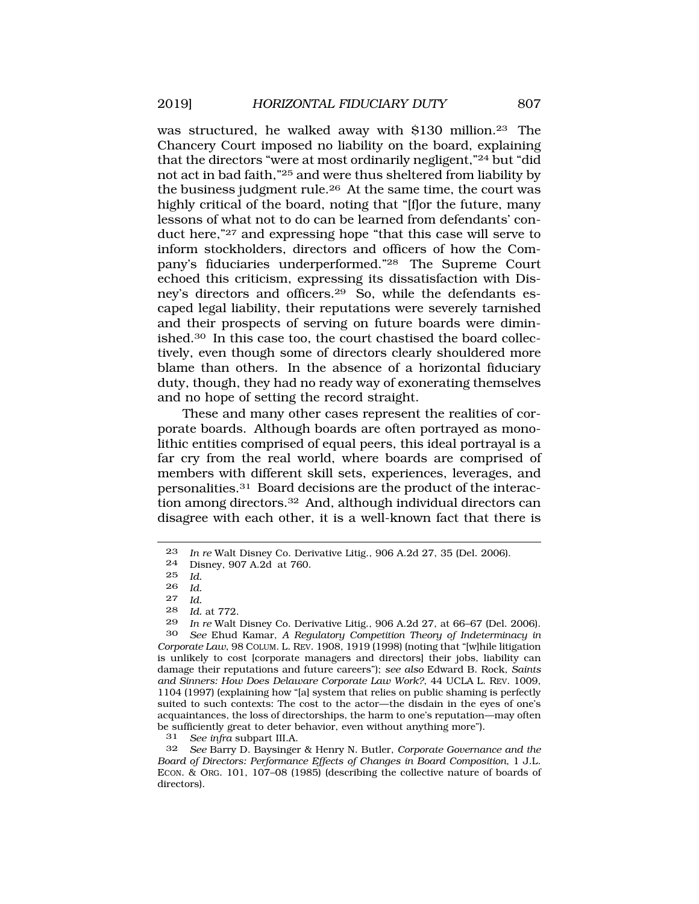was structured, he walked away with $130 million.[23] The Chancery Court imposed no liability on the board, explaining that the directors "were at most ordinarily negligent,"[24] but "did not act in bad faith,"[25] and were thus sheltered from liability by the business judgment rule.[26] At the same time, the court was highly critical of the board, noting that "[f]or the future, many lessons of what not to do can be learned from defendants' conduct here,"[27] and expressing hope "that this case will serve to inform stockholders, directors and officers of how the Company's fiduciaries underperformed."[28] The Supreme Court echoed this criticism, expressing its dissatisfaction with Disney's directors and officers.[29] So, while the defendants escaped legal liability, their reputations were severely tarnished and their prospects of serving on future boards were diminished.[30] In this case too, the court chastised the board collectively, even though some of directors clearly shouldered more blame than others. In the absence of a horizontal fiduciary duty, though, they had no ready way of exonerating themselves and no hope of setting the record straight.

These and many other cases represent the realities of corporate boards. Although boards are often portrayed as monolithic entities comprised of equal peers, this ideal portrayal is a far cry from the real world, where boards are comprised of members with different skill sets, experiences, leverages, and personalities.[31] Board decisions are the product of the interaction among directors.[32] And, although individual directors can disagree with each other, it is a well-known fact that there is

---

23 *In re* Walt Disney Co. Derivative Litig., 906 A.2d 27, 35 (Del. 2006).

24 Disney, 907 A.2d at 760.

25 *Id.*

26 *Id.*

27 *Id.*

28 *Id.* at 772.

29 *In re* Walt Disney Co. Derivative Litig., 906 A.2d 27, at 66–67 (Del. 2006).

30 *See* Ehud Kamar, *A Regulatory Competition Theory of Indeterminacy in Corporate Law*, 98 COLUM. L. REV. 1908, 1919 (1998) (noting that "[w]hile litigation is unlikely to cost [corporate managers and directors] their jobs, liability can damage their reputations and future careers"); *see also* Edward B. Rock, *Saints and Sinners: How Does Delaware Corporate Law Work?*, 44 UCLA L. REV. 1009, 1104 (1997) (explaining how "[a] system that relies on public shaming is perfectly suited to such contexts: The cost to the actor—the disdain in the eyes of one's acquaintances, the loss of directorships, the harm to one's reputation—may often be sufficiently great to deter behavior, even without anything more").

31 *See infra* subpart III.A.

32 *See* Barry D. Baysinger & Henry N. Butler, *Corporate Governance and the Board of Directors: Performance Effects of Changes in Board Composition*, 1 J.L. ECON. & ORG. 101, 107–08 (1985) (describing the collective nature of boards of directors).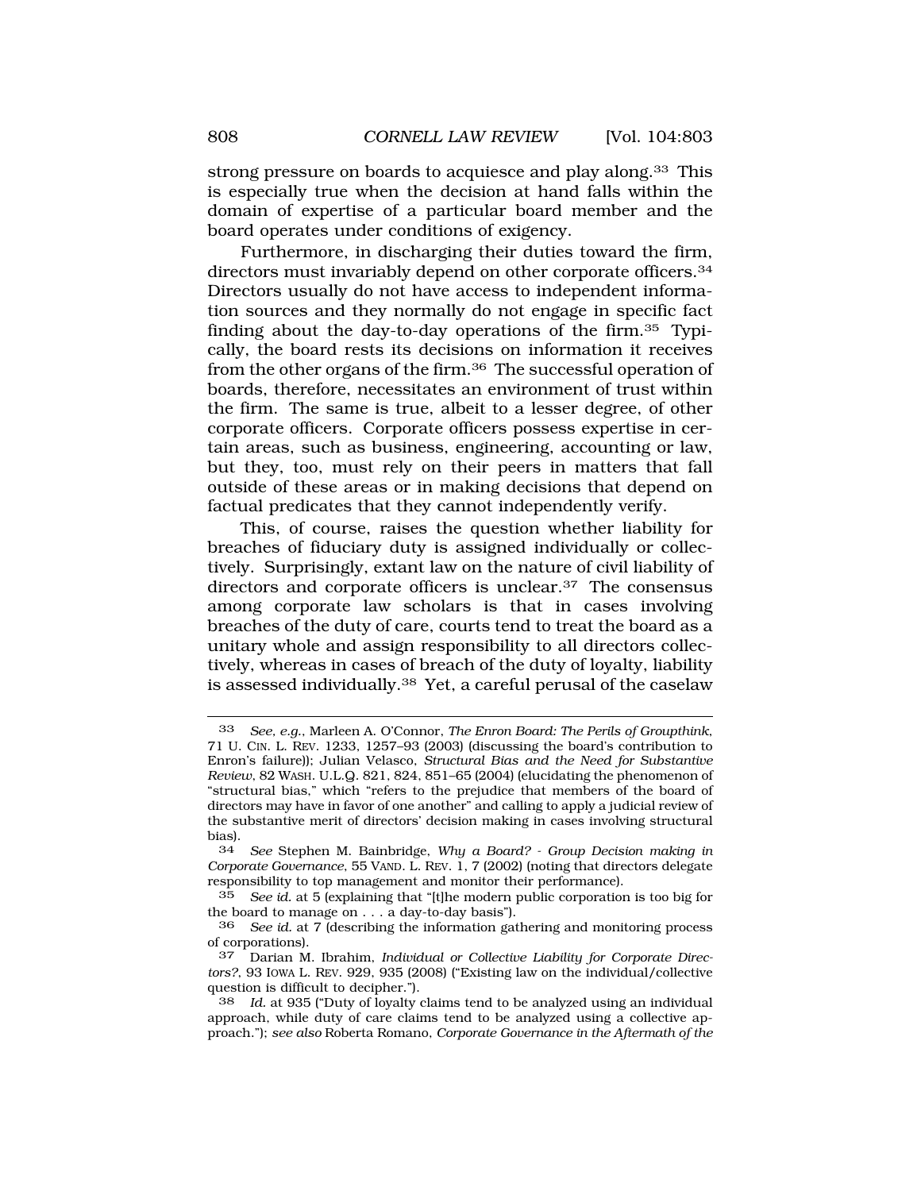strong pressure on boards to acquiesce and play along.[33] This is especially true when the decision at hand falls within the domain of expertise of a particular board member and the board operates under conditions of exigency.

Furthermore, in discharging their duties toward the firm, directors must invariably depend on other corporate officers.[34] Directors usually do not have access to independent information sources and they normally do not engage in specific fact finding about the day-to-day operations of the firm.[35] Typically, the board rests its decisions on information it receives from the other organs of the firm.[36] The successful operation of boards, therefore, necessitates an environment of trust within the firm. The same is true, albeit to a lesser degree, of other corporate officers. Corporate officers possess expertise in certain areas, such as business, engineering, accounting or law, but they, too, must rely on their peers in matters that fall outside of these areas or in making decisions that depend on factual predicates that they cannot independently verify.

This, of course, raises the question whether liability for breaches of fiduciary duty is assigned individually or collectively. Surprisingly, extant law on the nature of civil liability of directors and corporate officers is unclear.[37] The consensus among corporate law scholars is that in cases involving breaches of the duty of care, courts tend to treat the board as a unitary whole and assign responsibility to all directors collectively, whereas in cases of breach of the duty of loyalty, liability is assessed individually.[38] Yet, a careful perusal of the caselaw

---

33 *See, e.g.*, Marleen A. O'Connor, *The Enron Board: The Perils of Groupthink*, 71 U. CIN. L. REV. 1233, 1257–93 (2003) (discussing the board's contribution to Enron's failure)); Julian Velasco, *Structural Bias and the Need for Substantive Review*, 82 WASH. U.L.Q. 821, 824, 851–65 (2004) (elucidating the phenomenon of "structural bias," which "refers to the prejudice that members of the board of directors may have in favor of one another" and calling to apply a judicial review of the substantive merit of directors' decision making in cases involving structural bias).

34 *See* Stephen M. Bainbridge, *Why a Board? - Group Decision making in Corporate Governance*, 55 VAND. L. REV. 1, 7 (2002) (noting that directors delegate responsibility to top management and monitor their performance).

35 *See id.* at 5 (explaining that "[t]he modern public corporation is too big for the board to manage on . . . a day-to-day basis").

36 *See id.* at 7 (describing the information gathering and monitoring process of corporations).

37 Darian M. Ibrahim, *Individual or Collective Liability for Corporate Directors?*, 93 IOWA L. REV. 929, 935 (2008) ("Existing law on the individual/collective question is difficult to decipher.").

38 *Id.* at 935 ("Duty of loyalty claims tend to be analyzed using an individual approach, while duty of care claims tend to be analyzed using a collective approach."); *see also* Roberta Romano, *Corporate Governance in the Aftermath of the*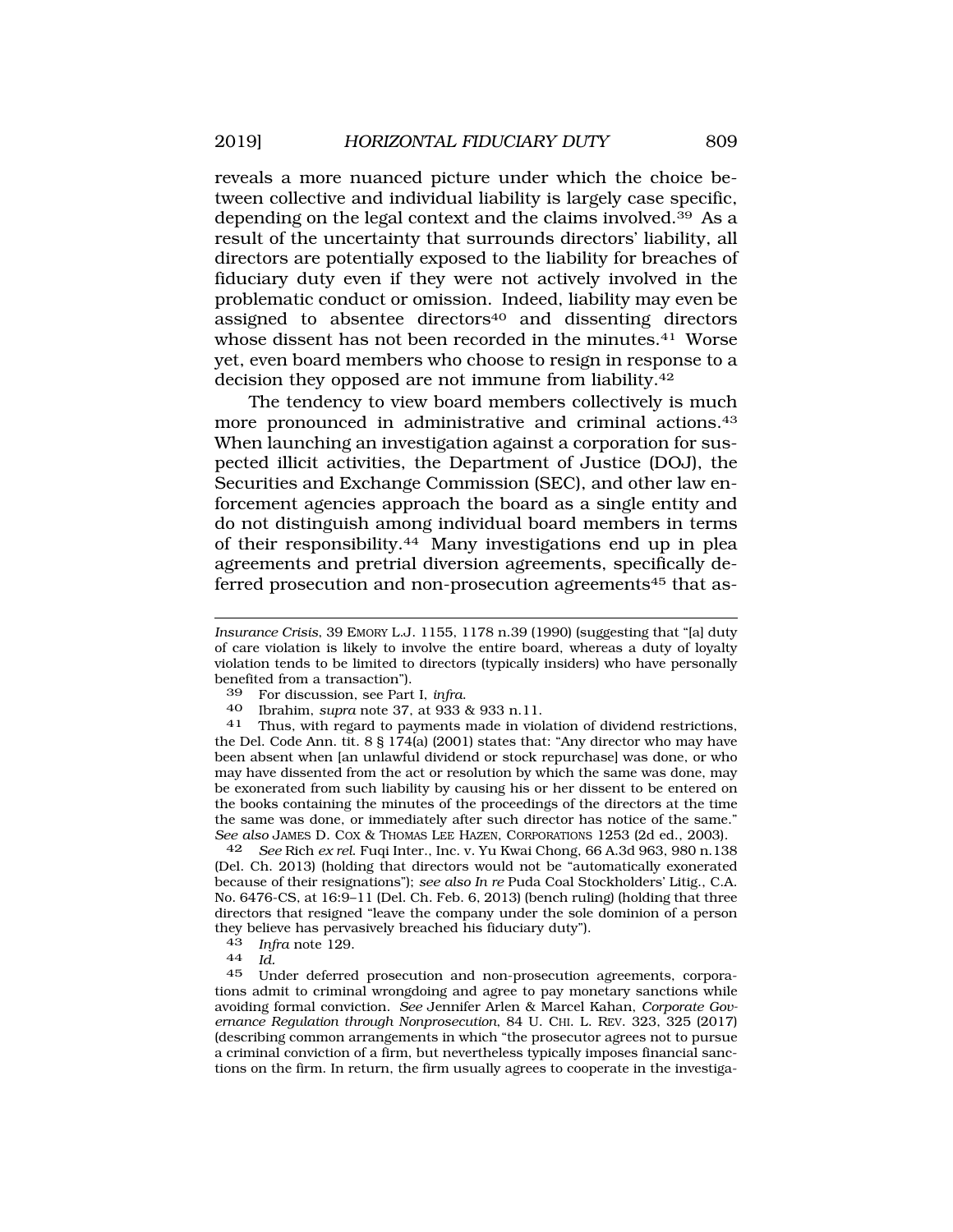reveals a more nuanced picture under which the choice between collective and individual liability is largely case specific, depending on the legal context and the claims involved.[39] As a result of the uncertainty that surrounds directors' liability, all directors are potentially exposed to the liability for breaches of fiduciary duty even if they were not actively involved in the problematic conduct or omission. Indeed, liability may even be assigned to absentee directors[40] and dissenting directors whose dissent has not been recorded in the minutes.[41] Worse yet, even board members who choose to resign in response to a decision they opposed are not immune from liability.[42]

The tendency to view board members collectively is much more pronounced in administrative and criminal actions.[43] When launching an investigation against a corporation for suspected illicit activities, the Department of Justice (DOJ), the Securities and Exchange Commission (SEC), and other law enforcement agencies approach the board as a single entity and do not distinguish among individual board members in terms of their responsibility.[44] Many investigations end up in plea agreements and pretrial diversion agreements, specifically deferred prosecution and non-prosecution agreements[45] that as-

---

*Insurance Crisis*, 39 EMORY L.J. 1155, 1178 n.39 (1990) (suggesting that "[a] duty of care violation is likely to involve the entire board, whereas a duty of loyalty violation tends to be limited to directors (typically insiders) who have personally benefited from a transaction").

39 For discussion, see Part I, *infra*.

40 Ibrahim, *supra* note 37, at 933 & 933 n.11.

41 Thus, with regard to payments made in violation of dividend restrictions, the Del. Code Ann. tit. 8 § 174(a) (2001) states that: "Any director who may have been absent when [an unlawful dividend or stock repurchase] was done, or who may have dissented from the act or resolution by which the same was done, may be exonerated from such liability by causing his or her dissent to be entered on the books containing the minutes of the proceedings of the directors at the time the same was done, or immediately after such director has notice of the same." *See also* JAMES D. COX & THOMAS LEE HAZEN, CORPORATIONS 1253 (2d ed., 2003).

42 *See* Rich *ex rel.* Fuqi Inter., Inc. v. Yu Kwai Chong, 66 A.3d 963, 980 n.138 (Del. Ch. 2013) (holding that directors would not be "automatically exonerated because of their resignations"); *see also In re* Puda Coal Stockholders' Litig., C.A. No. 6476-CS, at 16:9–11 (Del. Ch. Feb. 6, 2013) (bench ruling) (holding that three directors that resigned "leave the company under the sole dominion of a person they believe has pervasively breached his fiduciary duty").

43 *Infra* note 129.

44 *Id.*

45 Under deferred prosecution and non-prosecution agreements, corporations admit to criminal wrongdoing and agree to pay monetary sanctions while avoiding formal conviction. *See* Jennifer Arlen & Marcel Kahan, *Corporate Governance Regulation through Nonprosecution*, 84 U. CHI. L. REV. 323, 325 (2017) (describing common arrangements in which "the prosecutor agrees not to pursue a criminal conviction of a firm, but nevertheless typically imposes financial sanctions on the firm. In return, the firm usually agrees to cooperate in the investiga-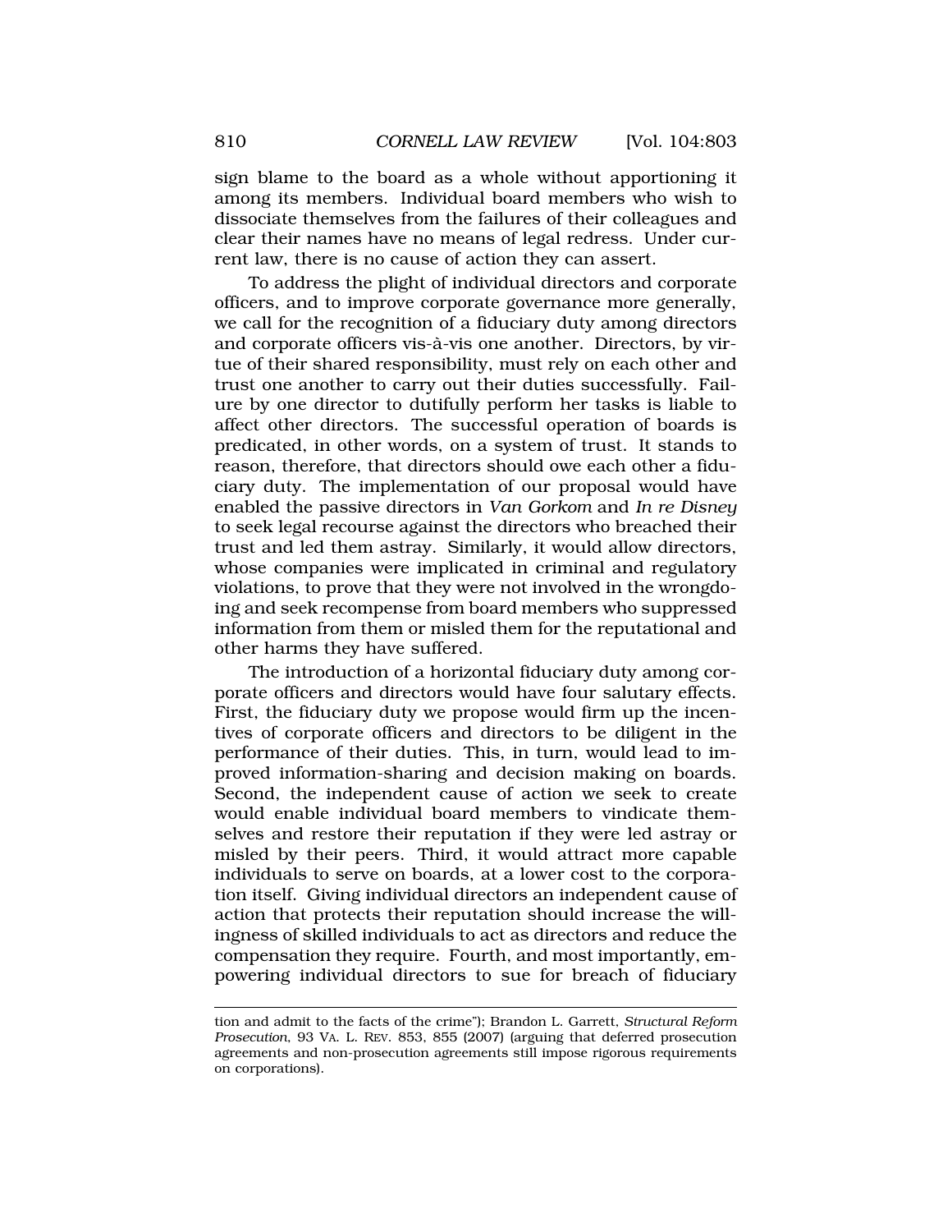sign blame to the board as a whole without apportioning it among its members. Individual board members who wish to dissociate themselves from the failures of their colleagues and clear their names have no means of legal redress. Under current law, there is no cause of action they can assert.

To address the plight of individual directors and corporate officers, and to improve corporate governance more generally, we call for the recognition of a fiduciary duty among directors and corporate officers vis-à-vis one another. Directors, by virtue of their shared responsibility, must rely on each other and trust one another to carry out their duties successfully. Failure by one director to dutifully perform her tasks is liable to affect other directors. The successful operation of boards is predicated, in other words, on a system of trust. It stands to reason, therefore, that directors should owe each other a fiduciary duty. The implementation of our proposal would have enabled the passive directors in *Van Gorkom* and *In re Disney* to seek legal recourse against the directors who breached their trust and led them astray. Similarly, it would allow directors, whose companies were implicated in criminal and regulatory violations, to prove that they were not involved in the wrongdoing and seek recompense from board members who suppressed information from them or misled them for the reputational and other harms they have suffered.

The introduction of a horizontal fiduciary duty among corporate officers and directors would have four salutary effects. First, the fiduciary duty we propose would firm up the incentives of corporate officers and directors to be diligent in the performance of their duties. This, in turn, would lead to improved information-sharing and decision making on boards. Second, the independent cause of action we seek to create would enable individual board members to vindicate themselves and restore their reputation if they were led astray or misled by their peers. Third, it would attract more capable individuals to serve on boards, at a lower cost to the corporation itself. Giving individual directors an independent cause of action that protects their reputation should increase the willingness of skilled individuals to act as directors and reduce the compensation they require. Fourth, and most importantly, empowering individual directors to sue for breach of fiduciary

---

tion and admit to the facts of the crime"); Brandon L. Garrett, *Structural Reform Prosecution*, 93 VA. L. REV. 853, 855 (2007) (arguing that deferred prosecution agreements and non-prosecution agreements still impose rigorous requirements on corporations).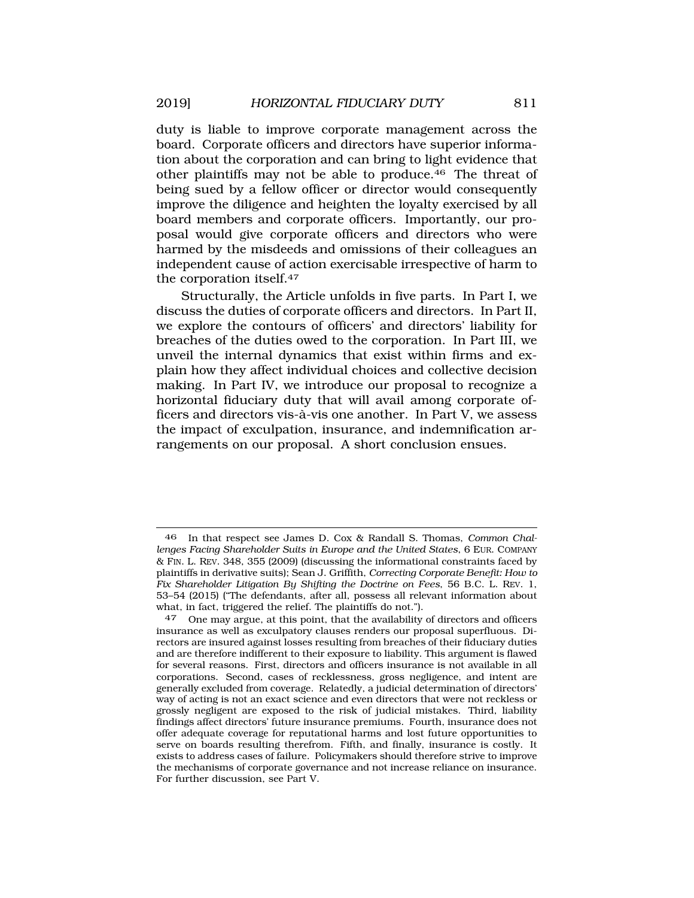duty is liable to improve corporate management across the board. Corporate officers and directors have superior information about the corporation and can bring to light evidence that other plaintiffs may not be able to produce.[46] The threat of being sued by a fellow officer or director would consequently improve the diligence and heighten the loyalty exercised by all board members and corporate officers. Importantly, our proposal would give corporate officers and directors who were harmed by the misdeeds and omissions of their colleagues an independent cause of action exercisable irrespective of harm to the corporation itself.[47]

Structurally, the Article unfolds in five parts. In Part I, we discuss the duties of corporate officers and directors. In Part II, we explore the contours of officers' and directors' liability for breaches of the duties owed to the corporation. In Part III, we unveil the internal dynamics that exist within firms and explain how they affect individual choices and collective decision making. In Part IV, we introduce our proposal to recognize a horizontal fiduciary duty that will avail among corporate officers and directors vis-à-vis one another. In Part V, we assess the impact of exculpation, insurance, and indemnification arrangements on our proposal. A short conclusion ensues.

---

[46] In that respect see James D. Cox & Randall S. Thomas, *Common Challenges Facing Shareholder Suits in Europe and the United States*, 6 EUR. COMPANY & FIN. L. REV. 348, 355 (2009) (discussing the informational constraints faced by plaintiffs in derivative suits); Sean J. Griffith, *Correcting Corporate Benefit: How to Fix Shareholder Litigation By Shifting the Doctrine on Fees*, 56 B.C. L. REV. 1, 53–54 (2015) ("The defendants, after all, possess all relevant information about what, in fact, triggered the relief. The plaintiffs do not.").

[47] One may argue, at this point, that the availability of directors and officers insurance as well as exculpatory clauses renders our proposal superfluous. Directors are insured against losses resulting from breaches of their fiduciary duties and are therefore indifferent to their exposure to liability. This argument is flawed for several reasons. First, directors and officers insurance is not available in all corporations. Second, cases of recklessness, gross negligence, and intent are generally excluded from coverage. Relatedly, a judicial determination of directors' way of acting is not an exact science and even directors that were not reckless or grossly negligent are exposed to the risk of judicial mistakes. Third, liability findings affect directors' future insurance premiums. Fourth, insurance does not offer adequate coverage for reputational harms and lost future opportunities to serve on boards resulting therefrom. Fifth, and finally, insurance is costly. It exists to address cases of failure. Policymakers should therefore strive to improve the mechanisms of corporate governance and not increase reliance on insurance. For further discussion, see Part V.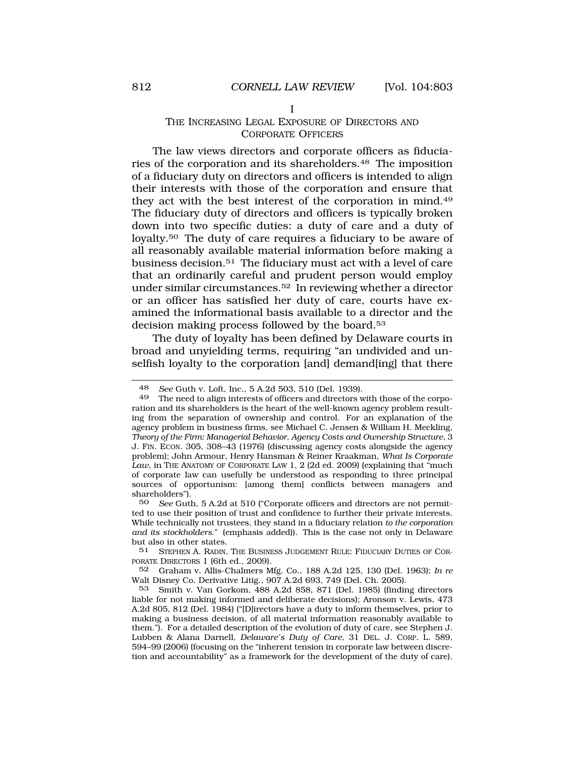# I

## THE INCREASING LEGAL EXPOSURE OF DIRECTORS AND CORPORATE OFFICERS

The law views directors and corporate officers as fiduciaries of the corporation and its shareholders.[48] The imposition of a fiduciary duty on directors and officers is intended to align their interests with those of the corporation and ensure that they act with the best interest of the corporation in mind.[49] The fiduciary duty of directors and officers is typically broken down into two specific duties: a duty of care and a duty of loyalty.[50] The duty of care requires a fiduciary to be aware of all reasonably available material information before making a business decision.[51] The fiduciary must act with a level of care that an ordinarily careful and prudent person would employ under similar circumstances.[52] In reviewing whether a director or an officer has satisfied her duty of care, courts have examined the informational basis available to a director and the decision making process followed by the board.[53]

The duty of loyalty has been defined by Delaware courts in broad and unyielding terms, requiring "an undivided and unselfish loyalty to the corporation [and] demand[ing] that there

---

48 *See* Guth v. Loft, Inc., 5 A.2d 503, 510 (Del. 1939).

49 The need to align interests of officers and directors with those of the corporation and its shareholders is the heart of the well-known agency problem resulting from the separation of ownership and control. For an explanation of the agency problem in business firms, see Michael C. Jensen & William H. Meckling, *Theory of the Firm: Managerial Behavior, Agency Costs and Ownership Structure*, 3 J. FIN. ECON. 305, 308–43 (1976) (discussing agency costs alongside the agency problem); John Armour, Henry Hansman & Reiner Kraakman, *What Is Corporate Law*, in THE ANATOMY OF CORPORATE LAW 1, 2 (2d ed. 2009) (explaining that "much of corporate law can usefully be understood as responding to three principal sources of opportunism: [among them] conflicts between managers and shareholders").

50 *See* Guth, 5 A.2d at 510 ("Corporate officers and directors are not permitted to use their position of trust and confidence to further their private interests. While technically not trustees, they stand in a fiduciary relation *to the corporation and its stockholders*." (emphasis added)). This is the case not only in Delaware but also in other states.

51 STEPHEN A. RADIN, THE BUSINESS JUDGEMENT RULE: FIDUCIARY DUTIES OF CORPORATE DIRECTORS 1 (6th ed., 2009).

52 Graham v. Allis-Chalmers Mfg. Co., 188 A.2d 125, 130 (Del. 1963); *In re* Walt Disney Co. Derivative Litig., 907 A.2d 693, 749 (Del. Ch. 2005).

53 Smith v. Van Gorkom, 488 A.2d 858, 871 (Del. 1985) (finding directors liable for not making informed and deliberate decisions); Aronson v. Lewis, 473 A.2d 805, 812 (Del. 1984) ("[D]irectors have a duty to inform themselves, prior to making a business decision, of all material information reasonably available to them."). For a detailed description of the evolution of duty of care, see Stephen J. Lubben & Alana Darnell, *Delaware's Duty of Care*, 31 DEL. J. CORP. L. 589, 594–99 (2006) (focusing on the "inherent tension in corporate law between discretion and accountability" as a framework for the development of the duty of care).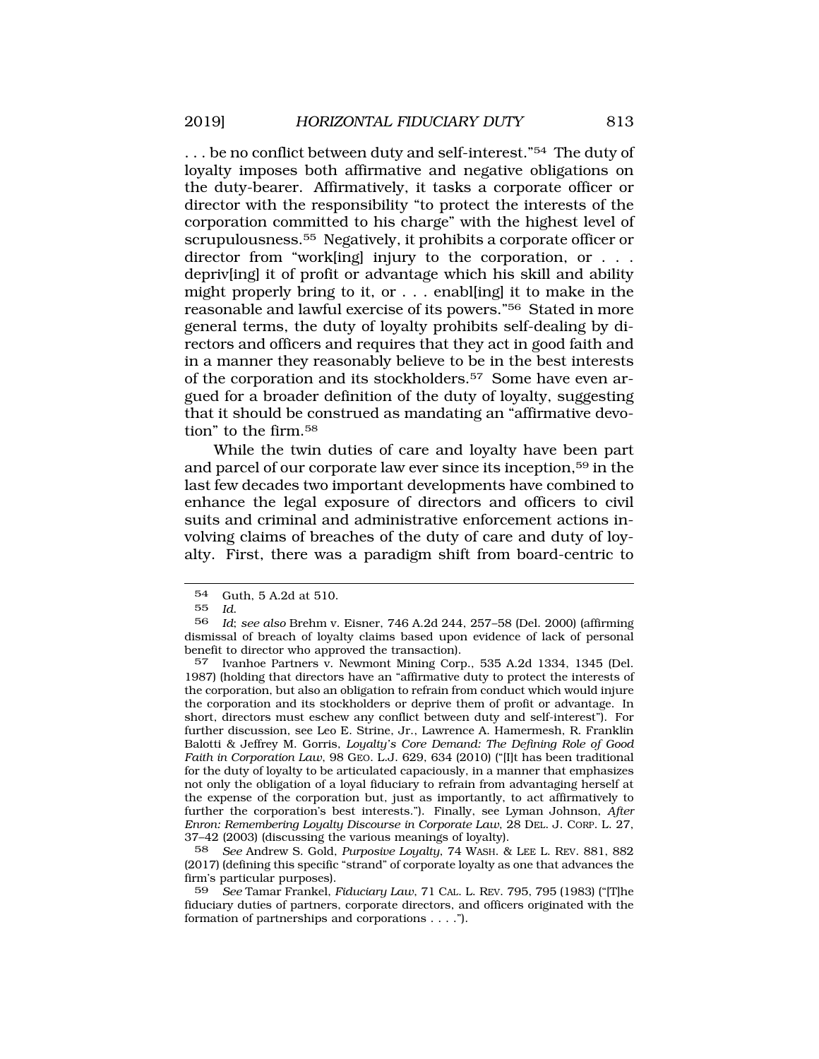. . . be no conflict between duty and self-interest."[54] The duty of loyalty imposes both affirmative and negative obligations on the duty-bearer. Affirmatively, it tasks a corporate officer or director with the responsibility "to protect the interests of the corporation committed to his charge" with the highest level of scrupulousness.[55] Negatively, it prohibits a corporate officer or director from "work[ing] injury to the corporation, or . . . depriv[ing] it of profit or advantage which his skill and ability might properly bring to it, or . . . enabl[ing] it to make in the reasonable and lawful exercise of its powers."[56] Stated in more general terms, the duty of loyalty prohibits self-dealing by directors and officers and requires that they act in good faith and in a manner they reasonably believe to be in the best interests of the corporation and its stockholders.[57] Some have even argued for a broader definition of the duty of loyalty, suggesting that it should be construed as mandating an "affirmative devotion" to the firm.[58]

While the twin duties of care and loyalty have been part and parcel of our corporate law ever since its inception,[59] in the last few decades two important developments have combined to enhance the legal exposure of directors and officers to civil suits and criminal and administrative enforcement actions involving claims of breaches of the duty of care and duty of loyalty. First, there was a paradigm shift from board-centric to

---

54 Guth, 5 A.2d at 510.

55 *Id.*

56 *Id*; *see also* Brehm v. Eisner, 746 A.2d 244, 257–58 (Del. 2000) (affirming dismissal of breach of loyalty claims based upon evidence of lack of personal benefit to director who approved the transaction).

57 Ivanhoe Partners v. Newmont Mining Corp., 535 A.2d 1334, 1345 (Del. 1987) (holding that directors have an "affirmative duty to protect the interests of the corporation, but also an obligation to refrain from conduct which would injure the corporation and its stockholders or deprive them of profit or advantage. In short, directors must eschew any conflict between duty and self-interest"). For further discussion, see Leo E. Strine, Jr., Lawrence A. Hamermesh, R. Franklin Balotti & Jeffrey M. Gorris, *Loyalty's Core Demand: The Defining Role of Good Faith in Corporation Law*, 98 GEO. L.J. 629, 634 (2010) ("[I]t has been traditional for the duty of loyalty to be articulated capaciously, in a manner that emphasizes not only the obligation of a loyal fiduciary to refrain from advantaging herself at the expense of the corporation but, just as importantly, to act affirmatively to further the corporation's best interests."). Finally, see Lyman Johnson, *After Enron: Remembering Loyalty Discourse in Corporate Law*, 28 DEL. J. CORP. L. 27, 37–42 (2003) (discussing the various meanings of loyalty).

58 *See* Andrew S. Gold, *Purposive Loyalty*, 74 WASH. & LEE L. REV. 881, 882 (2017) (defining this specific "strand" of corporate loyalty as one that advances the firm's particular purposes).

59 *See* Tamar Frankel, *Fiduciary Law*, 71 CAL. L. REV. 795, 795 (1983) ("[T]he fiduciary duties of partners, corporate directors, and officers originated with the formation of partnerships and corporations . . . .").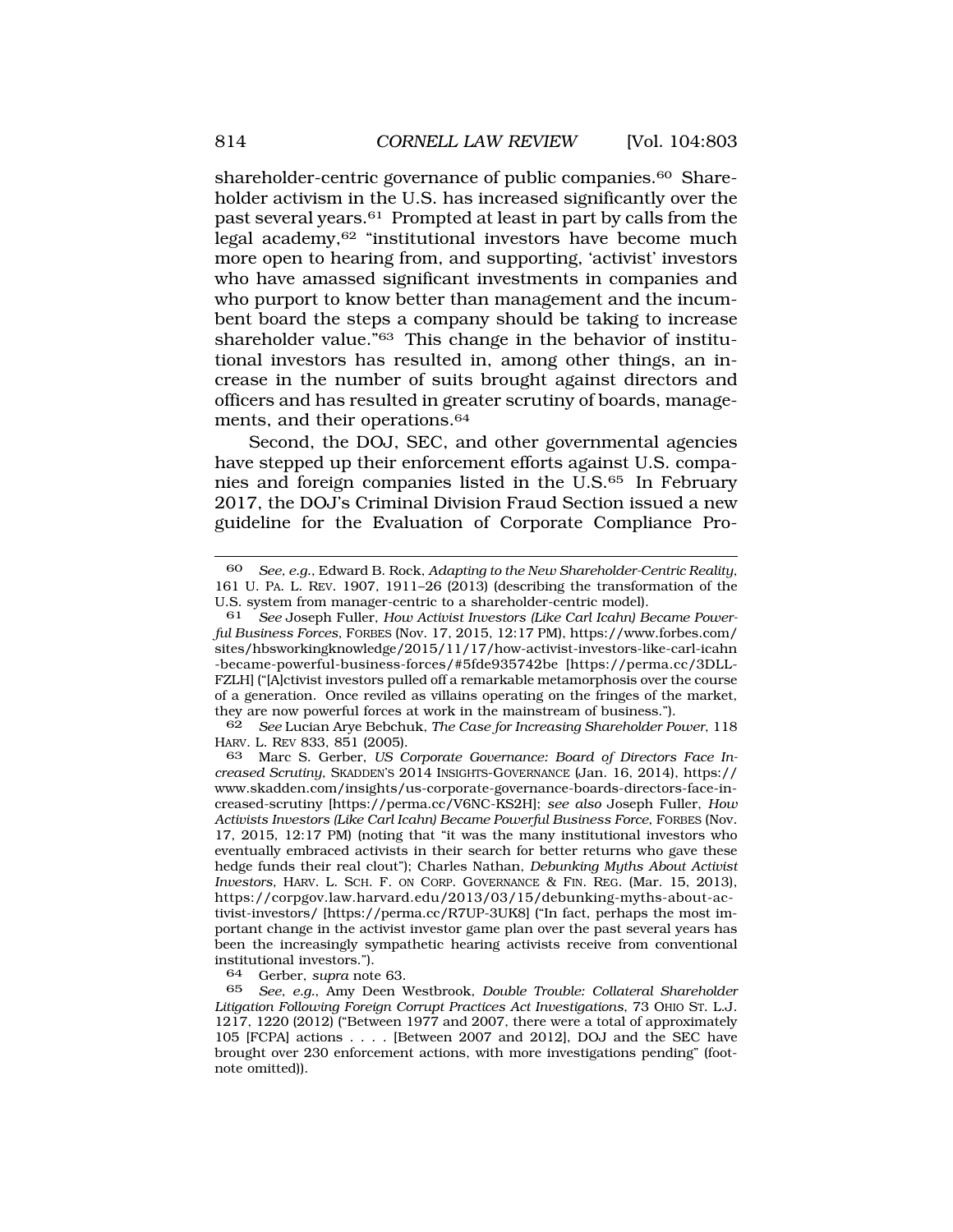shareholder-centric governance of public companies.[60] Shareholder activism in the U.S. has increased significantly over the past several years.[61] Prompted at least in part by calls from the legal academy,[62] "institutional investors have become much more open to hearing from, and supporting, 'activist' investors who have amassed significant investments in companies and who purport to know better than management and the incumbent board the steps a company should be taking to increase shareholder value."[63] This change in the behavior of institutional investors has resulted in, among other things, an increase in the number of suits brought against directors and officers and has resulted in greater scrutiny of boards, managements, and their operations.[64]

Second, the DOJ, SEC, and other governmental agencies have stepped up their enforcement efforts against U.S. companies and foreign companies listed in the U.S.[65] In February 2017, the DOJ's Criminal Division Fraud Section issued a new guideline for the Evaluation of Corporate Compliance Pro-

---

60 *See, e.g.*, Edward B. Rock, *Adapting to the New Shareholder-Centric Reality*, 161 U. PA. L. REV. 1907, 1911–26 (2013) (describing the transformation of the U.S. system from manager-centric to a shareholder-centric model).

61 *See* Joseph Fuller, *How Activist Investors (Like Carl Icahn) Became Powerful Business Forces*, FORBES (Nov. 17, 2015, 12:17 PM), https://www.forbes.com/sites/hbsworkingknowledge/2015/11/17/how-activist-investors-like-carl-icahn-became-powerful-business-forces/#5fde935742be [https://perma.cc/3DLL-FZLH] ("[A]ctivist investors pulled off a remarkable metamorphosis over the course of a generation. Once reviled as villains operating on the fringes of the market, they are now powerful forces at work in the mainstream of business.").

62 *See* Lucian Arye Bebchuk, *The Case for Increasing Shareholder Power*, 118 HARV. L. REV 833, 851 (2005).

63 Marc S. Gerber, *US Corporate Governance: Board of Directors Face Increased Scrutiny*, SKADDEN'S 2014 INSIGHTS-GOVERNANCE (Jan. 16, 2014), https://www.skadden.com/insights/us-corporate-governance-boards-directors-face-increased-scrutiny [https://perma.cc/V6NC-KS2H]; *see also* Joseph Fuller, *How Activists Investors (Like Carl Icahn) Became Powerful Business Force*, FORBES (Nov. 17, 2015, 12:17 PM) (noting that "it was the many institutional investors who eventually embraced activists in their search for better returns who gave these hedge funds their real clout"); Charles Nathan, *Debunking Myths About Activist Investors*, HARV. L. SCH. F. ON CORP. GOVERNANCE & FIN. REG. (Mar. 15, 2013), https://corpgov.law.harvard.edu/2013/03/15/debunking-myths-about-activist-investors/ [https://perma.cc/R7UP-3UK8] ("In fact, perhaps the most important change in the activist investor game plan over the past several years has been the increasingly sympathetic hearing activists receive from conventional institutional investors.").

64 Gerber, *supra* note 63.

65 *See, e.g.*, Amy Deen Westbrook, *Double Trouble: Collateral Shareholder Litigation Following Foreign Corrupt Practices Act Investigations*, 73 OHIO ST. L.J. 1217, 1220 (2012) ("Between 1977 and 2007, there were a total of approximately 105 [FCPA] actions . . . . [Between 2007 and 2012], DOJ and the SEC have brought over 230 enforcement actions, with more investigations pending" (footnote omitted)).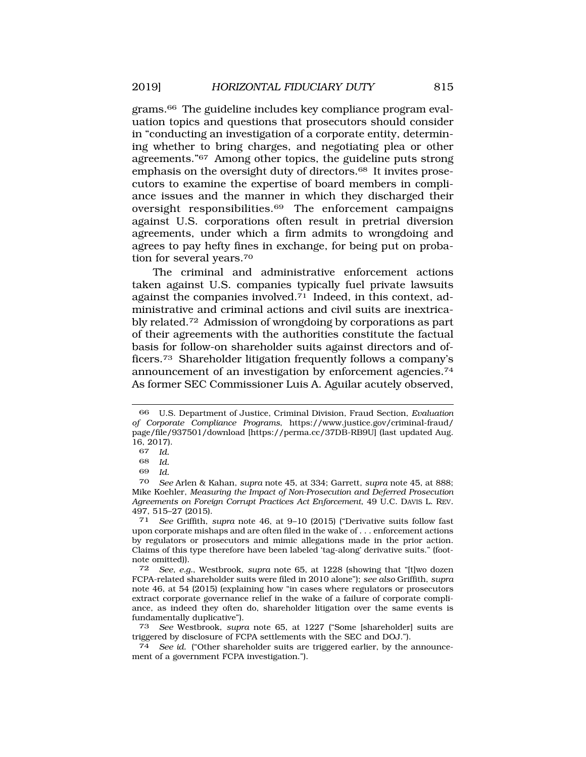grams.[66] The guideline includes key compliance program evaluation topics and questions that prosecutors should consider in "conducting an investigation of a corporate entity, determining whether to bring charges, and negotiating plea or other agreements."[67] Among other topics, the guideline puts strong emphasis on the oversight duty of directors.[68] It invites prosecutors to examine the expertise of board members in compliance issues and the manner in which they discharged their oversight responsibilities.[69] The enforcement campaigns against U.S. corporations often result in pretrial diversion agreements, under which a firm admits to wrongdoing and agrees to pay hefty fines in exchange, for being put on probation for several years.[70]

The criminal and administrative enforcement actions taken against U.S. companies typically fuel private lawsuits against the companies involved.[71] Indeed, in this context, administrative and criminal actions and civil suits are inextricably related.[72] Admission of wrongdoing by corporations as part of their agreements with the authorities constitute the factual basis for follow-on shareholder suits against directors and officers.[73] Shareholder litigation frequently follows a company's announcement of an investigation by enforcement agencies.[74] As former SEC Commissioner Luis A. Aguilar acutely observed,

---

66 U.S. Department of Justice, Criminal Division, Fraud Section, *Evaluation of Corporate Compliance Programs*, https://www.justice.gov/criminal-fraud/page/file/937501/download [https://perma.cc/37DB-RB9U] (last updated Aug. 16, 2017).

67 *Id.*

68 *Id.*

69 *Id.*

70 *See* Arlen & Kahan, *supra* note 45, at 334; Garrett, *supra* note 45, at 888; Mike Koehler, *Measuring the Impact of Non-Prosecution and Deferred Prosecution Agreements on Foreign Corrupt Practices Act Enforcement*, 49 U.C. DAVIS L. REV. 497, 515–27 (2015).

71 *See* Griffith, *supra* note 46, at 9–10 (2015) ("Derivative suits follow fast upon corporate mishaps and are often filed in the wake of . . . enforcement actions by regulators or prosecutors and mimic allegations made in the prior action. Claims of this type therefore have been labeled 'tag-along' derivative suits." (footnote omitted)).

72 *See, e.g.*, Westbrook, *supra* note 65, at 1228 (showing that "[t]wo dozen FCPA-related shareholder suits were filed in 2010 alone"); *see also* Griffith, *supra* note 46, at 54 (2015) (explaining how "in cases where regulators or prosecutors extract corporate governance relief in the wake of a failure of corporate compliance, as indeed they often do, shareholder litigation over the same events is fundamentally duplicative").

73 *See* Westbrook, *supra* note 65, at 1227 ("Some [shareholder] suits are triggered by disclosure of FCPA settlements with the SEC and DOJ.").

74 *See id.* ("Other shareholder suits are triggered earlier, by the announcement of a government FCPA investigation.").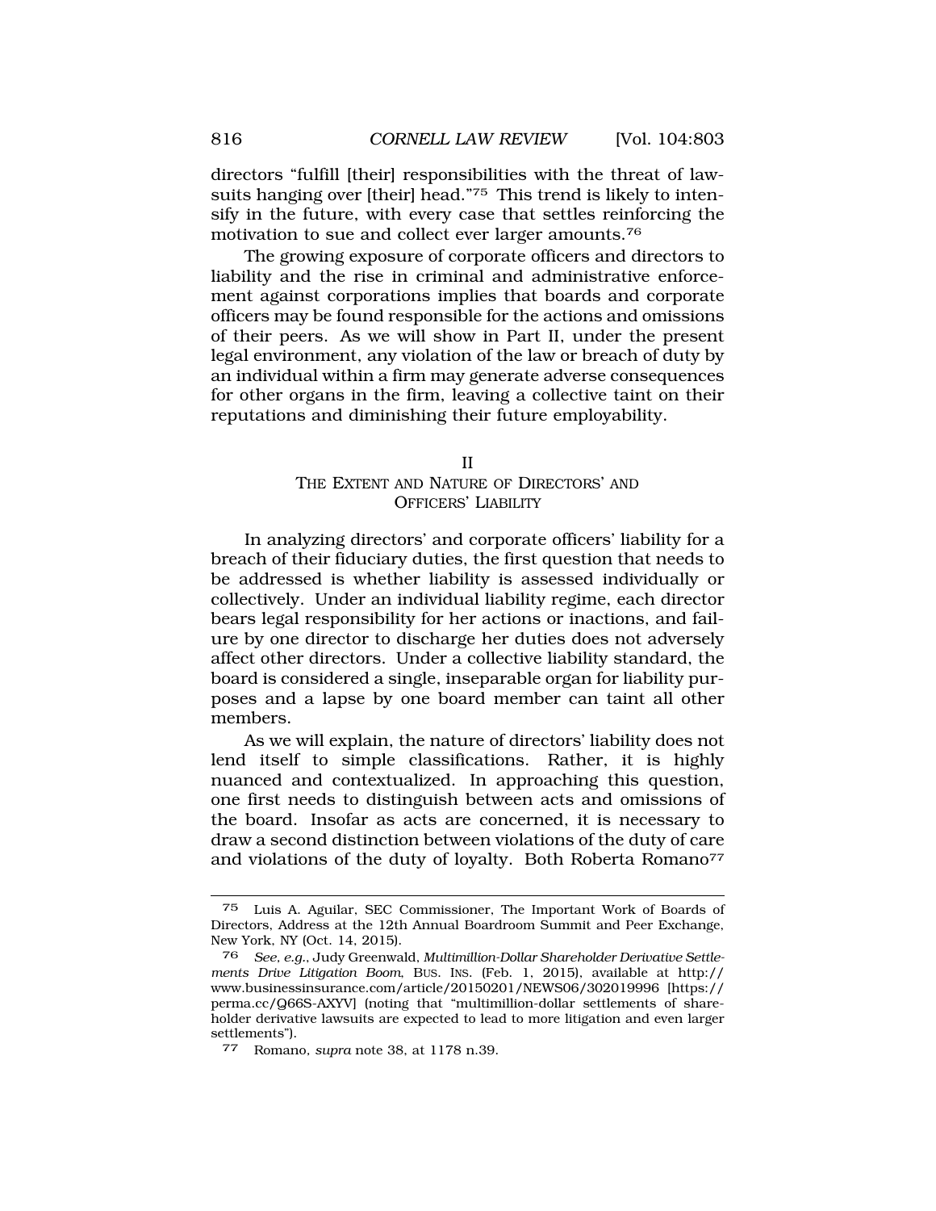directors "fulfill [their] responsibilities with the threat of lawsuits hanging over [their] head."[75] This trend is likely to intensify in the future, with every case that settles reinforcing the motivation to sue and collect ever larger amounts.[76]

The growing exposure of corporate officers and directors to liability and the rise in criminal and administrative enforcement against corporations implies that boards and corporate officers may be found responsible for the actions and omissions of their peers. As we will show in Part II, under the present legal environment, any violation of the law or breach of duty by an individual within a firm may generate adverse consequences for other organs in the firm, leaving a collective taint on their reputations and diminishing their future employability.

## II
## THE EXTENT AND NATURE OF DIRECTORS' AND OFFICERS' LIABILITY

In analyzing directors' and corporate officers' liability for a breach of their fiduciary duties, the first question that needs to be addressed is whether liability is assessed individually or collectively. Under an individual liability regime, each director bears legal responsibility for her actions or inactions, and failure by one director to discharge her duties does not adversely affect other directors. Under a collective liability standard, the board is considered a single, inseparable organ for liability purposes and a lapse by one board member can taint all other members.

As we will explain, the nature of directors' liability does not lend itself to simple classifications. Rather, it is highly nuanced and contextualized. In approaching this question, one first needs to distinguish between acts and omissions of the board. Insofar as acts are concerned, it is necessary to draw a second distinction between violations of the duty of care and violations of the duty of loyalty. Both Roberta Romano[77]

---

[75] Luis A. Aguilar, SEC Commissioner, The Important Work of Boards of Directors, Address at the 12th Annual Boardroom Summit and Peer Exchange, New York, NY (Oct. 14, 2015).

[76] *See, e.g.*, Judy Greenwald, *Multimillion-Dollar Shareholder Derivative Settlements Drive Litigation Boom*, BUS. INS. (Feb. 1, 2015), available at http://www.businessinsurance.com/article/20150201/NEWS06/302019996 [https://perma.cc/Q66S-AXYV] (noting that "multimillion-dollar settlements of shareholder derivative lawsuits are expected to lead to more litigation and even larger settlements").

[77] Romano, *supra* note 38, at 1178 n.39.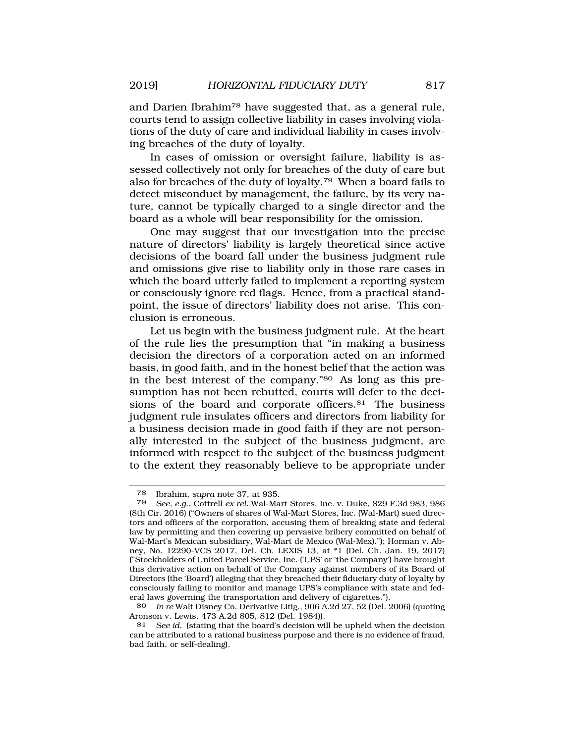and Darien Ibrahim[78] have suggested that, as a general rule, courts tend to assign collective liability in cases involving violations of the duty of care and individual liability in cases involving breaches of the duty of loyalty.

In cases of omission or oversight failure, liability is assessed collectively not only for breaches of the duty of care but also for breaches of the duty of loyalty.[79] When a board fails to detect misconduct by management, the failure, by its very nature, cannot be typically charged to a single director and the board as a whole will bear responsibility for the omission.

One may suggest that our investigation into the precise nature of directors' liability is largely theoretical since active decisions of the board fall under the business judgment rule and omissions give rise to liability only in those rare cases in which the board utterly failed to implement a reporting system or consciously ignore red flags. Hence, from a practical standpoint, the issue of directors' liability does not arise. This conclusion is erroneous.

Let us begin with the business judgment rule. At the heart of the rule lies the presumption that "in making a business decision the directors of a corporation acted on an informed basis, in good faith, and in the honest belief that the action was in the best interest of the company."[80] As long as this presumption has not been rebutted, courts will defer to the decisions of the board and corporate officers.[81] The business judgment rule insulates officers and directors from liability for a business decision made in good faith if they are not personally interested in the subject of the business judgment, are informed with respect to the subject of the business judgment to the extent they reasonably believe to be appropriate under

---

[78] Ibrahim, *supra* note 37, at 935.

[79] *See, e.g.*, Cottrell *ex rel.* Wal-Mart Stores, Inc. v. Duke, 829 F.3d 983, 986 (8th Cir. 2016) ("Owners of shares of Wal-Mart Stores, Inc. (Wal-Mart) sued directors and officers of the corporation, accusing them of breaking state and federal law by permitting and then covering up pervasive bribery committed on behalf of Wal-Mart's Mexican subsidiary, Wal-Mart de Mexico (Wal-Mex)."); Horman v. Abney, No. 12290-VCS 2017, Del. Ch. LEXIS 13, at *1 (Del. Ch. Jan. 19, 2017) ("Stockholders of United Parcel Service, Inc. ('UPS' or 'the Company') have brought this derivative action on behalf of the Company against members of its Board of Directors (the 'Board') alleging that they breached their fiduciary duty of loyalty by consciously failing to monitor and manage UPS's compliance with state and federal laws governing the transportation and delivery of cigarettes.").

[80] *In re* Walt Disney Co. Derivative Litig., 906 A.2d 27, 52 (Del. 2006) (quoting Aronson v. Lewis, 473 A.2d 805, 812 (Del. 1984)).

[81] *See id.* (stating that the board's decision will be upheld when the decision can be attributed to a rational business purpose and there is no evidence of fraud, bad faith, or self-dealing).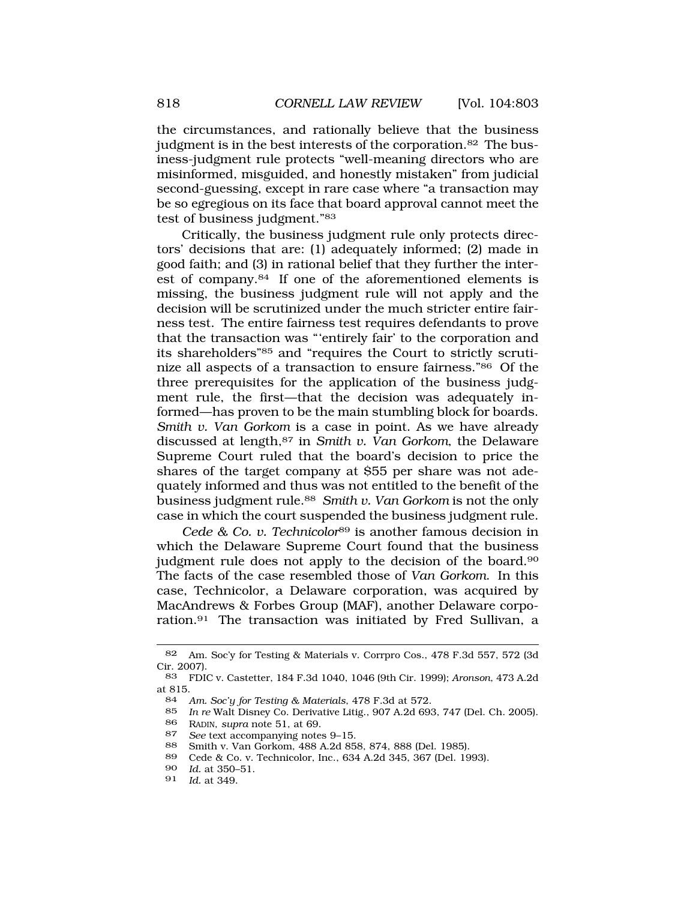the circumstances, and rationally believe that the business judgment is in the best interests of the corporation.[82] The business-judgment rule protects "well-meaning directors who are misinformed, misguided, and honestly mistaken" from judicial second-guessing, except in rare case where "a transaction may be so egregious on its face that board approval cannot meet the test of business judgment."[83]

Critically, the business judgment rule only protects directors' decisions that are: (1) adequately informed; (2) made in good faith; and (3) in rational belief that they further the interest of company.[84] If one of the aforementioned elements is missing, the business judgment rule will not apply and the decision will be scrutinized under the much stricter entire fairness test. The entire fairness test requires defendants to prove that the transaction was "'entirely fair' to the corporation and its shareholders"[85] and "requires the Court to strictly scrutinize all aspects of a transaction to ensure fairness."[86] Of the three prerequisites for the application of the business judgment rule, the first—that the decision was adequately informed—has proven to be the main stumbling block for boards. *Smith v. Van Gorkom* is a case in point. As we have already discussed at length,[87] in *Smith v. Van Gorkom*, the Delaware Supreme Court ruled that the board's decision to price the shares of the target company at $55 per share was not adequately informed and thus was not entitled to the benefit of the business judgment rule.[88] *Smith v. Van Gorkom* is not the only case in which the court suspended the business judgment rule.

*Cede & Co. v. Technicolor*[89] is another famous decision in which the Delaware Supreme Court found that the business judgment rule does not apply to the decision of the board.[90] The facts of the case resembled those of *Van Gorkom*. In this case, Technicolor, a Delaware corporation, was acquired by MacAndrews & Forbes Group (MAF), another Delaware corporation.[91] The transaction was initiated by Fred Sullivan, a

---

82 Am. Soc'y for Testing & Materials v. Corrpro Cos., 478 F.3d 557, 572 (3d Cir. 2007).

83 FDIC v. Castetter, 184 F.3d 1040, 1046 (9th Cir. 1999); *Aronson*, 473 A.2d at 815.

84 *Am. Soc'y for Testing & Materials*, 478 F.3d at 572.

85 *In re* Walt Disney Co. Derivative Litig., 907 A.2d 693, 747 (Del. Ch. 2005).

86 RADIN, *supra* note 51, at 69.

87 *See* text accompanying notes 9–15.

88 Smith v. Van Gorkom, 488 A.2d 858, 874, 888 (Del. 1985).

89 Cede & Co. v. Technicolor, Inc., 634 A.2d 345, 367 (Del. 1993).

90 *Id.* at 350–51.

91 *Id.* at 349.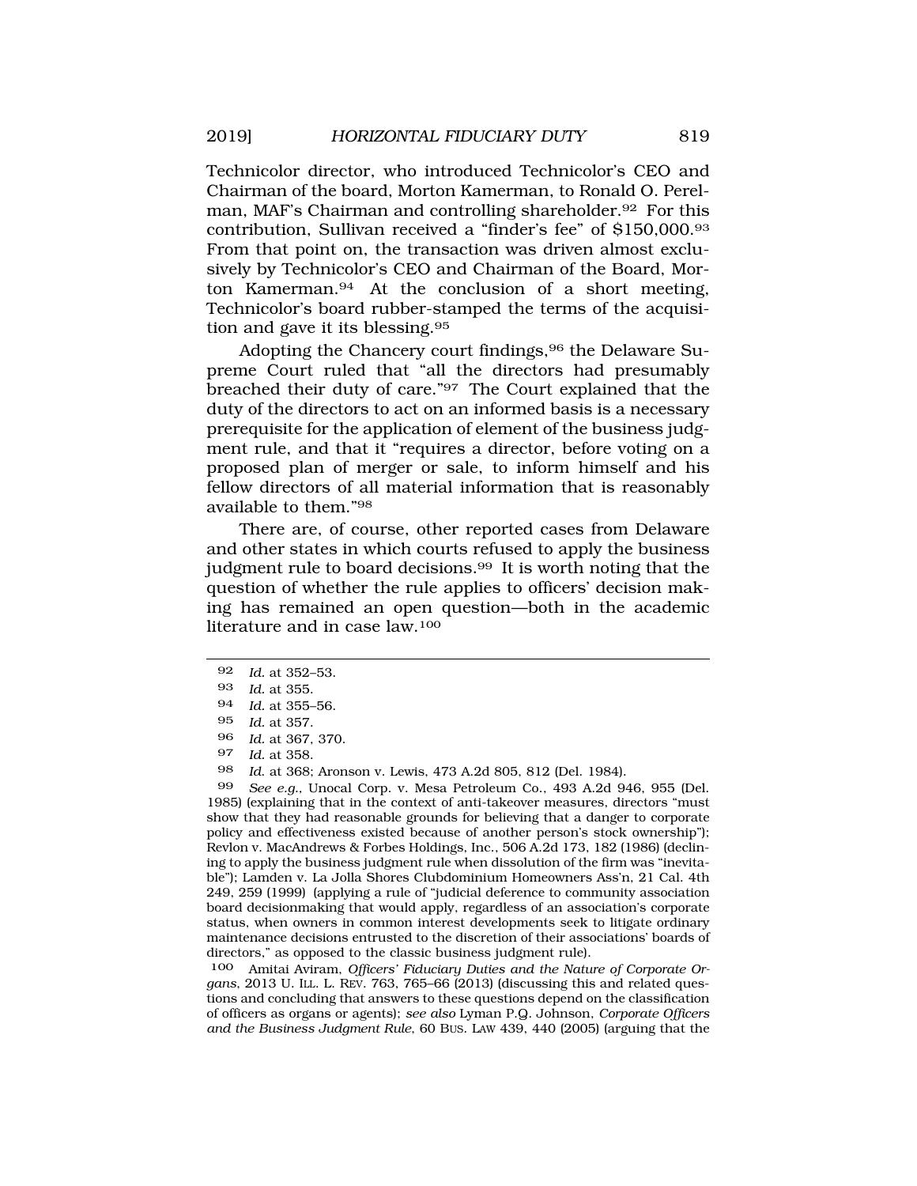Technicolor director, who introduced Technicolor's CEO and Chairman of the board, Morton Kamerman, to Ronald O. Perelman, MAF's Chairman and controlling shareholder.[92] For this contribution, Sullivan received a "finder's fee" of $150,000.[93] From that point on, the transaction was driven almost exclusively by Technicolor's CEO and Chairman of the Board, Morton Kamerman.[94] At the conclusion of a short meeting, Technicolor's board rubber-stamped the terms of the acquisition and gave it its blessing.[95]

Adopting the Chancery court findings,[96] the Delaware Supreme Court ruled that "all the directors had presumably breached their duty of care."[97] The Court explained that the duty of the directors to act on an informed basis is a necessary prerequisite for the application of element of the business judgment rule, and that it "requires a director, before voting on a proposed plan of merger or sale, to inform himself and his fellow directors of all material information that is reasonably available to them."[98]

There are, of course, other reported cases from Delaware and other states in which courts refused to apply the business judgment rule to board decisions.[99] It is worth noting that the question of whether the rule applies to officers' decision making has remained an open question—both in the academic literature and in case law.[100]

---

92 *Id.* at 352–53.

93 *Id.* at 355.

94 *Id.* at 355–56.

95 *Id.* at 357.

96 *Id.* at 367, 370.

97 *Id.* at 358.

98 *Id.* at 368; Aronson v. Lewis, 473 A.2d 805, 812 (Del. 1984).

99 *See e.g.*, Unocal Corp. v. Mesa Petroleum Co., 493 A.2d 946, 955 (Del. 1985) (explaining that in the context of anti-takeover measures, directors "must show that they had reasonable grounds for believing that a danger to corporate policy and effectiveness existed because of another person's stock ownership"); Revlon v. MacAndrews & Forbes Holdings, Inc., 506 A.2d 173, 182 (1986) (declining to apply the business judgment rule when dissolution of the firm was "inevitable"); Lamden v. La Jolla Shores Clubdominium Homeowners Ass'n, 21 Cal. 4th 249, 259 (1999) (applying a rule of "judicial deference to community association board decisionmaking that would apply, regardless of an association's corporate status, when owners in common interest developments seek to litigate ordinary maintenance decisions entrusted to the discretion of their associations' boards of directors," as opposed to the classic business judgment rule).

100 Amitai Aviram, *Officers' Fiduciary Duties and the Nature of Corporate Organs*, 2013 U. ILL. L. REV. 763, 765–66 (2013) (discussing this and related questions and concluding that answers to these questions depend on the classification of officers as organs or agents); *see also* Lyman P.Q. Johnson, *Corporate Officers and the Business Judgment Rule*, 60 BUS. LAW 439, 440 (2005) (arguing that the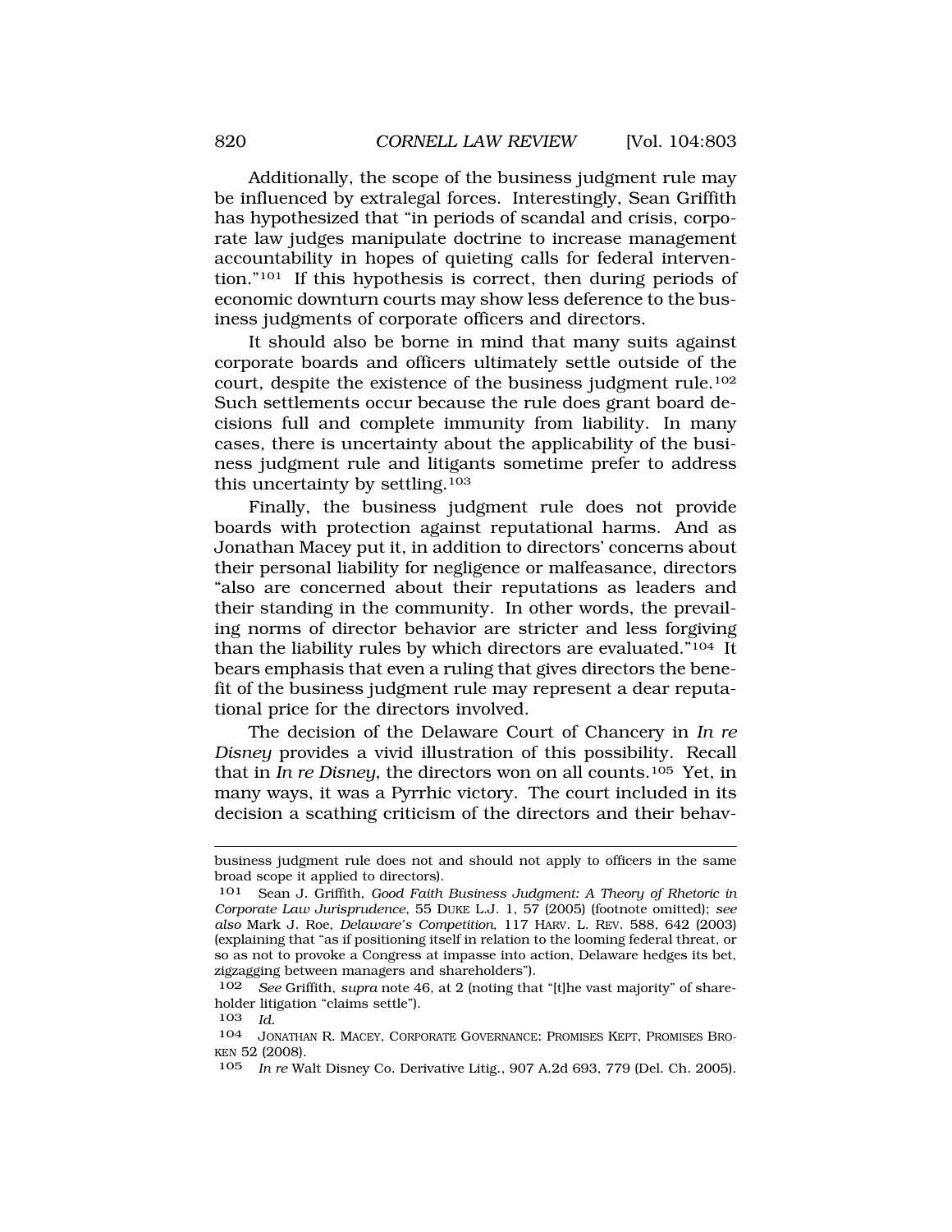Additionally, the scope of the business judgment rule may be influenced by extralegal forces. Interestingly, Sean Griffith has hypothesized that "in periods of scandal and crisis, corporate law judges manipulate doctrine to increase management accountability in hopes of quieting calls for federal intervention."[101] If this hypothesis is correct, then during periods of economic downturn courts may show less deference to the business judgments of corporate officers and directors.

It should also be borne in mind that many suits against corporate boards and officers ultimately settle outside of the court, despite the existence of the business judgment rule.[102] Such settlements occur because the rule does grant board decisions full and complete immunity from liability. In many cases, there is uncertainty about the applicability of the business judgment rule and litigants sometime prefer to address this uncertainty by settling.[103]

Finally, the business judgment rule does not provide boards with protection against reputational harms. And as Jonathan Macey put it, in addition to directors' concerns about their personal liability for negligence or malfeasance, directors "also are concerned about their reputations as leaders and their standing in the community. In other words, the prevailing norms of director behavior are stricter and less forgiving than the liability rules by which directors are evaluated."[104] It bears emphasis that even a ruling that gives directors the benefit of the business judgment rule may represent a dear reputational price for the directors involved.

The decision of the Delaware Court of Chancery in *In re Disney* provides a vivid illustration of this possibility. Recall that in *In re Disney*, the directors won on all counts.[105] Yet, in many ways, it was a Pyrrhic victory. The court included in its decision a scathing criticism of the directors and their behav-

---

business judgment rule does not and should not apply to officers in the same broad scope it applied to directors).

101 Sean J. Griffith, *Good Faith Business Judgment: A Theory of Rhetoric in Corporate Law Jurisprudence*, 55 DUKE L.J. 1, 57 (2005) (footnote omitted); *see also* Mark J. Roe, *Delaware's Competition*, 117 HARV. L. REV. 588, 642 (2003) (explaining that "as if positioning itself in relation to the looming federal threat, or so as not to provoke a Congress at impasse into action, Delaware hedges its bet, zigzagging between managers and shareholders").

102 *See* Griffith, *supra* note 46, at 2 (noting that "[t]he vast majority" of shareholder litigation "claims settle").

103 *Id.*

104 JONATHAN R. MACEY, CORPORATE GOVERNANCE: PROMISES KEPT, PROMISES BROKEN 52 (2008).

105 *In re* Walt Disney Co. Derivative Litig., 907 A.2d 693, 779 (Del. Ch. 2005).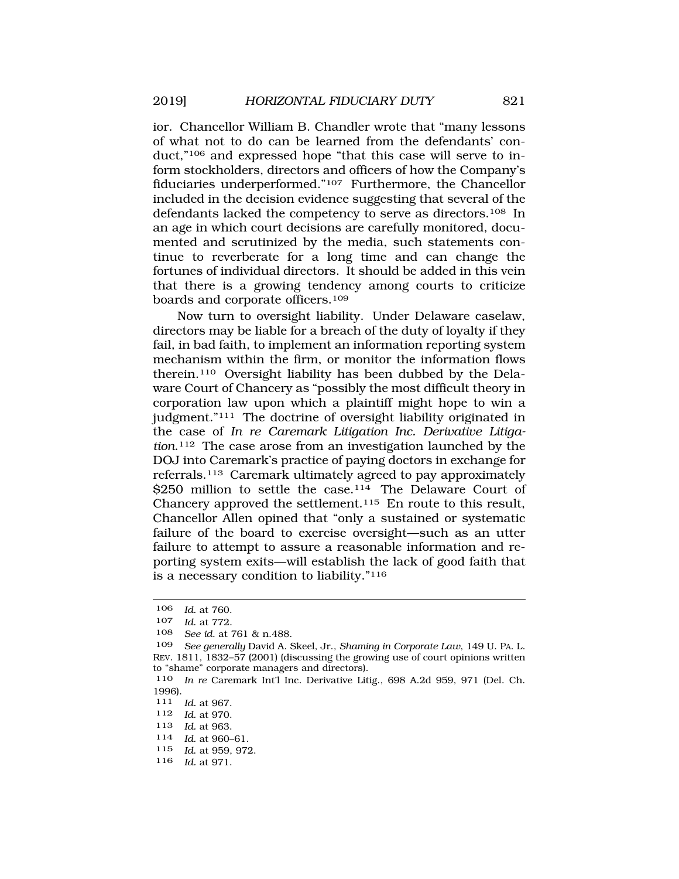ior. Chancellor William B. Chandler wrote that "many lessons of what not to do can be learned from the defendants' conduct,"[106] and expressed hope "that this case will serve to inform stockholders, directors and officers of how the Company's fiduciaries underperformed."[107] Furthermore, the Chancellor included in the decision evidence suggesting that several of the defendants lacked the competency to serve as directors.[108] In an age in which court decisions are carefully monitored, documented and scrutinized by the media, such statements continue to reverberate for a long time and can change the fortunes of individual directors. It should be added in this vein that there is a growing tendency among courts to criticize boards and corporate officers.[109]

Now turn to oversight liability. Under Delaware caselaw, directors may be liable for a breach of the duty of loyalty if they fail, in bad faith, to implement an information reporting system mechanism within the firm, or monitor the information flows therein.[110] Oversight liability has been dubbed by the Delaware Court of Chancery as "possibly the most difficult theory in corporation law upon which a plaintiff might hope to win a judgment."[111] The doctrine of oversight liability originated in the case of *In re Caremark Litigation Inc. Derivative Litigation*.[112] The case arose from an investigation launched by the DOJ into Caremark's practice of paying doctors in exchange for referrals.[113] Caremark ultimately agreed to pay approximately $250 million to settle the case.[114] The Delaware Court of Chancery approved the settlement.[115] En route to this result, Chancellor Allen opined that "only a sustained or systematic failure of the board to exercise oversight—such as an utter failure to attempt to assure a reasonable information and reporting system exits—will establish the lack of good faith that is a necessary condition to liability."[116]

---

106 *Id.* at 760.

107 *Id.* at 772.

108 *See id.* at 761 & n.488.

109 *See generally* David A. Skeel, Jr., *Shaming in Corporate Law*, 149 U. PA. L. REV. 1811, 1832–57 (2001) (discussing the growing use of court opinions written to "shame" corporate managers and directors).

110 *In re* Caremark Int'l Inc. Derivative Litig., 698 A.2d 959, 971 (Del. Ch. 1996).

111 *Id.* at 967.

112 *Id.* at 970.

113 *Id.* at 963.

114 *Id.* at 960–61.

115 *Id.* at 959, 972.

116 *Id.* at 971.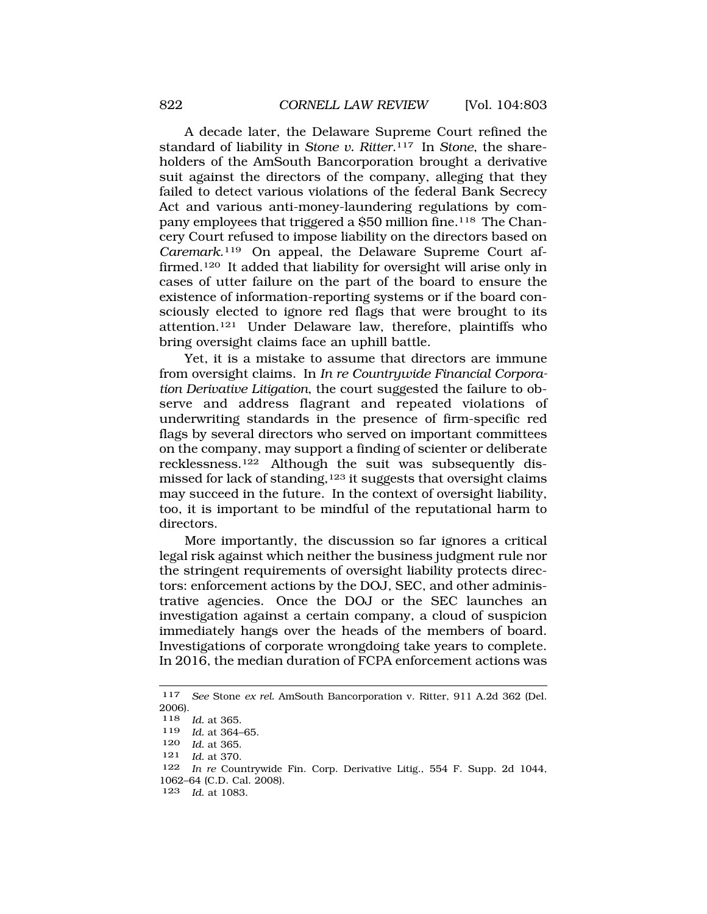A decade later, the Delaware Supreme Court refined the standard of liability in *Stone v. Ritter*.[117] In *Stone*, the shareholders of the AmSouth Bancorporation brought a derivative suit against the directors of the company, alleging that they failed to detect various violations of the federal Bank Secrecy Act and various anti-money-laundering regulations by company employees that triggered a $50 million fine.[118] The Chancery Court refused to impose liability on the directors based on *Caremark*.[119] On appeal, the Delaware Supreme Court affirmed.[120] It added that liability for oversight will arise only in cases of utter failure on the part of the board to ensure the existence of information-reporting systems or if the board consciously elected to ignore red flags that were brought to its attention.[121] Under Delaware law, therefore, plaintiffs who bring oversight claims face an uphill battle.

Yet, it is a mistake to assume that directors are immune from oversight claims. In *In re Countrywide Financial Corporation Derivative Litigation*, the court suggested the failure to observe and address flagrant and repeated violations of underwriting standards in the presence of firm-specific red flags by several directors who served on important committees on the company, may support a finding of scienter or deliberate recklessness.[122] Although the suit was subsequently dismissed for lack of standing,[123] it suggests that oversight claims may succeed in the future. In the context of oversight liability, too, it is important to be mindful of the reputational harm to directors.

More importantly, the discussion so far ignores a critical legal risk against which neither the business judgment rule nor the stringent requirements of oversight liability protects directors: enforcement actions by the DOJ, SEC, and other administrative agencies. Once the DOJ or the SEC launches an investigation against a certain company, a cloud of suspicion immediately hangs over the heads of the members of board. Investigations of corporate wrongdoing take years to complete. In 2016, the median duration of FCPA enforcement actions was

---

117 *See* Stone *ex rel.* AmSouth Bancorporation v. Ritter, 911 A.2d 362 (Del. 2006).

118 *Id.* at 365.

119 *Id.* at 364–65.

120 *Id.* at 365.

121 *Id.* at 370.

122 *In re* Countrywide Fin. Corp. Derivative Litig., 554 F. Supp. 2d 1044, 1062–64 (C.D. Cal. 2008).

123 *Id.* at 1083.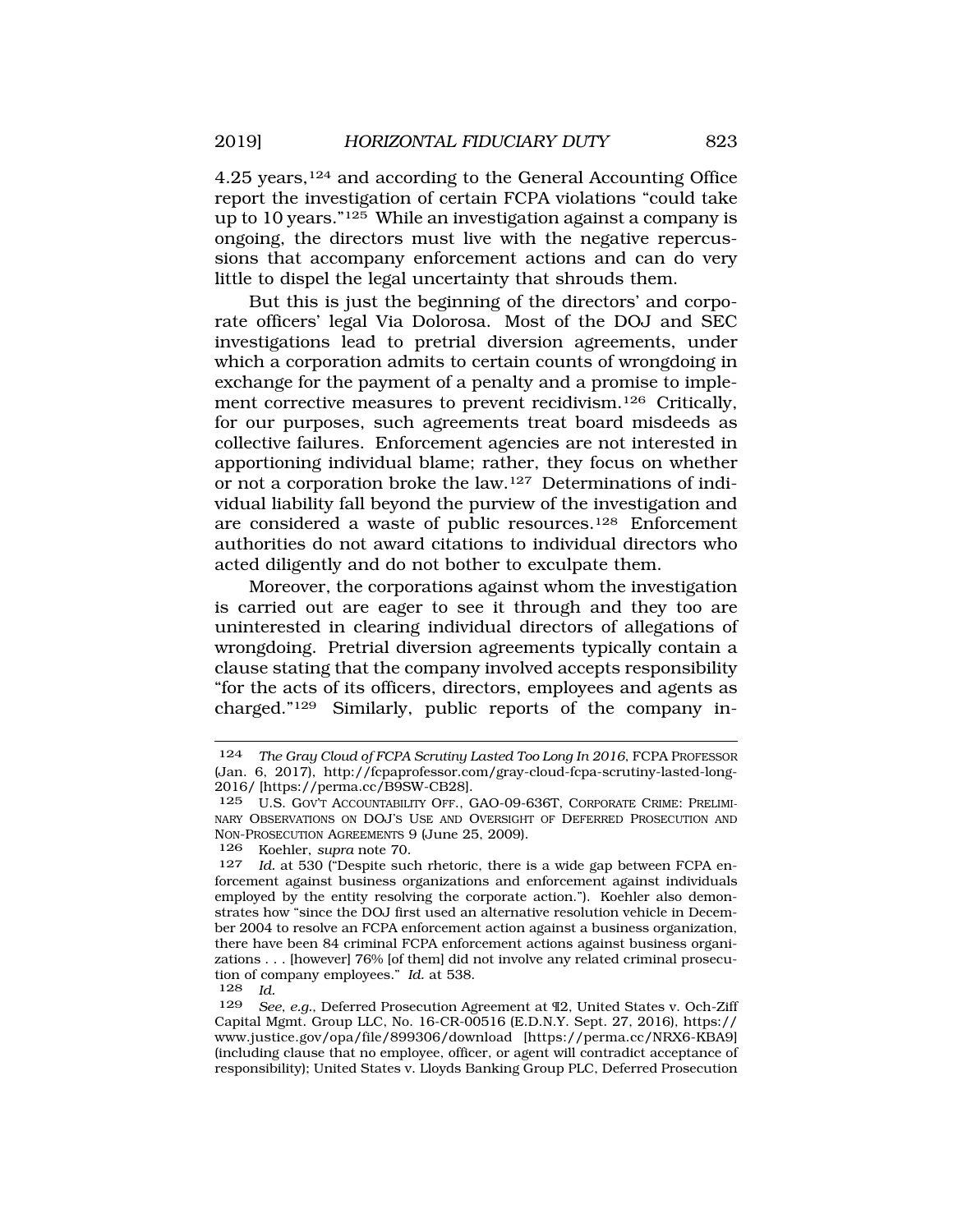4.25 years,[124] and according to the General Accounting Office report the investigation of certain FCPA violations "could take up to 10 years."[125] While an investigation against a company is ongoing, the directors must live with the negative repercussions that accompany enforcement actions and can do very little to dispel the legal uncertainty that shrouds them.

But this is just the beginning of the directors' and corporate officers' legal Via Dolorosa. Most of the DOJ and SEC investigations lead to pretrial diversion agreements, under which a corporation admits to certain counts of wrongdoing in exchange for the payment of a penalty and a promise to implement corrective measures to prevent recidivism.[126] Critically, for our purposes, such agreements treat board misdeeds as collective failures. Enforcement agencies are not interested in apportioning individual blame; rather, they focus on whether or not a corporation broke the law.[127] Determinations of individual liability fall beyond the purview of the investigation and are considered a waste of public resources.[128] Enforcement authorities do not award citations to individual directors who acted diligently and do not bother to exculpate them.

Moreover, the corporations against whom the investigation is carried out are eager to see it through and they too are uninterested in clearing individual directors of allegations of wrongdoing. Pretrial diversion agreements typically contain a clause stating that the company involved accepts responsibility "for the acts of its officers, directors, employees and agents as charged."[129] Similarly, public reports of the company in-

---

[124] *The Gray Cloud of FCPA Scrutiny Lasted Too Long In 2016*, FCPA PROFESSOR (Jan. 6, 2017), http://fcpaprofessor.com/gray-cloud-fcpa-scrutiny-lasted-long-2016/ [https://perma.cc/B9SW-CB28].

[125] U.S. GOV'T ACCOUNTABILITY OFF., GAO-09-636T, CORPORATE CRIME: PRELIMINARY OBSERVATIONS ON DOJ'S USE AND OVERSIGHT OF DEFERRED PROSECUTION AND NON-PROSECUTION AGREEMENTS 9 (June 25, 2009).

[126] Koehler, *supra* note 70.

[127] *Id.* at 530 ("Despite such rhetoric, there is a wide gap between FCPA enforcement against business organizations and enforcement against individuals employed by the entity resolving the corporate action."). Koehler also demonstrates how "since the DOJ first used an alternative resolution vehicle in December 2004 to resolve an FCPA enforcement action against a business organization, there have been 84 criminal FCPA enforcement actions against business organizations . . . [however] 76% [of them] did not involve any related criminal prosecution of company employees." *Id.* at 538.

[128] *Id.*

[129] *See, e.g.*, Deferred Prosecution Agreement at ¶2, United States v. Och-Ziff Capital Mgmt. Group LLC, No. 16-CR-00516 (E.D.N.Y. Sept. 27, 2016), https://www.justice.gov/opa/file/899306/download [https://perma.cc/NRX6-KBA9] (including clause that no employee, officer, or agent will contradict acceptance of responsibility); United States v. Lloyds Banking Group PLC, Deferred Prosecution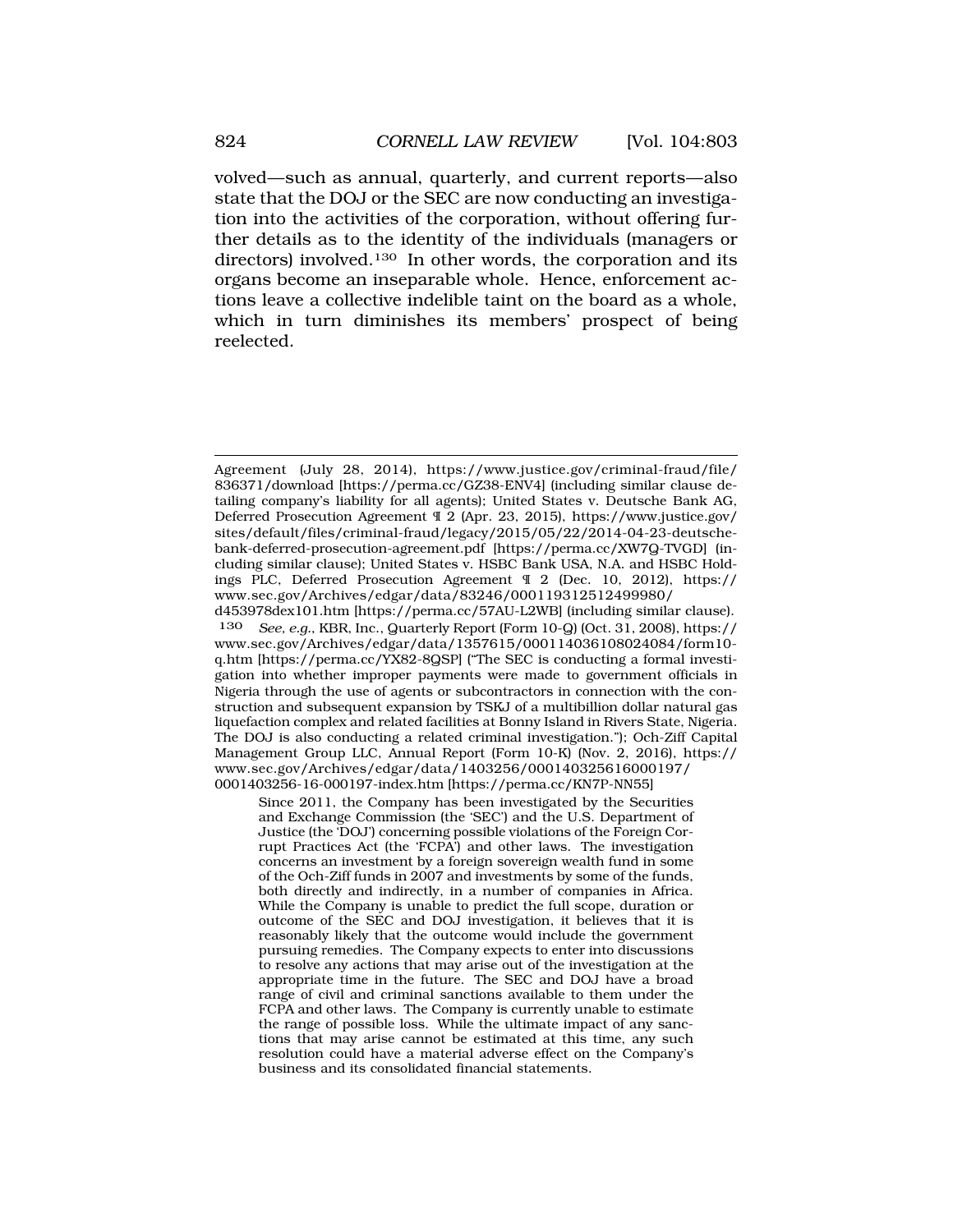volved—such as annual, quarterly, and current reports—also state that the DOJ or the SEC are now conducting an investigation into the activities of the corporation, without offering further details as to the identity of the individuals (managers or directors) involved.[130] In other words, the corporation and its organs become an inseparable whole. Hence, enforcement actions leave a collective indelible taint on the board as a whole, which in turn diminishes its members' prospect of being reelected.

---

Agreement (July 28, 2014), https://www.justice.gov/criminal-fraud/file/836371/download [https://perma.cc/GZ38-ENV4] (including similar clause detailing company's liability for all agents); United States v. Deutsche Bank AG, Deferred Prosecution Agreement ¶ 2 (Apr. 23, 2015), https://www.justice.gov/sites/default/files/criminal-fraud/legacy/2015/05/22/2014-04-23-deutsche-bank-deferred-prosecution-agreement.pdf [https://perma.cc/XW7Q-TVGD] (including similar clause); United States v. HSBC Bank USA, N.A. and HSBC Holdings PLC, Deferred Prosecution Agreement ¶ 2 (Dec. 10, 2012), https://www.sec.gov/Archives/edgar/data/83246/000119312512499980/d453978dex101.htm [https://perma.cc/57AU-L2WB] (including similar clause).

130 *See, e.g.*, KBR, Inc., Quarterly Report (Form 10-Q) (Oct. 31, 2008), https://www.sec.gov/Archives/edgar/data/1357615/000114036108024084/form10-q.htm [https://perma.cc/YX82-8QSP] ("The SEC is conducting a formal investigation into whether improper payments were made to government officials in Nigeria through the use of agents or subcontractors in connection with the construction and subsequent expansion by TSKJ of a multibillion dollar natural gas liquefaction complex and related facilities at Bonny Island in Rivers State, Nigeria. The DOJ is also conducting a related criminal investigation."); Och-Ziff Capital Management Group LLC, Annual Report (Form 10-K) (Nov. 2, 2016), https://www.sec.gov/Archives/edgar/data/1403256/000140325616000197/0001403256-16-000197-index.htm [https://perma.cc/KN7P-NN55]

> Since 2011, the Company has been investigated by the Securities and Exchange Commission (the 'SEC') and the U.S. Department of Justice (the 'DOJ') concerning possible violations of the Foreign Corrupt Practices Act (the 'FCPA') and other laws. The investigation concerns an investment by a foreign sovereign wealth fund in some of the Och-Ziff funds in 2007 and investments by some of the funds, both directly and indirectly, in a number of companies in Africa. While the Company is unable to predict the full scope, duration or outcome of the SEC and DOJ investigation, it believes that it is reasonably likely that the outcome would include the government pursuing remedies. The Company expects to enter into discussions to resolve any actions that may arise out of the investigation at the appropriate time in the future. The SEC and DOJ have a broad range of civil and criminal sanctions available to them under the FCPA and other laws. The Company is currently unable to estimate the range of possible loss. While the ultimate impact of any sanctions that may arise cannot be estimated at this time, any such resolution could have a material adverse effect on the Company's business and its consolidated financial statements.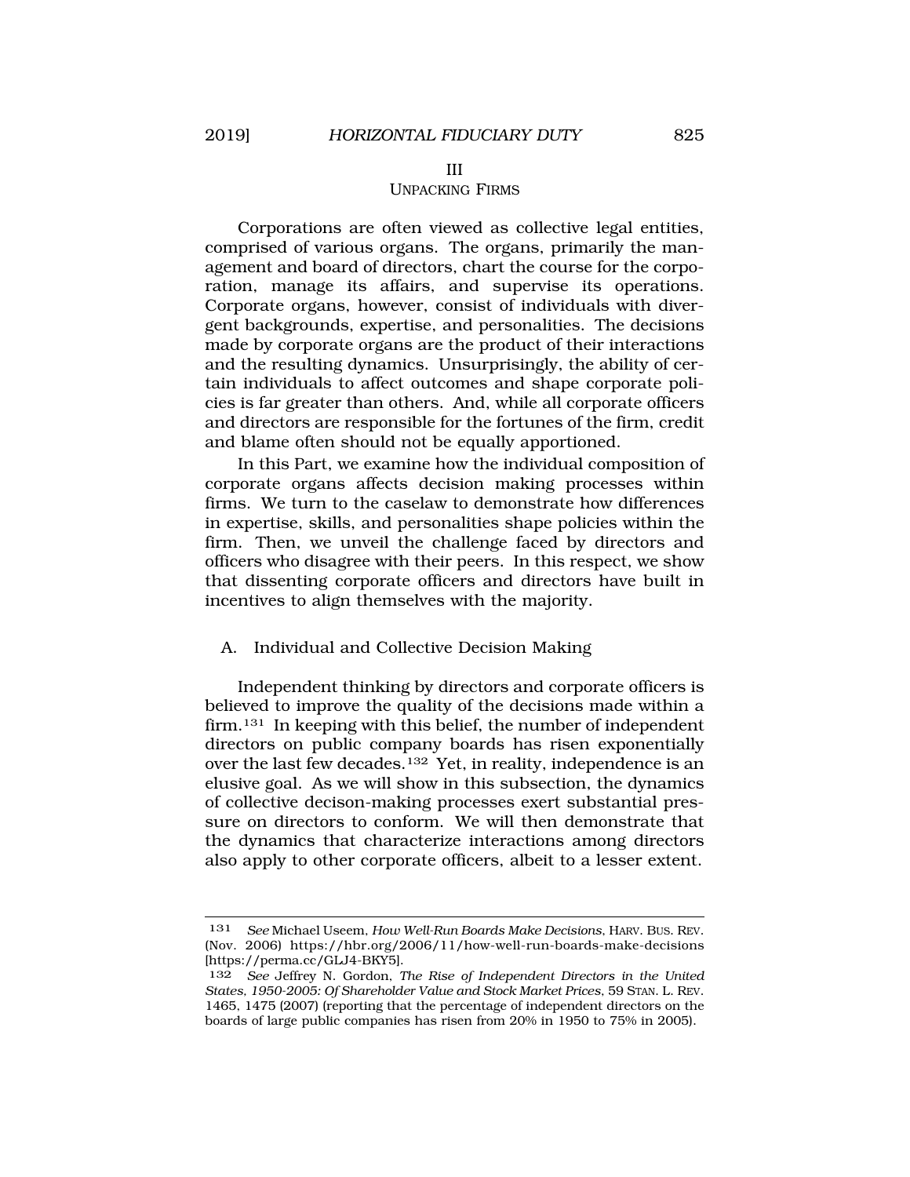## III
## UNPACKING FIRMS

Corporations are often viewed as collective legal entities, comprised of various organs. The organs, primarily the management and board of directors, chart the course for the corporation, manage its affairs, and supervise its operations. Corporate organs, however, consist of individuals with divergent backgrounds, expertise, and personalities. The decisions made by corporate organs are the product of their interactions and the resulting dynamics. Unsurprisingly, the ability of certain individuals to affect outcomes and shape corporate policies is far greater than others. And, while all corporate officers and directors are responsible for the fortunes of the firm, credit and blame often should not be equally apportioned.

In this Part, we examine how the individual composition of corporate organs affects decision making processes within firms. We turn to the caselaw to demonstrate how differences in expertise, skills, and personalities shape policies within the firm. Then, we unveil the challenge faced by directors and officers who disagree with their peers. In this respect, we show that dissenting corporate officers and directors have built in incentives to align themselves with the majority.

### A. Individual and Collective Decision Making

Independent thinking by directors and corporate officers is believed to improve the quality of the decisions made within a firm.[131] In keeping with this belief, the number of independent directors on public company boards has risen exponentially over the last few decades.[132] Yet, in reality, independence is an elusive goal. As we will show in this subsection, the dynamics of collective decison-making processes exert substantial pressure on directors to conform. We will then demonstrate that the dynamics that characterize interactions among directors also apply to other corporate officers, albeit to a lesser extent.

---

131 *See* Michael Useem, *How Well-Run Boards Make Decisions*, HARV. BUS. REV. (Nov. 2006) https://hbr.org/2006/11/how-well-run-boards-make-decisions [https://perma.cc/GLJ4-BKY5].

132 *See* Jeffrey N. Gordon, *The Rise of Independent Directors in the United States, 1950-2005: Of Shareholder Value and Stock Market Prices*, 59 STAN. L. REV. 1465, 1475 (2007) (reporting that the percentage of independent directors on the boards of large public companies has risen from 20% in 1950 to 75% in 2005).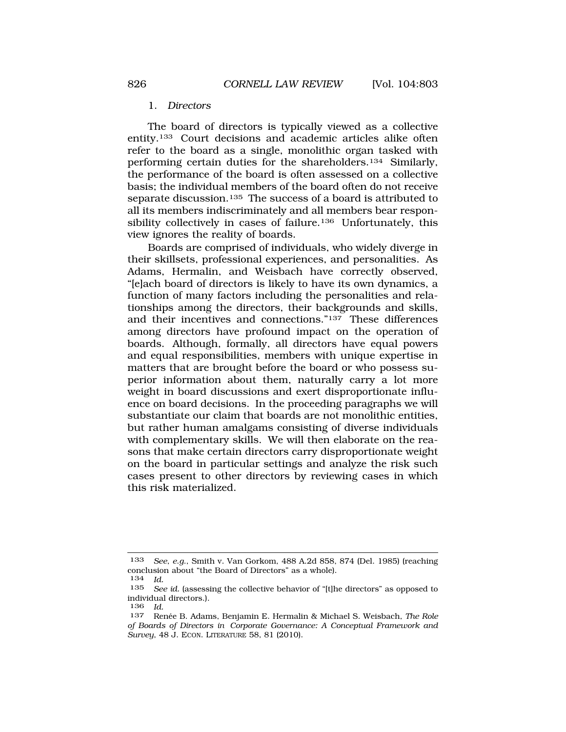### 1. *Directors*

The board of directors is typically viewed as a collective entity.[133] Court decisions and academic articles alike often refer to the board as a single, monolithic organ tasked with performing certain duties for the shareholders.[134] Similarly, the performance of the board is often assessed on a collective basis; the individual members of the board often do not receive separate discussion.[135] The success of a board is attributed to all its members indiscriminately and all members bear responsibility collectively in cases of failure.[136] Unfortunately, this view ignores the reality of boards.

Boards are comprised of individuals, who widely diverge in their skillsets, professional experiences, and personalities. As Adams, Hermalin, and Weisbach have correctly observed, "[e]ach board of directors is likely to have its own dynamics, a function of many factors including the personalities and relationships among the directors, their backgrounds and skills, and their incentives and connections."[137] These differences among directors have profound impact on the operation of boards. Although, formally, all directors have equal powers and equal responsibilities, members with unique expertise in matters that are brought before the board or who possess superior information about them, naturally carry a lot more weight in board discussions and exert disproportionate influence on board decisions. In the proceeding paragraphs we will substantiate our claim that boards are not monolithic entities, but rather human amalgams consisting of diverse individuals with complementary skills. We will then elaborate on the reasons that make certain directors carry disproportionate weight on the board in particular settings and analyze the risk such cases present to other directors by reviewing cases in which this risk materialized.

---

133 *See, e.g.*, Smith v. Van Gorkom, 488 A.2d 858, 874 (Del. 1985) (reaching conclusion about "the Board of Directors" as a whole).

134 *Id.*

135 *See id.* (assessing the collective behavior of "[t]he directors" as opposed to individual directors.).

136 *Id.*

137 Renée B. Adams, Benjamin E. Hermalin & Michael S. Weisbach, *The Role of Boards of Directors in Corporate Governance: A Conceptual Framework and Survey*, 48 J. ECON. LITERATURE 58, 81 (2010).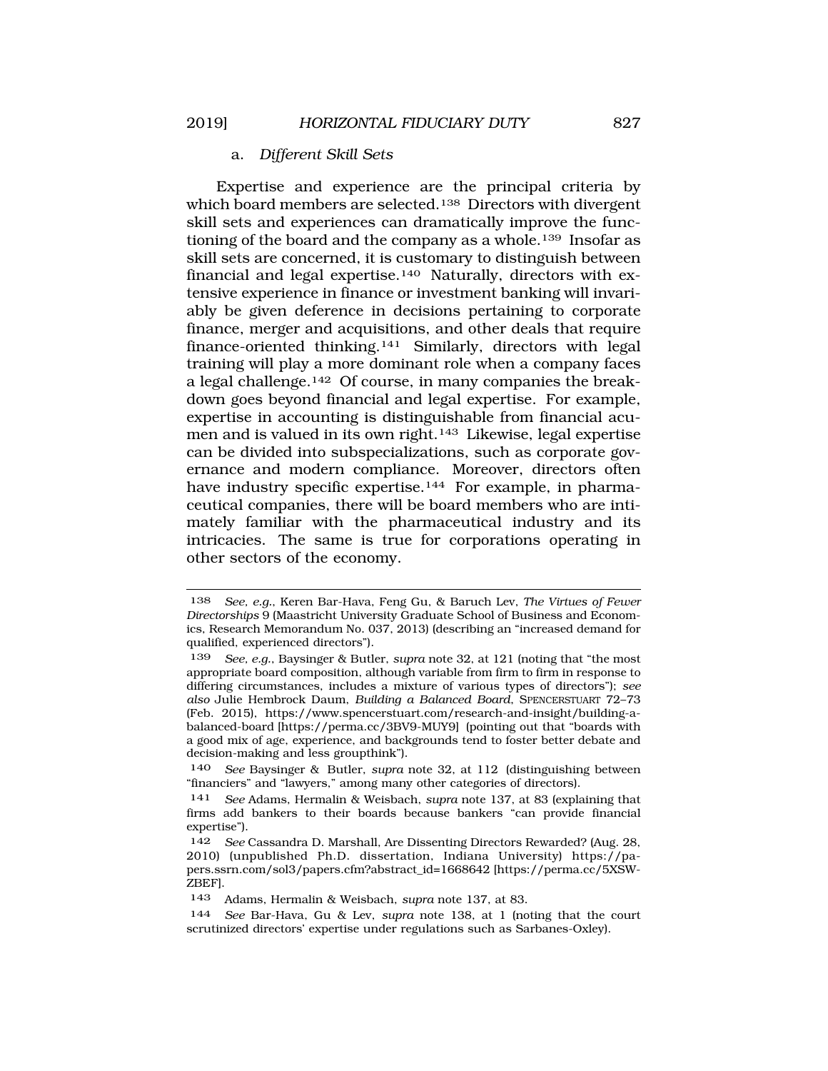### a. *Different Skill Sets*

Expertise and experience are the principal criteria by which board members are selected.[138] Directors with divergent skill sets and experiences can dramatically improve the functioning of the board and the company as a whole.[139] Insofar as skill sets are concerned, it is customary to distinguish between financial and legal expertise.[140] Naturally, directors with extensive experience in finance or investment banking will invariably be given deference in decisions pertaining to corporate finance, merger and acquisitions, and other deals that require finance-oriented thinking.[141] Similarly, directors with legal training will play a more dominant role when a company faces a legal challenge.[142] Of course, in many companies the breakdown goes beyond financial and legal expertise. For example, expertise in accounting is distinguishable from financial acumen and is valued in its own right.[143] Likewise, legal expertise can be divided into subspecializations, such as corporate governance and modern compliance. Moreover, directors often have industry specific expertise.[144] For example, in pharmaceutical companies, there will be board members who are intimately familiar with the pharmaceutical industry and its intricacies. The same is true for corporations operating in other sectors of the economy.

---

138 *See, e.g.*, Keren Bar-Hava, Feng Gu, & Baruch Lev, *The Virtues of Fewer Directorships* 9 (Maastricht University Graduate School of Business and Economics, Research Memorandum No. 037, 2013) (describing an "increased demand for qualified, experienced directors").

139 *See, e.g.*, Baysinger & Butler, *supra* note 32, at 121 (noting that "the most appropriate board composition, although variable from firm to firm in response to differing circumstances, includes a mixture of various types of directors"); *see also* Julie Hembrock Daum, *Building a Balanced Board*, SPENCERSTUART 72–73 (Feb. 2015), https://www.spencerstuart.com/research-and-insight/building-a-balanced-board [https://perma.cc/3BV9-MUY9] (pointing out that "boards with a good mix of age, experience, and backgrounds tend to foster better debate and decision-making and less groupthink").

140 *See* Baysinger & Butler, *supra* note 32, at 112 (distinguishing between "financiers" and "lawyers," among many other categories of directors).

141 *See* Adams, Hermalin & Weisbach, *supra* note 137, at 83 (explaining that firms add bankers to their boards because bankers "can provide financial expertise").

142 *See* Cassandra D. Marshall, Are Dissenting Directors Rewarded? (Aug. 28, 2010) (unpublished Ph.D. dissertation, Indiana University) https://papers.ssrn.com/sol3/papers.cfm?abstract_id=1668642 [https://perma.cc/5XSW-ZBEF].

143 Adams, Hermalin & Weisbach, *supra* note 137, at 83.

144 *See* Bar-Hava, Gu & Lev, *supra* note 138, at 1 (noting that the court scrutinized directors' expertise under regulations such as Sarbanes-Oxley).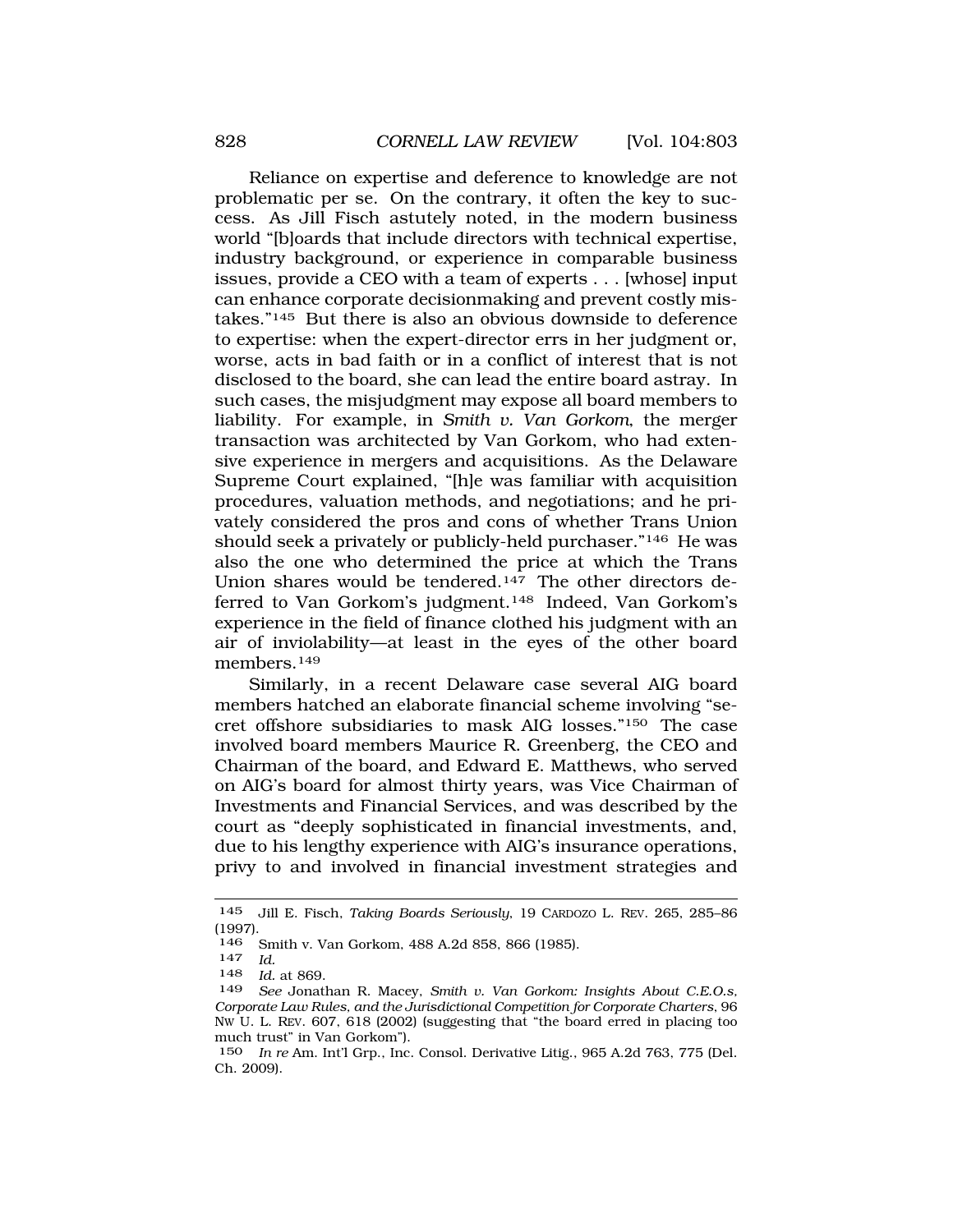Reliance on expertise and deference to knowledge are not problematic per se. On the contrary, it often the key to success. As Jill Fisch astutely noted, in the modern business world "[b]oards that include directors with technical expertise, industry background, or experience in comparable business issues, provide a CEO with a team of experts . . . [whose] input can enhance corporate decisionmaking and prevent costly mistakes."[145] But there is also an obvious downside to deference to expertise: when the expert-director errs in her judgment or, worse, acts in bad faith or in a conflict of interest that is not disclosed to the board, she can lead the entire board astray. In such cases, the misjudgment may expose all board members to liability. For example, in *Smith v. Van Gorkom*, the merger transaction was architected by Van Gorkom, who had extensive experience in mergers and acquisitions. As the Delaware Supreme Court explained, "[h]e was familiar with acquisition procedures, valuation methods, and negotiations; and he privately considered the pros and cons of whether Trans Union should seek a privately or publicly-held purchaser."[146] He was also the one who determined the price at which the Trans Union shares would be tendered.[147] The other directors deferred to Van Gorkom's judgment.[148] Indeed, Van Gorkom's experience in the field of finance clothed his judgment with an air of inviolability—at least in the eyes of the other board members.[149]

Similarly, in a recent Delaware case several AIG board members hatched an elaborate financial scheme involving "secret offshore subsidiaries to mask AIG losses."[150] The case involved board members Maurice R. Greenberg, the CEO and Chairman of the board, and Edward E. Matthews, who served on AIG's board for almost thirty years, was Vice Chairman of Investments and Financial Services, and was described by the court as "deeply sophisticated in financial investments, and, due to his lengthy experience with AIG's insurance operations, privy to and involved in financial investment strategies and

---

[145] Jill E. Fisch, *Taking Boards Seriously*, 19 CARDOZO L. REV. 265, 285–86 (1997).

[146] Smith v. Van Gorkom, 488 A.2d 858, 866 (1985).

[147] *Id.*

[148] *Id.* at 869.

[149] *See* Jonathan R. Macey, *Smith v. Van Gorkom: Insights About C.E.O.s, Corporate Law Rules, and the Jurisdictional Competition for Corporate Charters*, 96 NW U. L. REV. 607, 618 (2002) (suggesting that "the board erred in placing too much trust" in Van Gorkom").

[150] *In re* Am. Int'l Grp., Inc. Consol. Derivative Litig., 965 A.2d 763, 775 (Del. Ch. 2009).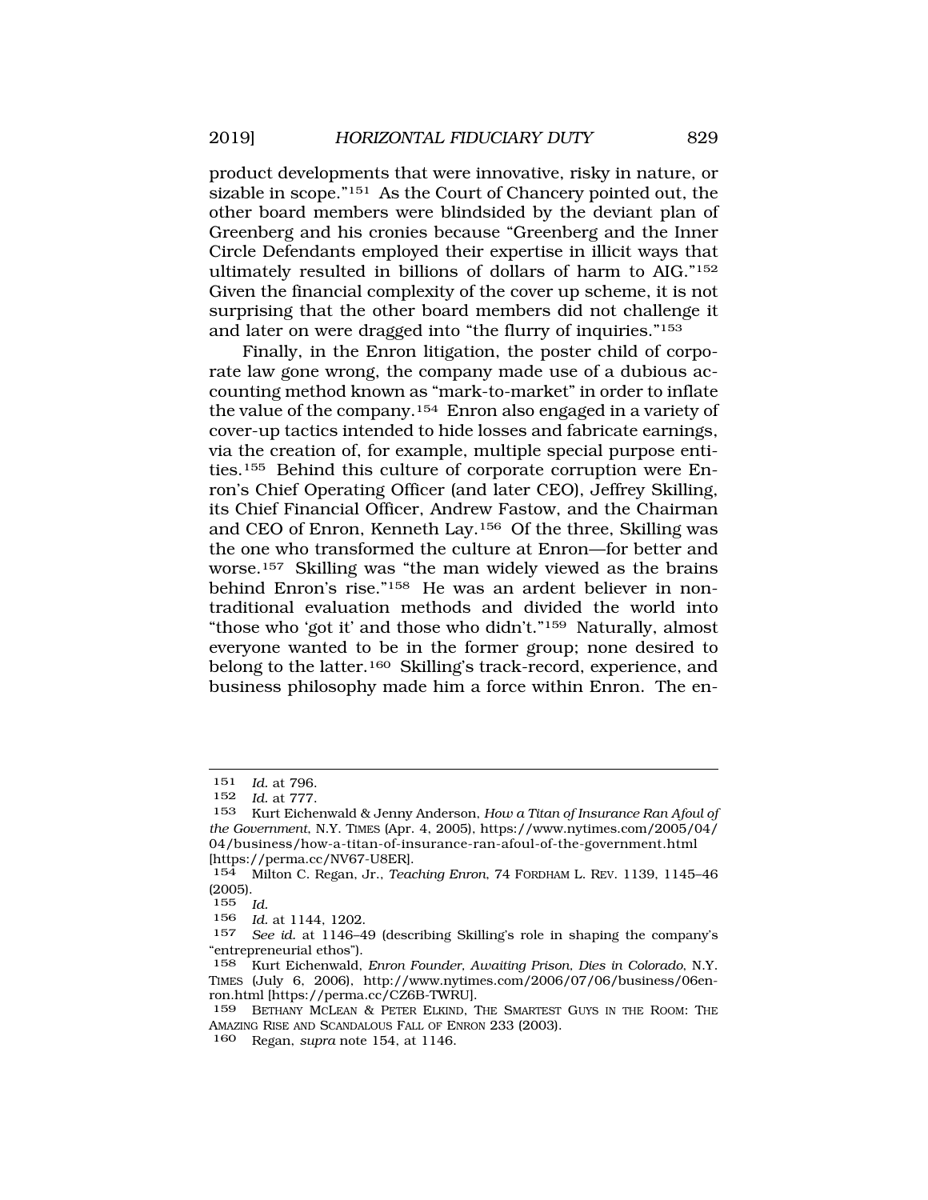product developments that were innovative, risky in nature, or sizable in scope."[151] As the Court of Chancery pointed out, the other board members were blindsided by the deviant plan of Greenberg and his cronies because "Greenberg and the Inner Circle Defendants employed their expertise in illicit ways that ultimately resulted in billions of dollars of harm to AIG."[152] Given the financial complexity of the cover up scheme, it is not surprising that the other board members did not challenge it and later on were dragged into "the flurry of inquiries."[153]

Finally, in the Enron litigation, the poster child of corporate law gone wrong, the company made use of a dubious accounting method known as "mark-to-market" in order to inflate the value of the company.[154] Enron also engaged in a variety of cover-up tactics intended to hide losses and fabricate earnings, via the creation of, for example, multiple special purpose entities.[155] Behind this culture of corporate corruption were Enron's Chief Operating Officer (and later CEO), Jeffrey Skilling, its Chief Financial Officer, Andrew Fastow, and the Chairman and CEO of Enron, Kenneth Lay.[156] Of the three, Skilling was the one who transformed the culture at Enron—for better and worse.[157] Skilling was "the man widely viewed as the brains behind Enron's rise."[158] He was an ardent believer in non-traditional evaluation methods and divided the world into "those who 'got it' and those who didn't."[159] Naturally, almost everyone wanted to be in the former group; none desired to belong to the latter.[160] Skilling's track-record, experience, and business philosophy made him a force within Enron. The en-

---

151 *Id.* at 796.

152 *Id.* at 777.

153 Kurt Eichenwald & Jenny Anderson, *How a Titan of Insurance Ran Afoul of the Government*, N.Y. TIMES (Apr. 4, 2005), https://www.nytimes.com/2005/04/04/business/how-a-titan-of-insurance-ran-afoul-of-the-government.html [https://perma.cc/NV67-U8ER].

154 Milton C. Regan, Jr., *Teaching Enron*, 74 FORDHAM L. REV. 1139, 1145–46 (2005).

155 *Id.*

156 *Id.* at 1144, 1202.

157 *See id.* at 1146–49 (describing Skilling's role in shaping the company's "entrepreneurial ethos").

158 Kurt Eichenwald, *Enron Founder, Awaiting Prison, Dies in Colorado*, N.Y. TIMES (July 6, 2006), http://www.nytimes.com/2006/07/06/business/06enron.html [https://perma.cc/CZ6B-TWRU].

159 BETHANY MCLEAN & PETER ELKIND, THE SMARTEST GUYS IN THE ROOM: THE AMAZING RISE AND SCANDALOUS FALL OF ENRON 233 (2003).

160 Regan, *supra* note 154, at 1146.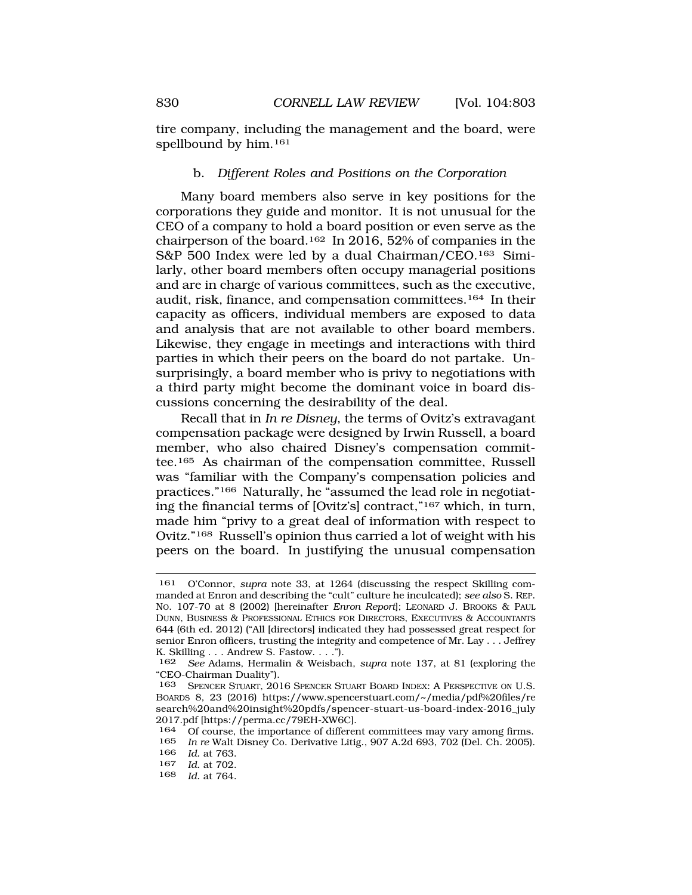tire company, including the management and the board, were spellbound by him.[161]

### b. *Different Roles and Positions on the Corporation*

Many board members also serve in key positions for the corporations they guide and monitor. It is not unusual for the CEO of a company to hold a board position or even serve as the chairperson of the board.[162] In 2016, 52% of companies in the S&P 500 Index were led by a dual Chairman/CEO.[163] Similarly, other board members often occupy managerial positions and are in charge of various committees, such as the executive, audit, risk, finance, and compensation committees.[164] In their capacity as officers, individual members are exposed to data and analysis that are not available to other board members. Likewise, they engage in meetings and interactions with third parties in which their peers on the board do not partake. Unsurprisingly, a board member who is privy to negotiations with a third party might become the dominant voice in board discussions concerning the desirability of the deal.

Recall that in *In re Disney*, the terms of Ovitz's extravagant compensation package were designed by Irwin Russell, a board member, who also chaired Disney's compensation committee.[165] As chairman of the compensation committee, Russell was "familiar with the Company's compensation policies and practices."[166] Naturally, he "assumed the lead role in negotiating the financial terms of [Ovitz's] contract,"[167] which, in turn, made him "privy to a great deal of information with respect to Ovitz."[168] Russell's opinion thus carried a lot of weight with his peers on the board. In justifying the unusual compensation

---

161 O'Connor, *supra* note 33, at 1264 (discussing the respect Skilling commanded at Enron and describing the "cult" culture he inculcated); *see also* S. REP. NO. 107-70 at 8 (2002) [hereinafter *Enron Report*]; LEONARD J. BROOKS & PAUL DUNN, BUSINESS & PROFESSIONAL ETHICS FOR DIRECTORS, EXECUTIVES & ACCOUNTANTS 644 (6th ed. 2012) ("All [directors] indicated they had possessed great respect for senior Enron officers, trusting the integrity and competence of Mr. Lay . . . Jeffrey K. Skilling . . . Andrew S. Fastow. . . .").

162 *See* Adams, Hermalin & Weisbach, *supra* note 137, at 81 (exploring the "CEO-Chairman Duality").

163 SPENCER STUART, 2016 SPENCER STUART BOARD INDEX: A PERSPECTIVE ON U.S. BOARDS 8, 23 (2016) https://www.spencerstuart.com/~/media/pdf%20files/research%20and%20insight%20pdfs/spencer-stuart-us-board-index-2016_july2017.pdf [https://perma.cc/79EH-XW6C].

164 Of course, the importance of different committees may vary among firms.

165 *In re* Walt Disney Co. Derivative Litig., 907 A.2d 693, 702 (Del. Ch. 2005).

166 *Id.* at 763.

167 *Id.* at 702.

168 *Id.* at 764.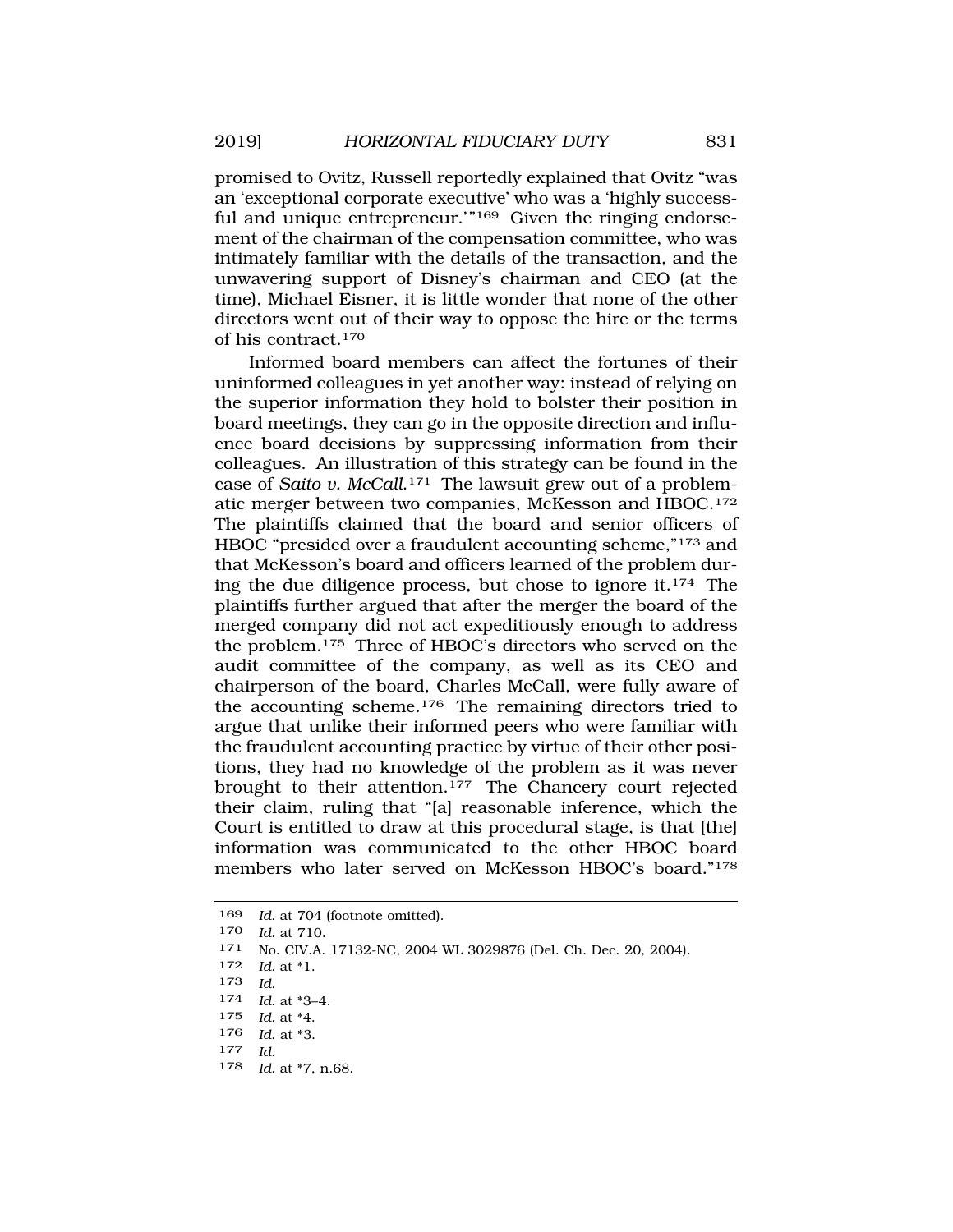promised to Ovitz, Russell reportedly explained that Ovitz "was an 'exceptional corporate executive' who was a 'highly successful and unique entrepreneur.'"[169] Given the ringing endorsement of the chairman of the compensation committee, who was intimately familiar with the details of the transaction, and the unwavering support of Disney's chairman and CEO (at the time), Michael Eisner, it is little wonder that none of the other directors went out of their way to oppose the hire or the terms of his contract.[170]

Informed board members can affect the fortunes of their uninformed colleagues in yet another way: instead of relying on the superior information they hold to bolster their position in board meetings, they can go in the opposite direction and influence board decisions by suppressing information from their colleagues. An illustration of this strategy can be found in the case of *Saito v. McCall*.[171] The lawsuit grew out of a problematic merger between two companies, McKesson and HBOC.[172] The plaintiffs claimed that the board and senior officers of HBOC "presided over a fraudulent accounting scheme,"[173] and that McKesson's board and officers learned of the problem during the due diligence process, but chose to ignore it.[174] The plaintiffs further argued that after the merger the board of the merged company did not act expeditiously enough to address the problem.[175] Three of HBOC's directors who served on the audit committee of the company, as well as its CEO and chairperson of the board, Charles McCall, were fully aware of the accounting scheme.[176] The remaining directors tried to argue that unlike their informed peers who were familiar with the fraudulent accounting practice by virtue of their other positions, they had no knowledge of the problem as it was never brought to their attention.[177] The Chancery court rejected their claim, ruling that "[a] reasonable inference, which the Court is entitled to draw at this procedural stage, is that [the] information was communicated to the other HBOC board members who later served on McKesson HBOC's board."[178]

---

169 *Id.* at 704 (footnote omitted).

170 *Id.* at 710.

171 No. CIV.A. 17132-NC, 2004 WL 3029876 (Del. Ch. Dec. 20, 2004).

172 *Id.* at *1.

173 *Id.*

174 *Id.* at *3–4.

175 *Id.* at *4.

176 *Id.* at *3.

177 *Id.*

178 *Id.* at *7, n.68.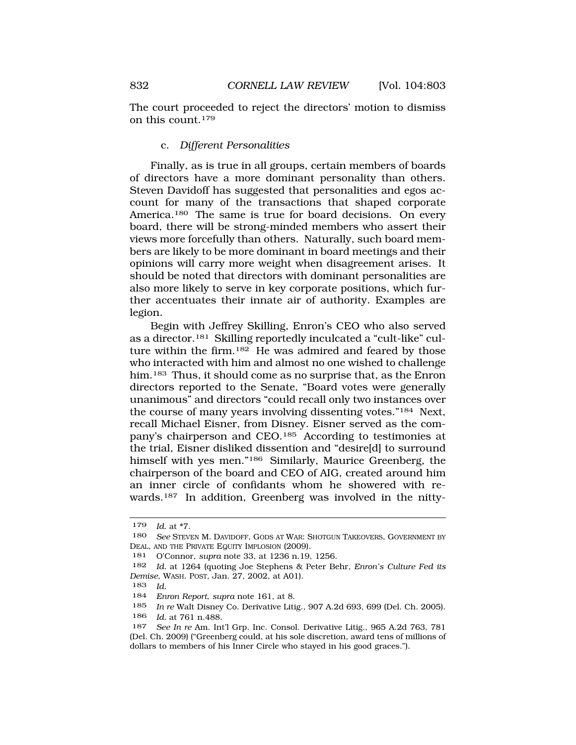The court proceeded to reject the directors' motion to dismiss on this count.[179]

#### c. *Different Personalities*

Finally, as is true in all groups, certain members of boards of directors have a more dominant personality than others. Steven Davidoff has suggested that personalities and egos account for many of the transactions that shaped corporate America.[180] The same is true for board decisions. On every board, there will be strong-minded members who assert their views more forcefully than others. Naturally, such board members are likely to be more dominant in board meetings and their opinions will carry more weight when disagreement arises. It should be noted that directors with dominant personalities are also more likely to serve in key corporate positions, which further accentuates their innate air of authority. Examples are legion.

Begin with Jeffrey Skilling, Enron's CEO who also served as a director.[181] Skilling reportedly inculcated a "cult-like" culture within the firm.[182] He was admired and feared by those who interacted with him and almost no one wished to challenge him.[183] Thus, it should come as no surprise that, as the Enron directors reported to the Senate, "Board votes were generally unanimous" and directors "could recall only two instances over the course of many years involving dissenting votes."[184] Next, recall Michael Eisner, from Disney. Eisner served as the company's chairperson and CEO.[185] According to testimonies at the trial, Eisner disliked dissention and "desire[d] to surround himself with yes men."[186] Similarly, Maurice Greenberg, the chairperson of the board and CEO of AIG, created around him an inner circle of confidants whom he showered with rewards.[187] In addition, Greenberg was involved in the nitty-

---

179 *Id.* at *7.

180 *See* STEVEN M. DAVIDOFF, GODS AT WAR: SHOTGUN TAKEOVERS, GOVERNMENT BY DEAL, AND THE PRIVATE EQUITY IMPLOSION (2009).

181 O'Connor, *supra* note 33, at 1236 n.19, 1256.

182 *Id.* at 1264 (quoting Joe Stephens & Peter Behr, *Enron's Culture Fed its Demise*, WASH. POST, Jan. 27, 2002, at A01).

183 *Id.*

184 *Enron Report*, *supra* note 161, at 8.

185 *In re* Walt Disney Co. Derivative Litig., 907 A.2d 693, 699 (Del. Ch. 2005).

186 *Id.* at 761 n.488.

187 *See In re* Am. Int'l Grp. Inc. Consol. Derivative Litig., 965 A.2d 763, 781 (Del. Ch. 2009) ("Greenberg could, at his sole discretion, award tens of millions of dollars to members of his Inner Circle who stayed in his good graces.").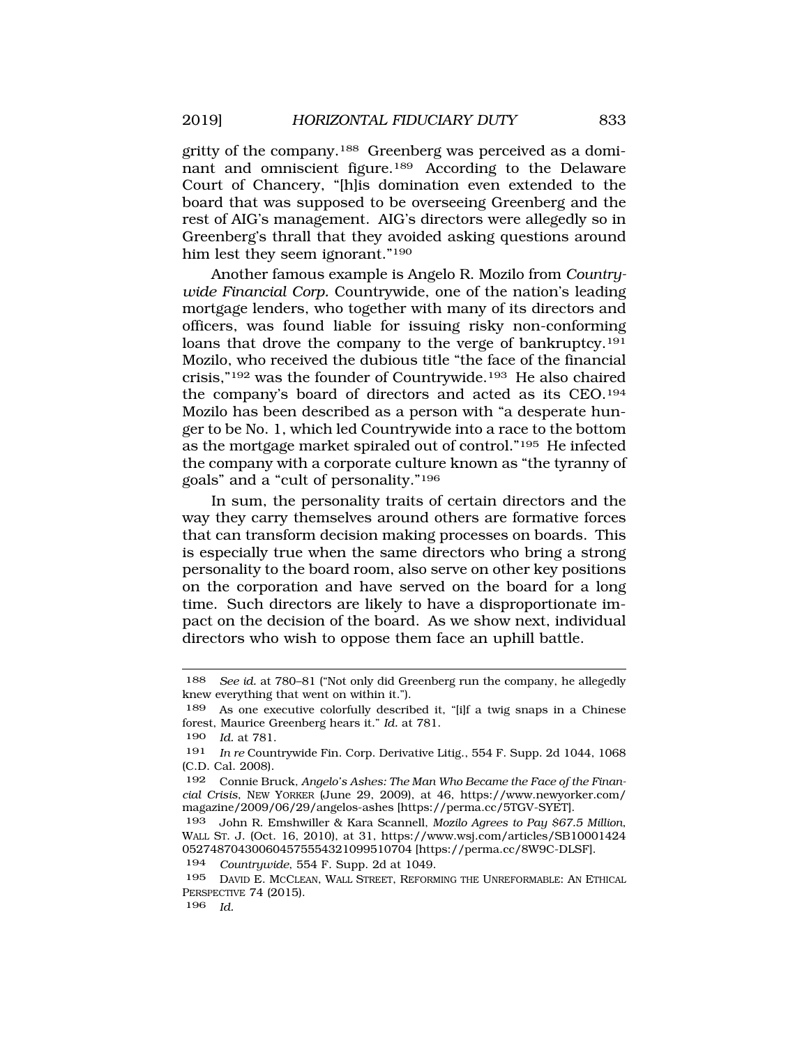gritty of the company.[188] Greenberg was perceived as a dominant and omniscient figure.[189] According to the Delaware Court of Chancery, "[h]is domination even extended to the board that was supposed to be overseeing Greenberg and the rest of AIG's management. AIG's directors were allegedly so in Greenberg's thrall that they avoided asking questions around him lest they seem ignorant."[190]

Another famous example is Angelo R. Mozilo from *Countrywide Financial Corp.* Countrywide, one of the nation's leading mortgage lenders, who together with many of its directors and officers, was found liable for issuing risky non-conforming loans that drove the company to the verge of bankruptcy.[191] Mozilo, who received the dubious title "the face of the financial crisis,"[192] was the founder of Countrywide.[193] He also chaired the company's board of directors and acted as its CEO.[194] Mozilo has been described as a person with "a desperate hunger to be No. 1, which led Countrywide into a race to the bottom as the mortgage market spiraled out of control."[195] He infected the company with a corporate culture known as "the tyranny of goals" and a "cult of personality."[196]

In sum, the personality traits of certain directors and the way they carry themselves around others are formative forces that can transform decision making processes on boards. This is especially true when the same directors who bring a strong personality to the board room, also serve on other key positions on the corporation and have served on the board for a long time. Such directors are likely to have a disproportionate impact on the decision of the board. As we show next, individual directors who wish to oppose them face an uphill battle.

---

188 *See id.* at 780–81 ("Not only did Greenberg run the company, he allegedly knew everything that went on within it.").

189 As one executive colorfully described it, "[i]f a twig snaps in a Chinese forest, Maurice Greenberg hears it." *Id.* at 781.

190 *Id.* at 781.

191 *In re* Countrywide Fin. Corp. Derivative Litig., 554 F. Supp. 2d 1044, 1068 (C.D. Cal. 2008).

192 Connie Bruck, *Angelo's Ashes: The Man Who Became the Face of the Financial Crisis*, NEW YORKER (June 29, 2009), at 46, https://www.newyorker.com/magazine/2009/06/29/angelos-ashes [https://perma.cc/5TGV-SYET].

193 John R. Emshwiller & Kara Scannell, *Mozilo Agrees to Pay $67.5 Million*, WALL ST. J. (Oct. 16, 2010), at 31, https://www.wsj.com/articles/SB10001424052748704300604575554321099510704 [https://perma.cc/8W9C-DLSF].

194 *Countrywide*, 554 F. Supp. 2d at 1049.

195 DAVID E. MCCLEAN, WALL STREET, REFORMING THE UNREFORMABLE: AN ETHICAL PERSPECTIVE 74 (2015).

196 *Id.*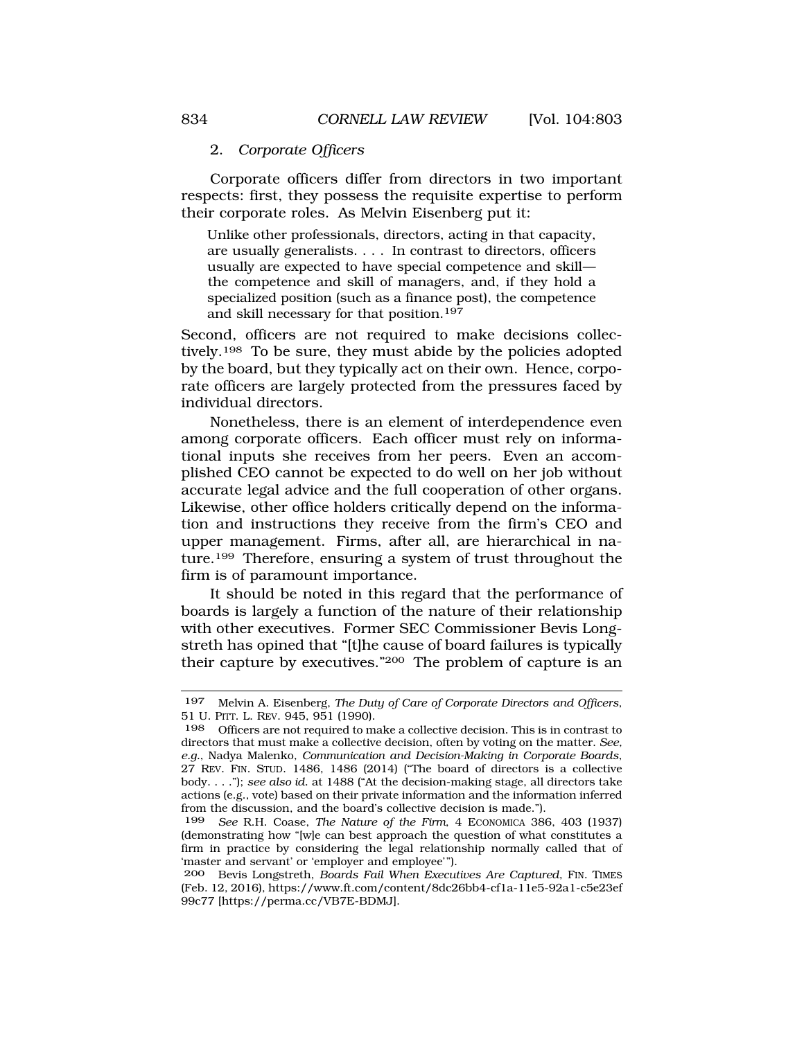### 2. *Corporate Officers*

Corporate officers differ from directors in two important respects: first, they possess the requisite expertise to perform their corporate roles. As Melvin Eisenberg put it:

> Unlike other professionals, directors, acting in that capacity, are usually generalists. . . . In contrast to directors, officers usually are expected to have special competence and skill—the competence and skill of managers, and, if they hold a specialized position (such as a finance post), the competence and skill necessary for that position.[197]

Second, officers are not required to make decisions collectively.[198] To be sure, they must abide by the policies adopted by the board, but they typically act on their own. Hence, corporate officers are largely protected from the pressures faced by individual directors.

Nonetheless, there is an element of interdependence even among corporate officers. Each officer must rely on informational inputs she receives from her peers. Even an accomplished CEO cannot be expected to do well on her job without accurate legal advice and the full cooperation of other organs. Likewise, other office holders critically depend on the information and instructions they receive from the firm's CEO and upper management. Firms, after all, are hierarchical in nature.[199] Therefore, ensuring a system of trust throughout the firm is of paramount importance.

It should be noted in this regard that the performance of boards is largely a function of the nature of their relationship with other executives. Former SEC Commissioner Bevis Longstreth has opined that "[t]he cause of board failures is typically their capture by executives."[200] The problem of capture is an

---

[197] Melvin A. Eisenberg, *The Duty of Care of Corporate Directors and Officers*, 51 U. PITT. L. REV. 945, 951 (1990).

[198] Officers are not required to make a collective decision. This is in contrast to directors that must make a collective decision, often by voting on the matter. *See, e.g.*, Nadya Malenko, *Communication and Decision-Making in Corporate Boards*, 27 REV. FIN. STUD. 1486, 1486 (2014) ("The board of directors is a collective body. . . ."); *see also id.* at 1488 ("At the decision-making stage, all directors take actions (e.g., vote) based on their private information and the information inferred from the discussion, and the board's collective decision is made.").

[199] *See* R.H. Coase, *The Nature of the Firm*, 4 ECONOMICA 386, 403 (1937) (demonstrating how "[w]e can best approach the question of what constitutes a firm in practice by considering the legal relationship normally called that of 'master and servant' or 'employer and employee'").

[200] Bevis Longstreth, *Boards Fail When Executives Are Captured*, FIN. TIMES (Feb. 12, 2016), https://www.ft.com/content/8dc26bb4-cf1a-11e5-92a1-c5e23ef99c77 [https://perma.cc/VB7E-BDMJ].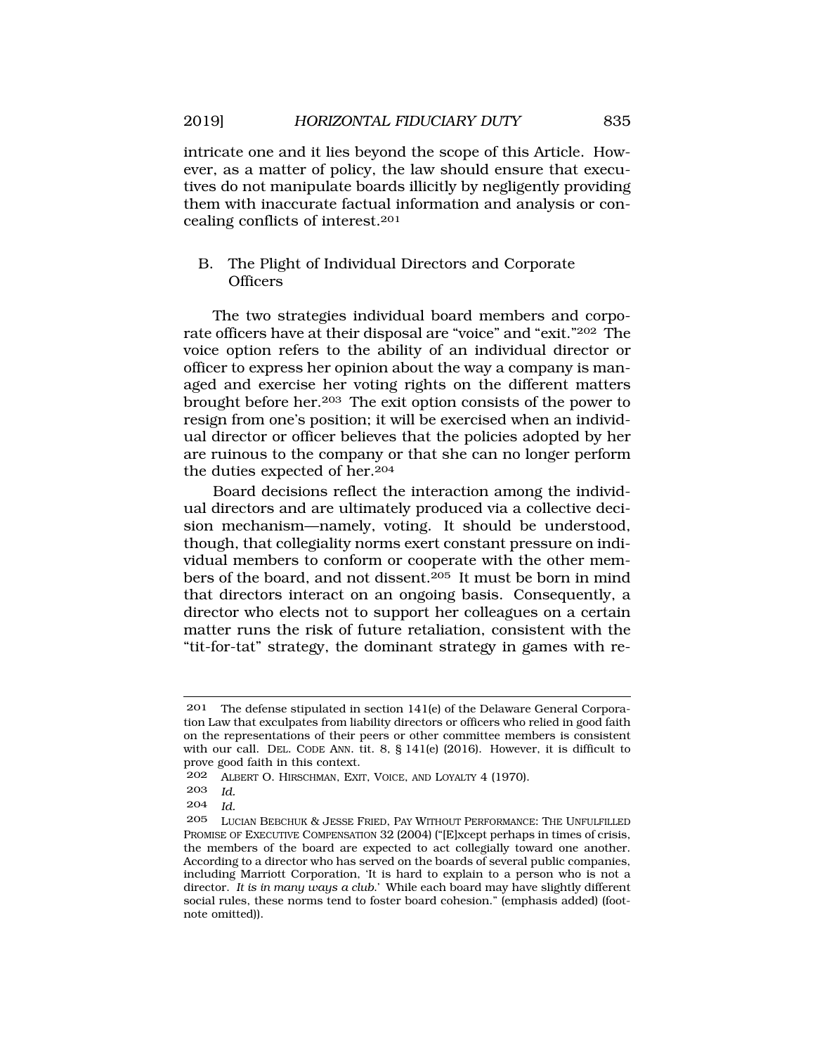intricate one and it lies beyond the scope of this Article. However, as a matter of policy, the law should ensure that executives do not manipulate boards illicitly by negligently providing them with inaccurate factual information and analysis or concealing conflicts of interest.[201]

### B. The Plight of Individual Directors and Corporate Officers

The two strategies individual board members and corporate officers have at their disposal are "voice" and "exit."[202] The voice option refers to the ability of an individual director or officer to express her opinion about the way a company is managed and exercise her voting rights on the different matters brought before her.[203] The exit option consists of the power to resign from one's position; it will be exercised when an individual director or officer believes that the policies adopted by her are ruinous to the company or that she can no longer perform the duties expected of her.[204]

Board decisions reflect the interaction among the individual directors and are ultimately produced via a collective decision mechanism—namely, voting. It should be understood, though, that collegiality norms exert constant pressure on individual members to conform or cooperate with the other members of the board, and not dissent.[205] It must be born in mind that directors interact on an ongoing basis. Consequently, a director who elects not to support her colleagues on a certain matter runs the risk of future retaliation, consistent with the "tit-for-tat" strategy, the dominant strategy in games with re-

---

201 The defense stipulated in section 141(e) of the Delaware General Corporation Law that exculpates from liability directors or officers who relied in good faith on the representations of their peers or other committee members is consistent with our call. DEL. CODE ANN. tit. 8, § 141(e) (2016). However, it is difficult to prove good faith in this context.

202 ALBERT O. HIRSCHMAN, EXIT, VOICE, AND LOYALTY 4 (1970).

203 *Id.*

204 *Id.*

205 LUCIAN BEBCHUK & JESSE FRIED, PAY WITHOUT PERFORMANCE: THE UNFULFILLED PROMISE OF EXECUTIVE COMPENSATION 32 (2004) ("[E]xcept perhaps in times of crisis, the members of the board are expected to act collegially toward one another. According to a director who has served on the boards of several public companies, including Marriott Corporation, 'It is hard to explain to a person who is not a director. *It is in many ways a club.*' While each board may have slightly different social rules, these norms tend to foster board cohesion." (emphasis added) (footnote omitted)).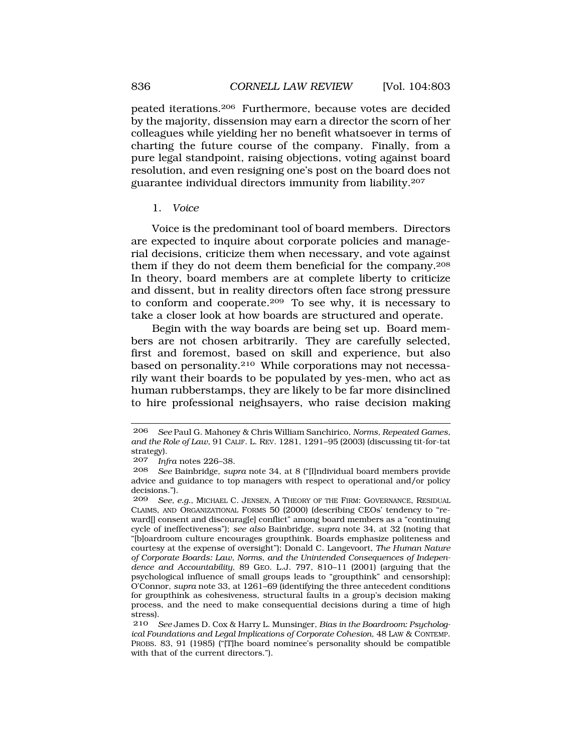peated iterations.[206] Furthermore, because votes are decided by the majority, dissension may earn a director the scorn of her colleagues while yielding her no benefit whatsoever in terms of charting the future course of the company. Finally, from a pure legal standpoint, raising objections, voting against board resolution, and even resigning one's post on the board does not guarantee individual directors immunity from liability.[207]

### 1. *Voice*

Voice is the predominant tool of board members. Directors are expected to inquire about corporate policies and managerial decisions, criticize them when necessary, and vote against them if they do not deem them beneficial for the company.[208] In theory, board members are at complete liberty to criticize and dissent, but in reality directors often face strong pressure to conform and cooperate.[209] To see why, it is necessary to take a closer look at how boards are structured and operate.

Begin with the way boards are being set up. Board members are not chosen arbitrarily. They are carefully selected, first and foremost, based on skill and experience, but also based on personality.[210] While corporations may not necessarily want their boards to be populated by yes-men, who act as human rubberstamps, they are likely to be far more disinclined to hire professional neighsayers, who raise decision making

---

206 *See* Paul G. Mahoney & Chris William Sanchirico, *Norms, Repeated Games, and the Role of Law*, 91 CALIF. L. REV. 1281, 1291–95 (2003) (discussing tit-for-tat strategy).

207 *Infra* notes 226–38.

208 *See* Bainbridge, *supra* note 34, at 8 ("[I]ndividual board members provide advice and guidance to top managers with respect to operational and/or policy decisions.").

209 *See, e.g.*, MICHAEL C. JENSEN, A THEORY OF THE FIRM: GOVERNANCE, RESIDUAL CLAIMS, AND ORGANIZATIONAL FORMS 50 (2000) (describing CEOs' tendency to "reward[] consent and discourag[e] conflict" among board members as a "continuing cycle of ineffectiveness"); *see also* Bainbridge, *supra* note 34, at 32 (noting that "[b]oardroom culture encourages groupthink. Boards emphasize politeness and courtesy at the expense of oversight"); Donald C. Langevoort, *The Human Nature of Corporate Boards: Law, Norms, and the Unintended Consequences of Independence and Accountability*, 89 GEO. L.J. 797, 810–11 (2001) (arguing that the psychological influence of small groups leads to "groupthink" and censorship); O'Connor, *supra* note 33, at 1261–69 (identifying the three antecedent conditions for groupthink as cohesiveness, structural faults in a group's decision making process, and the need to make consequential decisions during a time of high stress).

210 *See* James D. Cox & Harry L. Munsinger, *Bias in the Boardroom: Psychological Foundations and Legal Implications of Corporate Cohesion*, 48 LAW & CONTEMP. PROBS. 83, 91 (1985) ("[T]he board nominee's personality should be compatible with that of the current directors.").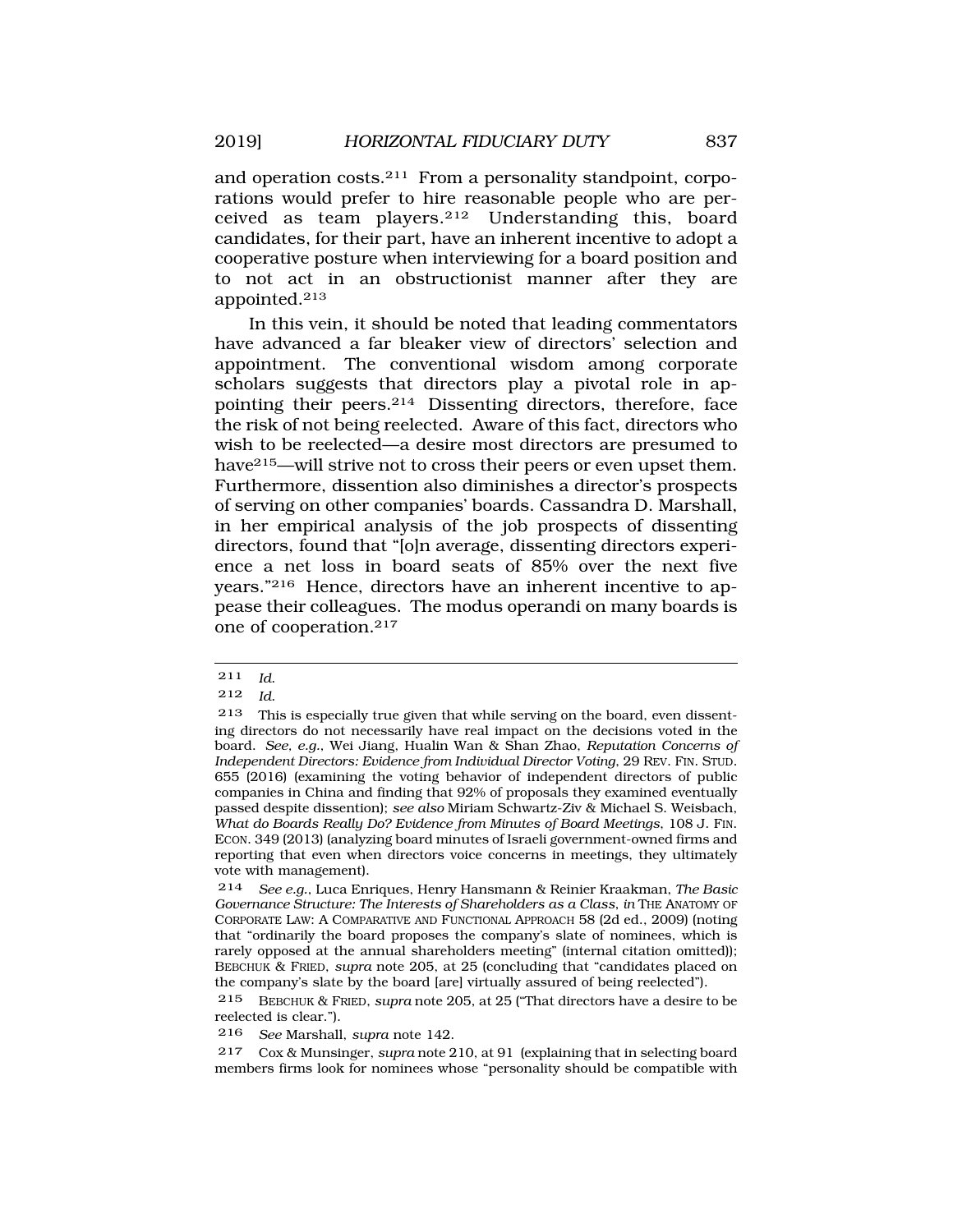and operation costs.[211] From a personality standpoint, corporations would prefer to hire reasonable people who are perceived as team players.[212] Understanding this, board candidates, for their part, have an inherent incentive to adopt a cooperative posture when interviewing for a board position and to not act in an obstructionist manner after they are appointed.[213]

In this vein, it should be noted that leading commentators have advanced a far bleaker view of directors' selection and appointment. The conventional wisdom among corporate scholars suggests that directors play a pivotal role in appointing their peers.[214] Dissenting directors, therefore, face the risk of not being reelected. Aware of this fact, directors who wish to be reelected—a desire most directors are presumed to have[215]—will strive not to cross their peers or even upset them. Furthermore, dissention also diminishes a director's prospects of serving on other companies' boards. Cassandra D. Marshall, in her empirical analysis of the job prospects of dissenting directors, found that "[o]n average, dissenting directors experience a net loss in board seats of 85% over the next five years."[216] Hence, directors have an inherent incentive to appease their colleagues. The modus operandi on many boards is one of cooperation.[217]

---

211 *Id.*

212 *Id.*

213 This is especially true given that while serving on the board, even dissenting directors do not necessarily have real impact on the decisions voted in the board. *See, e.g.*, Wei Jiang, Hualin Wan & Shan Zhao, *Reputation Concerns of Independent Directors: Evidence from Individual Director Voting*, 29 REV. FIN. STUD. 655 (2016) (examining the voting behavior of independent directors of public companies in China and finding that 92% of proposals they examined eventually passed despite dissention); *see also* Miriam Schwartz-Ziv & Michael S. Weisbach, *What do Boards Really Do? Evidence from Minutes of Board Meetings*, 108 J. FIN. ECON. 349 (2013) (analyzing board minutes of Israeli government-owned firms and reporting that even when directors voice concerns in meetings, they ultimately vote with management).

214 *See e.g.*, Luca Enriques, Henry Hansmann & Reinier Kraakman, *The Basic Governance Structure: The Interests of Shareholders as a Class*, *in* THE ANATOMY OF CORPORATE LAW: A COMPARATIVE AND FUNCTIONAL APPROACH 58 (2d ed., 2009) (noting that "ordinarily the board proposes the company's slate of nominees, which is rarely opposed at the annual shareholders meeting" (internal citation omitted)); BEBCHUK & FRIED, *supra* note 205, at 25 (concluding that "candidates placed on the company's slate by the board [are] virtually assured of being reelected").

215 BEBCHUK & FRIED, *supra* note 205, at 25 ("That directors have a desire to be reelected is clear.").

216 *See* Marshall, *supra* note 142.

217 Cox & Munsinger, *supra* note 210, at 91 (explaining that in selecting board members firms look for nominees whose "personality should be compatible with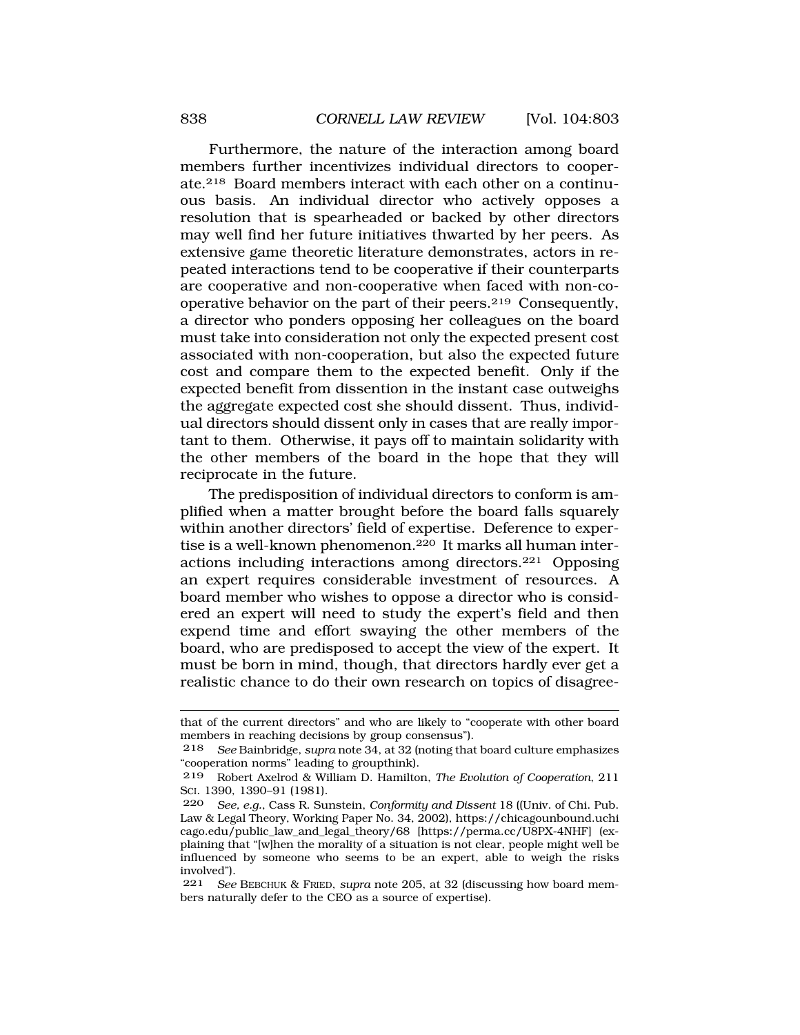Furthermore, the nature of the interaction among board members further incentivizes individual directors to cooperate.[218] Board members interact with each other on a continuous basis. An individual director who actively opposes a resolution that is spearheaded or backed by other directors may well find her future initiatives thwarted by her peers. As extensive game theoretic literature demonstrates, actors in repeated interactions tend to be cooperative if their counterparts are cooperative and non-cooperative when faced with non-cooperative behavior on the part of their peers.[219] Consequently, a director who ponders opposing her colleagues on the board must take into consideration not only the expected present cost associated with non-cooperation, but also the expected future cost and compare them to the expected benefit. Only if the expected benefit from dissention in the instant case outweighs the aggregate expected cost she should dissent. Thus, individual directors should dissent only in cases that are really important to them. Otherwise, it pays off to maintain solidarity with the other members of the board in the hope that they will reciprocate in the future.

The predisposition of individual directors to conform is amplified when a matter brought before the board falls squarely within another directors' field of expertise. Deference to expertise is a well-known phenomenon.[220] It marks all human interactions including interactions among directors.[221] Opposing an expert requires considerable investment of resources. A board member who wishes to oppose a director who is considered an expert will need to study the expert's field and then expend time and effort swaying the other members of the board, who are predisposed to accept the view of the expert. It must be born in mind, though, that directors hardly ever get a realistic chance to do their own research on topics of disagree-

---

that of the current directors" and who are likely to "cooperate with other board members in reaching decisions by group consensus").

218 *See* Bainbridge, *supra* note 34, at 32 (noting that board culture emphasizes "cooperation norms" leading to groupthink).

219 Robert Axelrod & William D. Hamilton, *The Evolution of Cooperation*, 211 SCI. 1390, 1390–91 (1981).

220 *See, e.g.*, Cass R. Sunstein, *Conformity and Dissent* 18 ((Univ. of Chi. Pub. Law & Legal Theory, Working Paper No. 34, 2002), https://chicagounbound.uchicago.edu/public_law_and_legal_theory/68 [https://perma.cc/U8PX-4NHF] (explaining that "[w]hen the morality of a situation is not clear, people might well be influenced by someone who seems to be an expert, able to weigh the risks involved").

221 *See* BEBCHUK & FRIED, *supra* note 205, at 32 (discussing how board members naturally defer to the CEO as a source of expertise).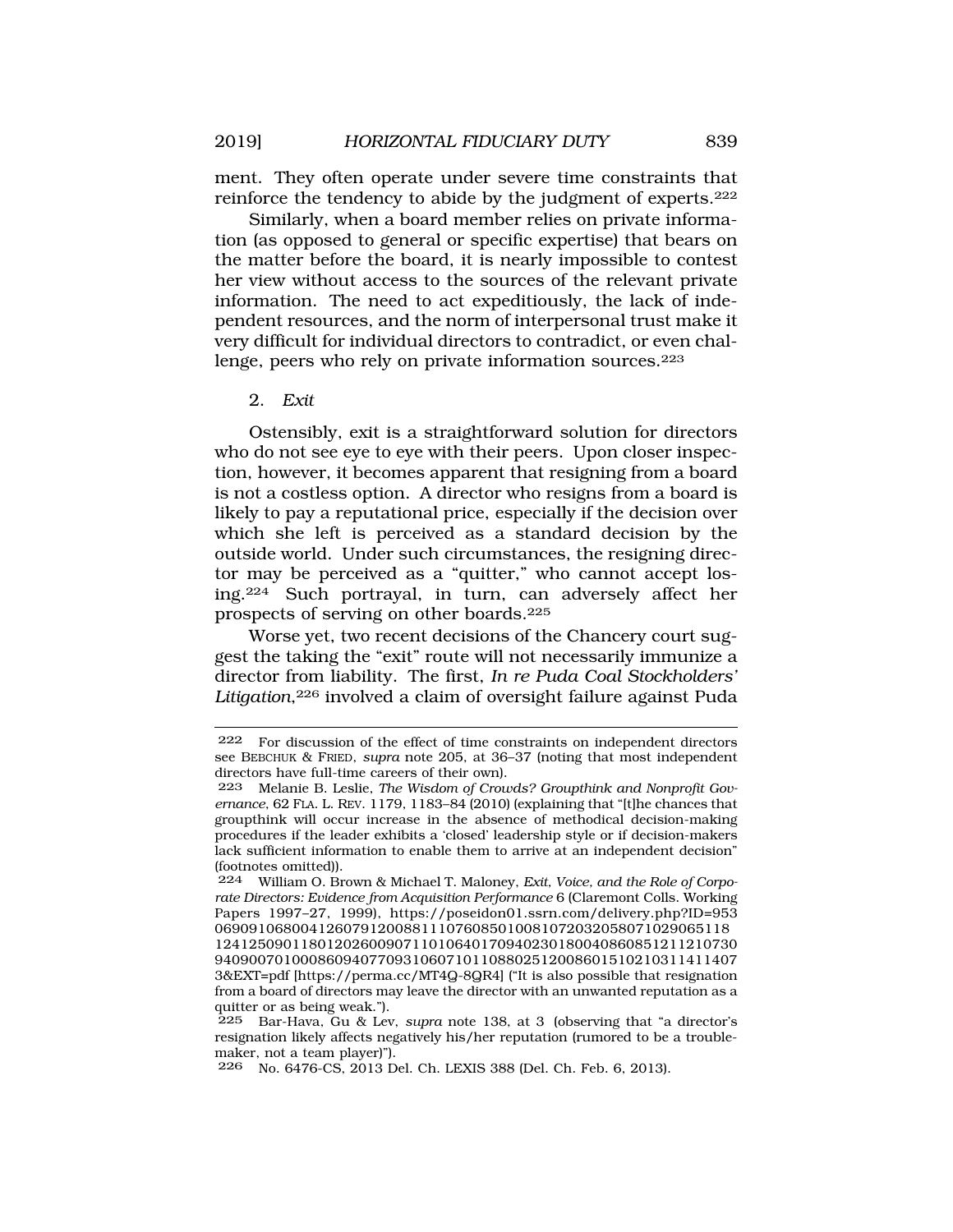ment. They often operate under severe time constraints that reinforce the tendency to abide by the judgment of experts.[222]

Similarly, when a board member relies on private information (as opposed to general or specific expertise) that bears on the matter before the board, it is nearly impossible to contest her view without access to the sources of the relevant private information. The need to act expeditiously, the lack of independent resources, and the norm of interpersonal trust make it very difficult for individual directors to contradict, or even challenge, peers who rely on private information sources.[223]

2. *Exit*

Ostensibly, exit is a straightforward solution for directors who do not see eye to eye with their peers. Upon closer inspection, however, it becomes apparent that resigning from a board is not a costless option. A director who resigns from a board is likely to pay a reputational price, especially if the decision over which she left is perceived as a standard decision by the outside world. Under such circumstances, the resigning director may be perceived as a "quitter," who cannot accept losing.[224] Such portrayal, in turn, can adversely affect her prospects of serving on other boards.[225]

Worse yet, two recent decisions of the Chancery court suggest the taking the "exit" route will not necessarily immunize a director from liability. The first, *In re Puda Coal Stockholders' Litigation*,[226] involved a claim of oversight failure against Puda

---

222 For discussion of the effect of time constraints on independent directors see BEBCHUK & FRIED, *supra* note 205, at 36–37 (noting that most independent directors have full-time careers of their own).

223 Melanie B. Leslie, *The Wisdom of Crowds? Groupthink and Nonprofit Governance*, 62 FLA. L. REV. 1179, 1183–84 (2010) (explaining that "[t]he chances that groupthink will occur increase in the absence of methodical decision-making procedures if the leader exhibits a 'closed' leadership style or if decision-makers lack sufficient information to enable them to arrive at an independent decision" (footnotes omitted)).

224 William O. Brown & Michael T. Maloney, *Exit, Voice, and the Role of Corporate Directors: Evidence from Acquisition Performance* 6 (Claremont Colls. Working Papers 1997–27, 1999), https://poseidon01.ssrn.com/delivery.php?ID=953069091068004126079120088111076085010081072032058071029065118124125090118012026009071101064017094023018004086085121121073094090070100086094077093106071011088025120086015102103114114073&EXT=pdf [https://perma.cc/MT4Q-8QR4] ("It is also possible that resignation from a board of directors may leave the director with an unwanted reputation as a quitter or as being weak.").

225 Bar-Hava, Gu & Lev, *supra* note 138, at 3 (observing that "a director's resignation likely affects negatively his/her reputation (rumored to be a trouble-maker, not a team player)").

226 No. 6476-CS, 2013 Del. Ch. LEXIS 388 (Del. Ch. Feb. 6, 2013).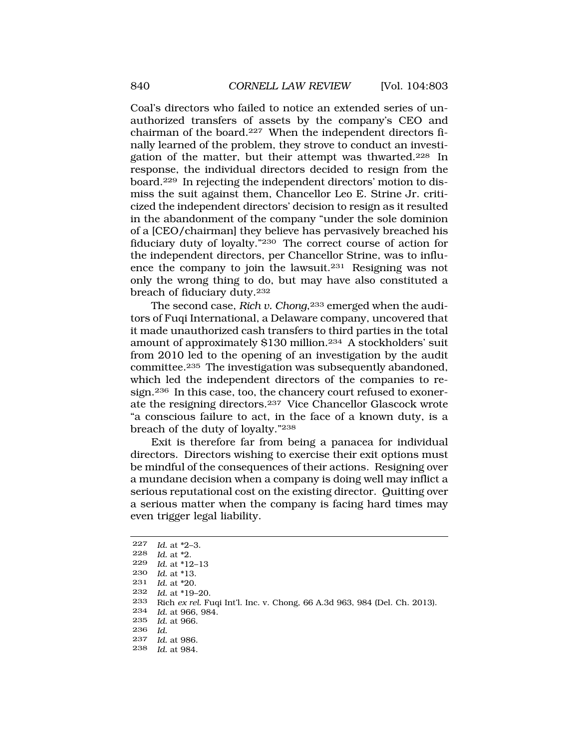Coal's directors who failed to notice an extended series of unauthorized transfers of assets by the company's CEO and chairman of the board.[227] When the independent directors finally learned of the problem, they strove to conduct an investigation of the matter, but their attempt was thwarted.[228] In response, the individual directors decided to resign from the board.[229] In rejecting the independent directors' motion to dismiss the suit against them, Chancellor Leo E. Strine Jr. criticized the independent directors' decision to resign as it resulted in the abandonment of the company "under the sole dominion of a [CEO/chairman] they believe has pervasively breached his fiduciary duty of loyalty."[230] The correct course of action for the independent directors, per Chancellor Strine, was to influence the company to join the lawsuit.[231] Resigning was not only the wrong thing to do, but may have also constituted a breach of fiduciary duty.[232]

The second case, *Rich v. Chong*,[233] emerged when the auditors of Fuqi International, a Delaware company, uncovered that it made unauthorized cash transfers to third parties in the total amount of approximately $130 million.[234] A stockholders' suit from 2010 led to the opening of an investigation by the audit committee.[235] The investigation was subsequently abandoned, which led the independent directors of the companies to resign.[236] In this case, too, the chancery court refused to exonerate the resigning directors.[237] Vice Chancellor Glascock wrote "a conscious failure to act, in the face of a known duty, is a breach of the duty of loyalty."[238]

Exit is therefore far from being a panacea for individual directors. Directors wishing to exercise their exit options must be mindful of the consequences of their actions. Resigning over a mundane decision when a company is doing well may inflict a serious reputational cost on the existing director. Quitting over a serious matter when the company is facing hard times may even trigger legal liability.

---

227 *Id.* at *2–3.
228 *Id.* at *2.
229 *Id.* at *12–13
230 *Id.* at *13.
231 *Id.* at *20.
232 *Id.* at *19–20.
233 Rich *ex rel.* Fuqi Int'l. Inc. v. Chong, 66 A.3d 963, 984 (Del. Ch. 2013).
234 *Id.* at 966, 984.
235 *Id.* at 966.
236 *Id.*
237 *Id.* at 986.
238 *Id.* at 984.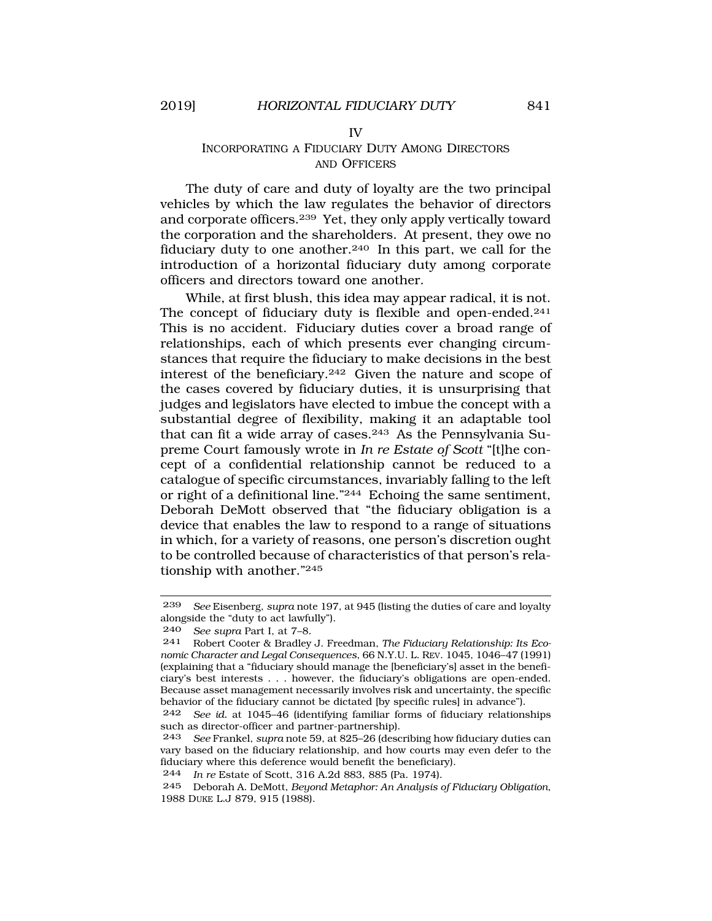## IV
## INCORPORATING A FIDUCIARY DUTY AMONG DIRECTORS AND OFFICERS

The duty of care and duty of loyalty are the two principal vehicles by which the law regulates the behavior of directors and corporate officers.[239] Yet, they only apply vertically toward the corporation and the shareholders. At present, they owe no fiduciary duty to one another.[240] In this part, we call for the introduction of a horizontal fiduciary duty among corporate officers and directors toward one another.

While, at first blush, this idea may appear radical, it is not. The concept of fiduciary duty is flexible and open-ended.[241] This is no accident. Fiduciary duties cover a broad range of relationships, each of which presents ever changing circumstances that require the fiduciary to make decisions in the best interest of the beneficiary.[242] Given the nature and scope of the cases covered by fiduciary duties, it is unsurprising that judges and legislators have elected to imbue the concept with a substantial degree of flexibility, making it an adaptable tool that can fit a wide array of cases.[243] As the Pennsylvania Supreme Court famously wrote in *In re Estate of Scott* "[t]he concept of a confidential relationship cannot be reduced to a catalogue of specific circumstances, invariably falling to the left or right of a definitional line."[244] Echoing the same sentiment, Deborah DeMott observed that "the fiduciary obligation is a device that enables the law to respond to a range of situations in which, for a variety of reasons, one person's discretion ought to be controlled because of characteristics of that person's relationship with another."[245]

---

239 *See* Eisenberg, *supra* note 197, at 945 (listing the duties of care and loyalty alongside the "duty to act lawfully").

240 *See supra* Part I, at 7–8.

241 Robert Cooter & Bradley J. Freedman, *The Fiduciary Relationship: Its Economic Character and Legal Consequences*, 66 N.Y.U. L. REV. 1045, 1046–47 (1991) (explaining that a "fiduciary should manage the [beneficiary's] asset in the beneficiary's best interests . . . however, the fiduciary's obligations are open-ended. Because asset management necessarily involves risk and uncertainty, the specific behavior of the fiduciary cannot be dictated [by specific rules] in advance").

242 *See id.* at 1045–46 (identifying familiar forms of fiduciary relationships such as director-officer and partner-partnership).

243 *See* Frankel, *supra* note 59, at 825–26 (describing how fiduciary duties can vary based on the fiduciary relationship, and how courts may even defer to the fiduciary where this deference would benefit the beneficiary).

244 *In re* Estate of Scott, 316 A.2d 883, 885 (Pa. 1974).

245 Deborah A. DeMott, *Beyond Metaphor: An Analysis of Fiduciary Obligation*, 1988 DUKE L.J 879, 915 (1988).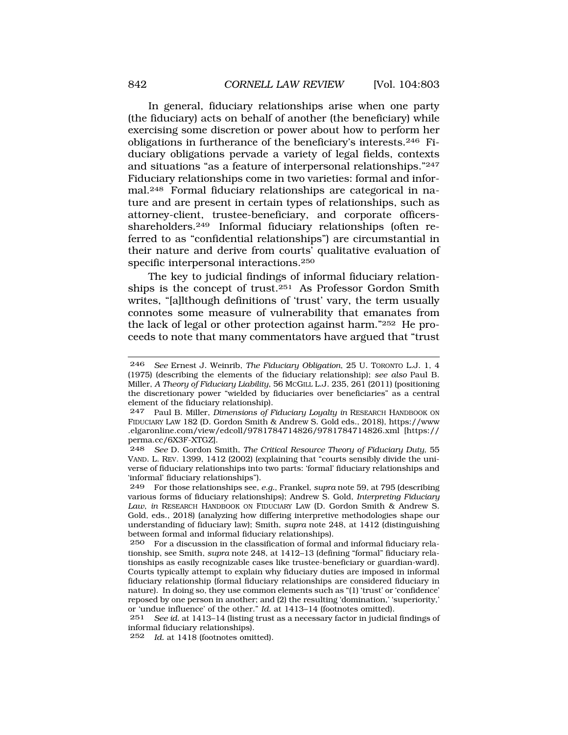In general, fiduciary relationships arise when one party (the fiduciary) acts on behalf of another (the beneficiary) while exercising some discretion or power about how to perform her obligations in furtherance of the beneficiary's interests.[246] Fiduciary obligations pervade a variety of legal fields, contexts and situations "as a feature of interpersonal relationships."[247] Fiduciary relationships come in two varieties: formal and informal.[248] Formal fiduciary relationships are categorical in nature and are present in certain types of relationships, such as attorney-client, trustee-beneficiary, and corporate officers-shareholders.[249] Informal fiduciary relationships (often referred to as "confidential relationships") are circumstantial in their nature and derive from courts' qualitative evaluation of specific interpersonal interactions.[250]

The key to judicial findings of informal fiduciary relationships is the concept of trust.[251] As Professor Gordon Smith writes, "[a]lthough definitions of 'trust' vary, the term usually connotes some measure of vulnerability that emanates from the lack of legal or other protection against harm."[252] He proceeds to note that many commentators have argued that "trust

---

246 *See* Ernest J. Weinrib, *The Fiduciary Obligation*, 25 U. TORONTO L.J. 1, 4 (1975) (describing the elements of the fiduciary relationship); *see also* Paul B. Miller, *A Theory of Fiduciary Liability*, 56 MCGILL L.J. 235, 261 (2011) (positioning the discretionary power "wielded by fiduciaries over beneficiaries" as a central element of the fiduciary relationship).

247 Paul B. Miller, *Dimensions of Fiduciary Loyalty in* RESEARCH HANDBOOK ON FIDUCIARY LAW 182 (D. Gordon Smith & Andrew S. Gold eds., 2018), https://www.elgaronline.com/view/edcoll/9781784714826/9781784714826.xml [https://perma.cc/6X3F-XTGZ].

248 *See* D. Gordon Smith, *The Critical Resource Theory of Fiduciary Duty*, 55 VAND. L. REV. 1399, 1412 (2002) (explaining that "courts sensibly divide the universe of fiduciary relationships into two parts: 'formal' fiduciary relationships and 'informal' fiduciary relationships").

249 For those relationships see, *e.g.*, Frankel, *supra* note 59, at 795 (describing various forms of fiduciary relationships); Andrew S. Gold, *Interpreting Fiduciary Law*, *in* RESEARCH HANDBOOK ON FIDUCIARY LAW (D. Gordon Smith & Andrew S. Gold, eds., 2018) (analyzing how differing interpretive methodologies shape our understanding of fiduciary law); Smith, *supra* note 248, at 1412 (distinguishing between formal and informal fiduciary relationships).

250 For a discussion in the classification of formal and informal fiduciary relationship, see Smith, *supra* note 248, at 1412–13 (defining "formal" fiduciary relationships as easily recognizable cases like trustee-beneficiary or guardian-ward). Courts typically attempt to explain why fiduciary duties are imposed in informal fiduciary relationship (formal fiduciary relationships are considered fiduciary in nature). In doing so, they use common elements such as "(1) 'trust' or 'confidence' reposed by one person in another; and (2) the resulting 'domination,' 'superiority,' or 'undue influence' of the other." *Id.* at 1413–14 (footnotes omitted).

251 *See id.* at 1413–14 (listing trust as a necessary factor in judicial findings of informal fiduciary relationships).

252 *Id.* at 1418 (footnotes omitted).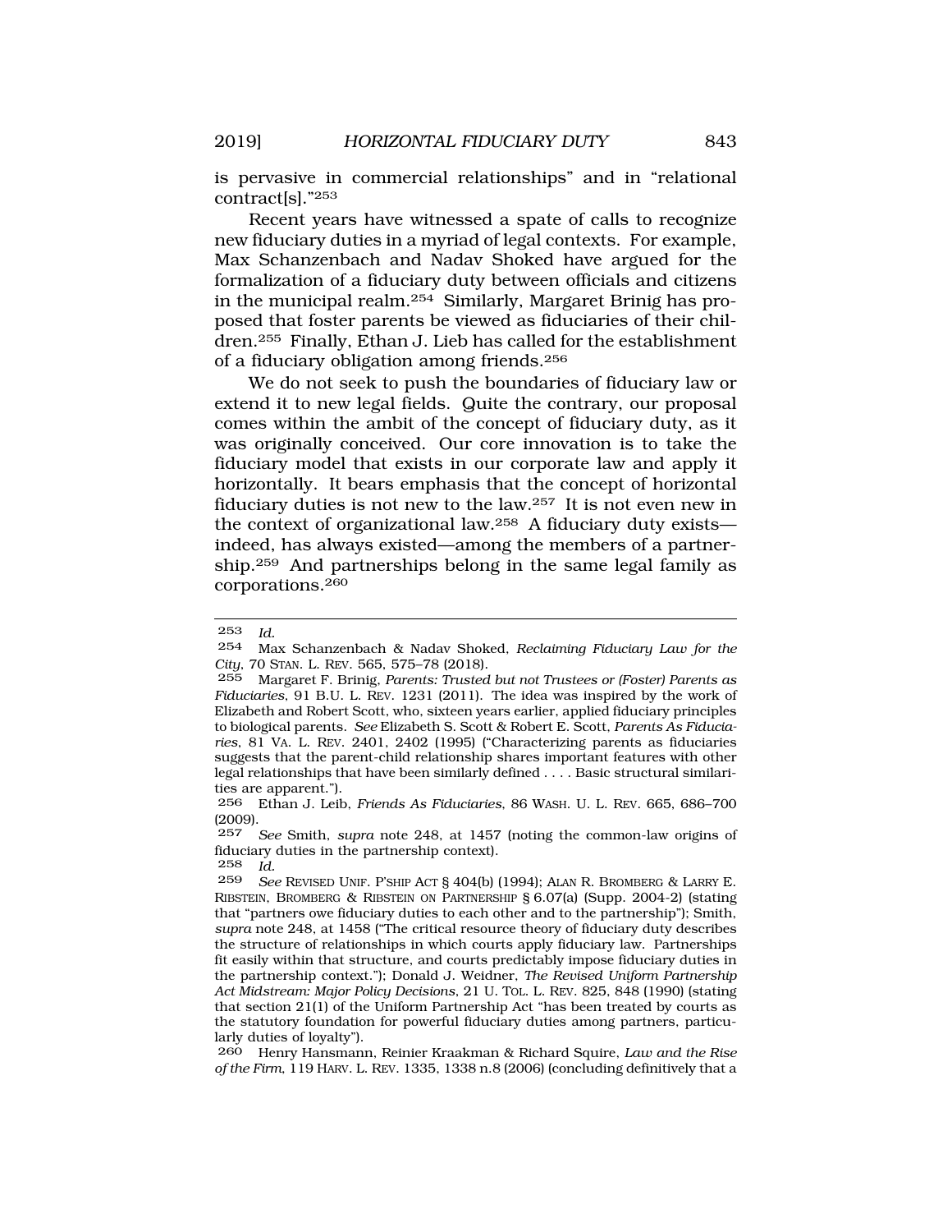is pervasive in commercial relationships" and in "relational contract[s]."[253]

Recent years have witnessed a spate of calls to recognize new fiduciary duties in a myriad of legal contexts. For example, Max Schanzenbach and Nadav Shoked have argued for the formalization of a fiduciary duty between officials and citizens in the municipal realm.[254] Similarly, Margaret Brinig has proposed that foster parents be viewed as fiduciaries of their children.[255] Finally, Ethan J. Lieb has called for the establishment of a fiduciary obligation among friends.[256]

We do not seek to push the boundaries of fiduciary law or extend it to new legal fields. Quite the contrary, our proposal comes within the ambit of the concept of fiduciary duty, as it was originally conceived. Our core innovation is to take the fiduciary model that exists in our corporate law and apply it horizontally. It bears emphasis that the concept of horizontal fiduciary duties is not new to the law.[257] It is not even new in the context of organizational law.[258] A fiduciary duty exists—indeed, has always existed—among the members of a partnership.[259] And partnerships belong in the same legal family as corporations.[260]

---

253 *Id.*

254 Max Schanzenbach & Nadav Shoked, *Reclaiming Fiduciary Law for the City*, 70 STAN. L. REV. 565, 575–78 (2018).

255 Margaret F. Brinig, *Parents: Trusted but not Trustees or (Foster) Parents as Fiduciaries*, 91 B.U. L. REV. 1231 (2011). The idea was inspired by the work of Elizabeth and Robert Scott, who, sixteen years earlier, applied fiduciary principles to biological parents. *See* Elizabeth S. Scott & Robert E. Scott, *Parents As Fiduciaries*, 81 VA. L. REV. 2401, 2402 (1995) ("Characterizing parents as fiduciaries suggests that the parent-child relationship shares important features with other legal relationships that have been similarly defined . . . . Basic structural similarities are apparent.").

256 Ethan J. Leib, *Friends As Fiduciaries*, 86 WASH. U. L. REV. 665, 686–700 (2009).

257 *See* Smith, *supra* note 248, at 1457 (noting the common-law origins of fiduciary duties in the partnership context).

258 *Id.*

259 *See* REVISED UNIF. P'SHIP ACT § 404(b) (1994); ALAN R. BROMBERG & LARRY E. RIBSTEIN, BROMBERG & RIBSTEIN ON PARTNERSHIP § 6.07(a) (Supp. 2004-2) (stating that "partners owe fiduciary duties to each other and to the partnership"); Smith, *supra* note 248, at 1458 ("The critical resource theory of fiduciary duty describes the structure of relationships in which courts apply fiduciary law. Partnerships fit easily within that structure, and courts predictably impose fiduciary duties in the partnership context."); Donald J. Weidner, *The Revised Uniform Partnership Act Midstream: Major Policy Decisions*, 21 U. TOL. L. REV. 825, 848 (1990) (stating that section 21(1) of the Uniform Partnership Act "has been treated by courts as the statutory foundation for powerful fiduciary duties among partners, particularly duties of loyalty").

260 Henry Hansmann, Reinier Kraakman & Richard Squire, *Law and the Rise of the Firm*, 119 HARV. L. REV. 1335, 1338 n.8 (2006) (concluding definitively that a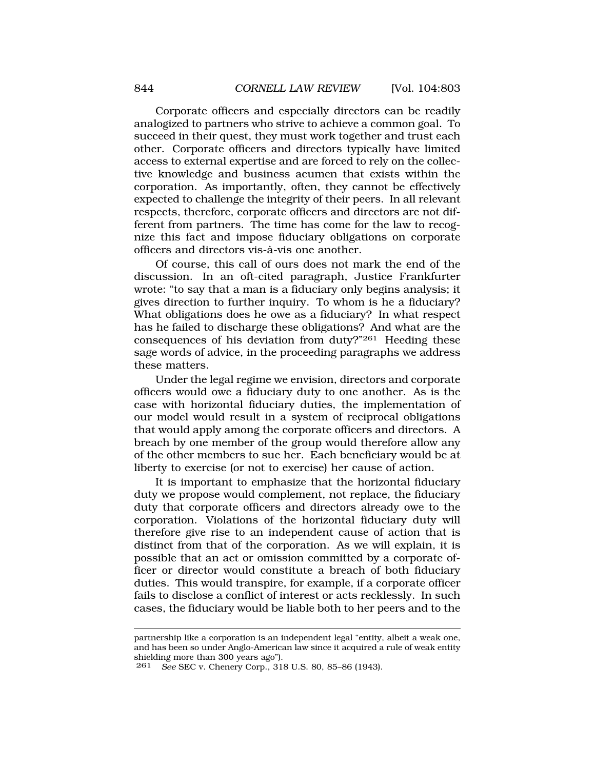Corporate officers and especially directors can be readily analogized to partners who strive to achieve a common goal. To succeed in their quest, they must work together and trust each other. Corporate officers and directors typically have limited access to external expertise and are forced to rely on the collective knowledge and business acumen that exists within the corporation. As importantly, often, they cannot be effectively expected to challenge the integrity of their peers. In all relevant respects, therefore, corporate officers and directors are not different from partners. The time has come for the law to recognize this fact and impose fiduciary obligations on corporate officers and directors vis-à-vis one another.

Of course, this call of ours does not mark the end of the discussion. In an oft-cited paragraph, Justice Frankfurter wrote: "to say that a man is a fiduciary only begins analysis; it gives direction to further inquiry. To whom is he a fiduciary? What obligations does he owe as a fiduciary? In what respect has he failed to discharge these obligations? And what are the consequences of his deviation from duty?"[261] Heeding these sage words of advice, in the proceeding paragraphs we address these matters.

Under the legal regime we envision, directors and corporate officers would owe a fiduciary duty to one another. As is the case with horizontal fiduciary duties, the implementation of our model would result in a system of reciprocal obligations that would apply among the corporate officers and directors. A breach by one member of the group would therefore allow any of the other members to sue her. Each beneficiary would be at liberty to exercise (or not to exercise) her cause of action.

It is important to emphasize that the horizontal fiduciary duty we propose would complement, not replace, the fiduciary duty that corporate officers and directors already owe to the corporation. Violations of the horizontal fiduciary duty will therefore give rise to an independent cause of action that is distinct from that of the corporation. As we will explain, it is possible that an act or omission committed by a corporate officer or director would constitute a breach of both fiduciary duties. This would transpire, for example, if a corporate officer fails to disclose a conflict of interest or acts recklessly. In such cases, the fiduciary would be liable both to her peers and to the

---

partnership like a corporation is an independent legal "entity, albeit a weak one, and has been so under Anglo-American law since it acquired a rule of weak entity shielding more than 300 years ago").

[261] *See* SEC v. Chenery Corp., 318 U.S. 80, 85–86 (1943).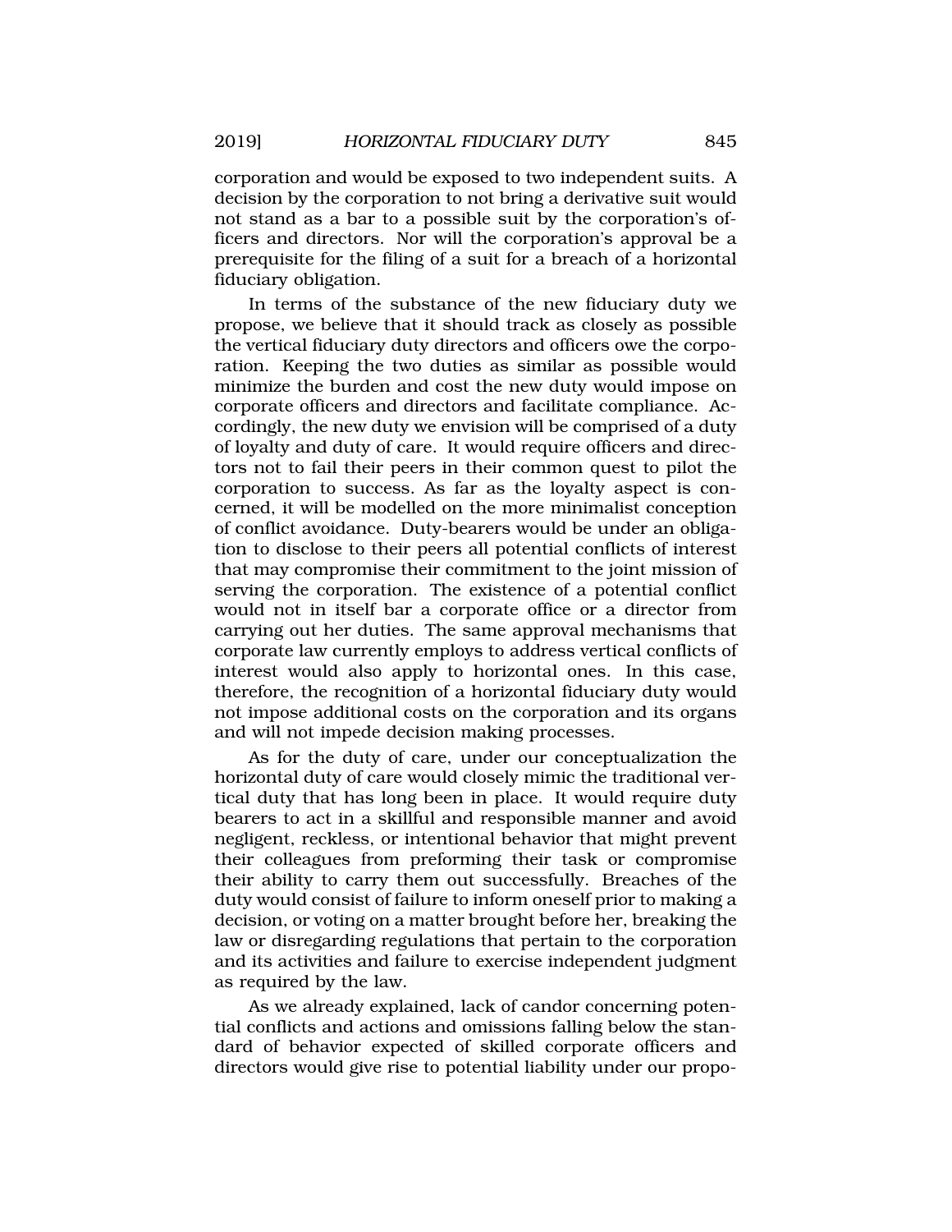corporation and would be exposed to two independent suits. A decision by the corporation to not bring a derivative suit would not stand as a bar to a possible suit by the corporation's officers and directors. Nor will the corporation's approval be a prerequisite for the filing of a suit for a breach of a horizontal fiduciary obligation.

In terms of the substance of the new fiduciary duty we propose, we believe that it should track as closely as possible the vertical fiduciary duty directors and officers owe the corporation. Keeping the two duties as similar as possible would minimize the burden and cost the new duty would impose on corporate officers and directors and facilitate compliance. Accordingly, the new duty we envision will be comprised of a duty of loyalty and duty of care. It would require officers and directors not to fail their peers in their common quest to pilot the corporation to success. As far as the loyalty aspect is concerned, it will be modelled on the more minimalist conception of conflict avoidance. Duty-bearers would be under an obligation to disclose to their peers all potential conflicts of interest that may compromise their commitment to the joint mission of serving the corporation. The existence of a potential conflict would not in itself bar a corporate office or a director from carrying out her duties. The same approval mechanisms that corporate law currently employs to address vertical conflicts of interest would also apply to horizontal ones. In this case, therefore, the recognition of a horizontal fiduciary duty would not impose additional costs on the corporation and its organs and will not impede decision making processes.

As for the duty of care, under our conceptualization the horizontal duty of care would closely mimic the traditional vertical duty that has long been in place. It would require duty bearers to act in a skillful and responsible manner and avoid negligent, reckless, or intentional behavior that might prevent their colleagues from preforming their task or compromise their ability to carry them out successfully. Breaches of the duty would consist of failure to inform oneself prior to making a decision, or voting on a matter brought before her, breaking the law or disregarding regulations that pertain to the corporation and its activities and failure to exercise independent judgment as required by the law.

As we already explained, lack of candor concerning potential conflicts and actions and omissions falling below the standard of behavior expected of skilled corporate officers and directors would give rise to potential liability under our propo-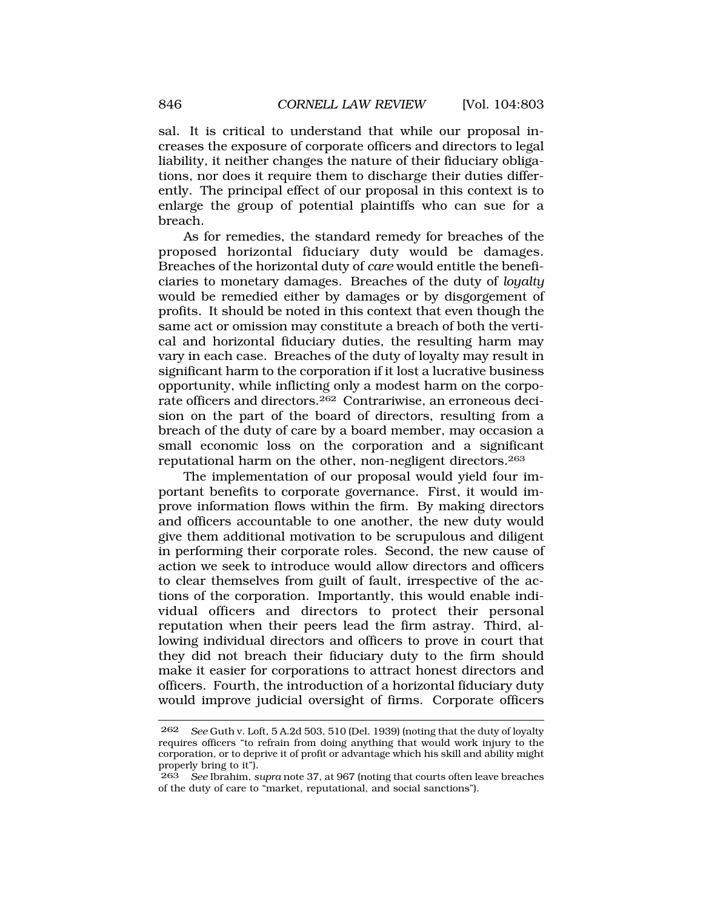sal. It is critical to understand that while our proposal increases the exposure of corporate officers and directors to legal liability, it neither changes the nature of their fiduciary obligations, nor does it require them to discharge their duties differently. The principal effect of our proposal in this context is to enlarge the group of potential plaintiffs who can sue for a breach.

As for remedies, the standard remedy for breaches of the proposed horizontal fiduciary duty would be damages. Breaches of the horizontal duty of *care* would entitle the beneficiaries to monetary damages. Breaches of the duty of *loyalty* would be remedied either by damages or by disgorgement of profits. It should be noted in this context that even though the same act or omission may constitute a breach of both the vertical and horizontal fiduciary duties, the resulting harm may vary in each case. Breaches of the duty of loyalty may result in significant harm to the corporation if it lost a lucrative business opportunity, while inflicting only a modest harm on the corporate officers and directors.[262] Contrariwise, an erroneous decision on the part of the board of directors, resulting from a breach of the duty of care by a board member, may occasion a small economic loss on the corporation and a significant reputational harm on the other, non-negligent directors.[263]

The implementation of our proposal would yield four important benefits to corporate governance. First, it would improve information flows within the firm. By making directors and officers accountable to one another, the new duty would give them additional motivation to be scrupulous and diligent in performing their corporate roles. Second, the new cause of action we seek to introduce would allow directors and officers to clear themselves from guilt of fault, irrespective of the actions of the corporation. Importantly, this would enable individual officers and directors to protect their personal reputation when their peers lead the firm astray. Third, allowing individual directors and officers to prove in court that they did not breach their fiduciary duty to the firm should make it easier for corporations to attract honest directors and officers. Fourth, the introduction of a horizontal fiduciary duty would improve judicial oversight of firms. Corporate officers

---

262 *See* Guth v. Loft, 5 A.2d 503, 510 (Del. 1939) (noting that the duty of loyalty requires officers "to refrain from doing anything that would work injury to the corporation, or to deprive it of profit or advantage which his skill and ability might properly bring to it").

263 *See* Ibrahim, *supra* note 37, at 967 (noting that courts often leave breaches of the duty of care to "market, reputational, and social sanctions").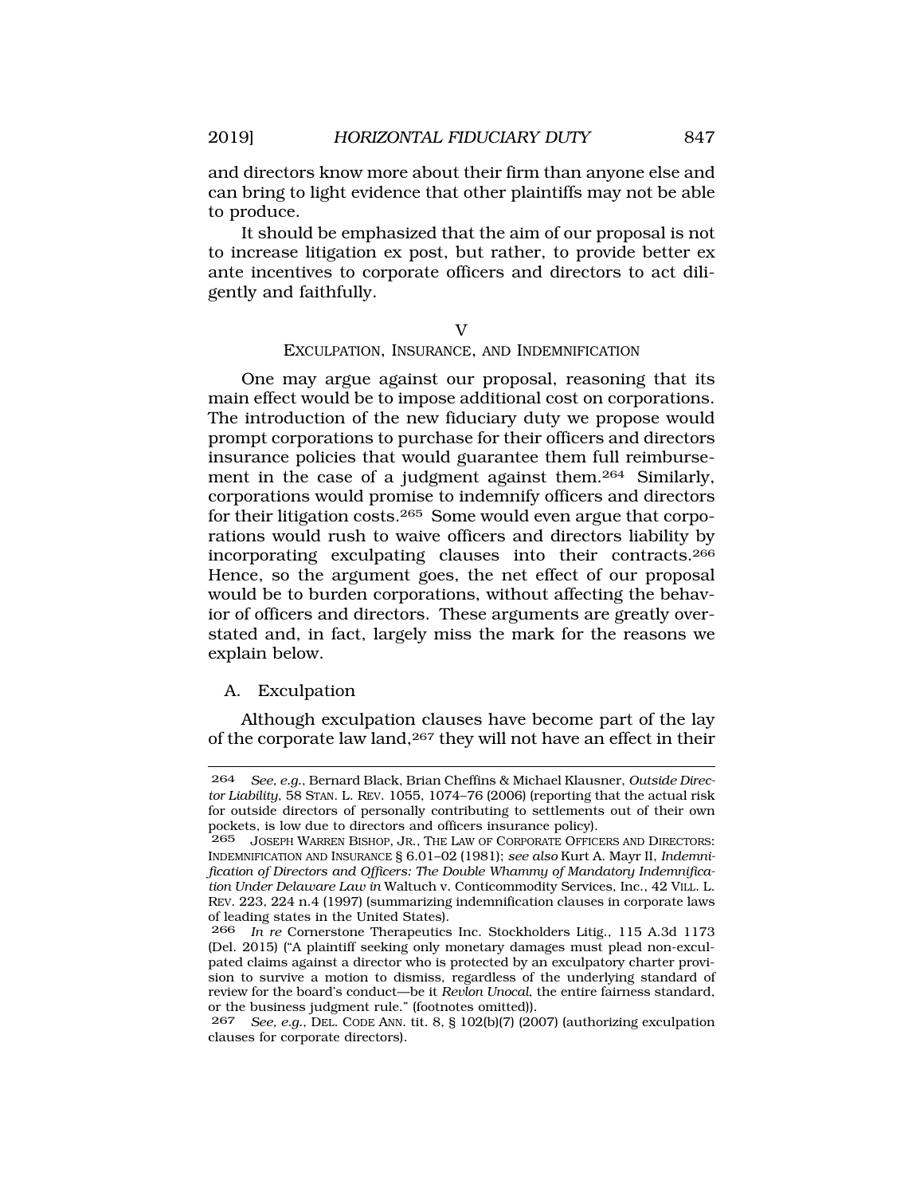and directors know more about their firm than anyone else and can bring to light evidence that other plaintiffs may not be able to produce.

It should be emphasized that the aim of our proposal is not to increase litigation ex post, but rather, to provide better ex ante incentives to corporate officers and directors to act diligently and faithfully.

## V
## EXCULPATION, INSURANCE, AND INDEMNIFICATION

One may argue against our proposal, reasoning that its main effect would be to impose additional cost on corporations. The introduction of the new fiduciary duty we propose would prompt corporations to purchase for their officers and directors insurance policies that would guarantee them full reimbursement in the case of a judgment against them.[264] Similarly, corporations would promise to indemnify officers and directors for their litigation costs.[265] Some would even argue that corporations would rush to waive officers and directors liability by incorporating exculpating clauses into their contracts.[266] Hence, so the argument goes, the net effect of our proposal would be to burden corporations, without affecting the behavior of officers and directors. These arguments are greatly overstated and, in fact, largely miss the mark for the reasons we explain below.

### A. Exculpation

Although exculpation clauses have become part of the lay of the corporate law land,[267] they will not have an effect in their

---

264 *See, e.g.*, Bernard Black, Brian Cheffins & Michael Klausner, *Outside Director Liability*, 58 STAN. L. REV. 1055, 1074–76 (2006) (reporting that the actual risk for outside directors of personally contributing to settlements out of their own pockets, is low due to directors and officers insurance policy).

265 JOSEPH WARREN BISHOP, JR., THE LAW OF CORPORATE OFFICERS AND DIRECTORS: INDEMNIFICATION AND INSURANCE § 6.01–02 (1981); *see also* Kurt A. Mayr II, *Indemnification of Directors and Officers: The Double Whammy of Mandatory Indemnification Under Delaware Law in* Waltuch v. Conticommodity Services, Inc., 42 VILL. L. REV. 223, 224 n.4 (1997) (summarizing indemnification clauses in corporate laws of leading states in the United States).

266 *In re* Cornerstone Therapeutics Inc. Stockholders Litig., 115 A.3d 1173 (Del. 2015) ("A plaintiff seeking only monetary damages must plead non-exculpated claims against a director who is protected by an exculpatory charter provision to survive a motion to dismiss, regardless of the underlying standard of review for the board's conduct—be it *Revlon Unocal*, the entire fairness standard, or the business judgment rule." (footnotes omitted)).

267 *See, e.g.*, DEL. CODE ANN. tit. 8, § 102(b)(7) (2007) (authorizing exculpation clauses for corporate directors).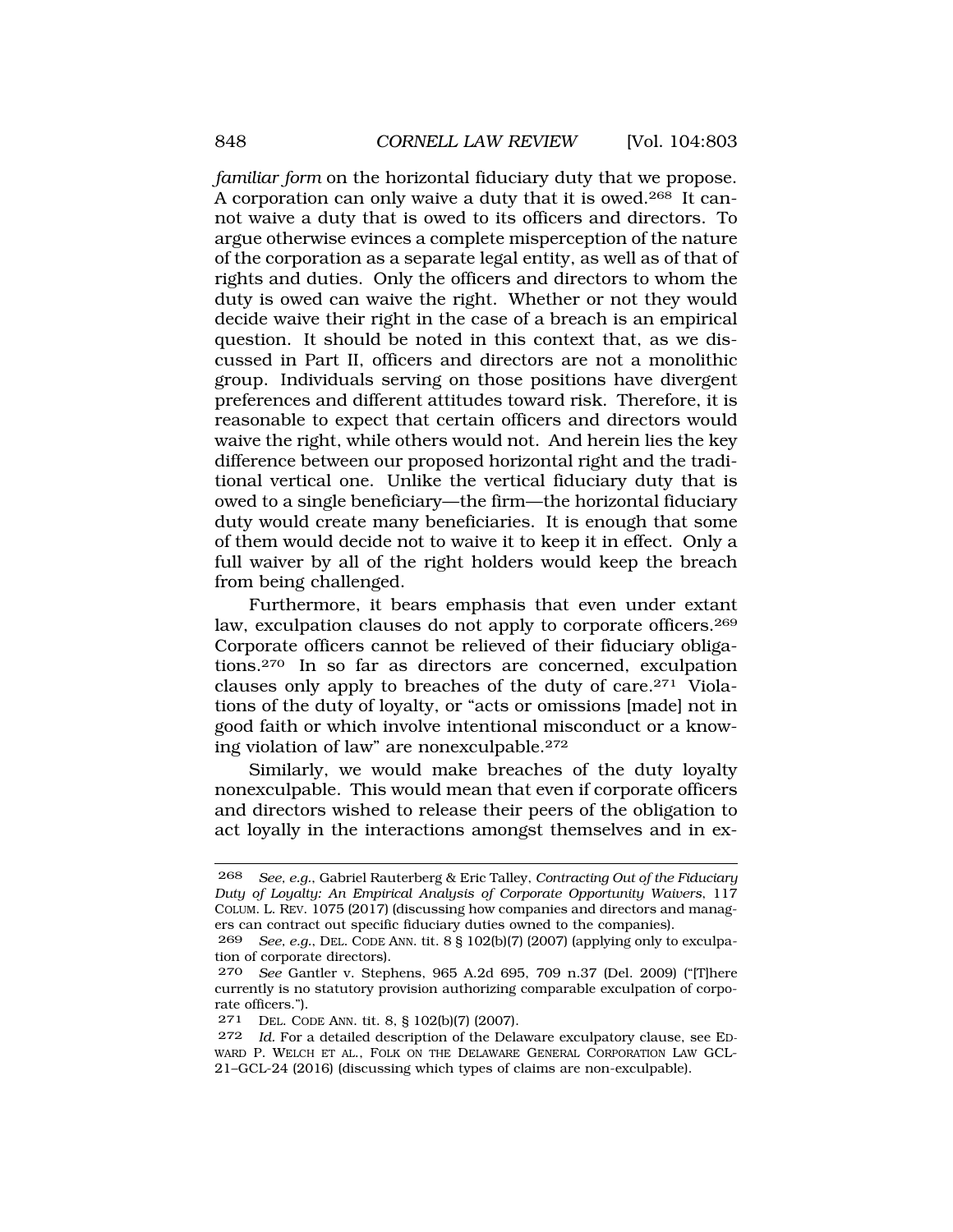*familiar form* on the horizontal fiduciary duty that we propose. A corporation can only waive a duty that it is owed.[268] It cannot waive a duty that is owed to its officers and directors. To argue otherwise evinces a complete misperception of the nature of the corporation as a separate legal entity, as well as of that of rights and duties. Only the officers and directors to whom the duty is owed can waive the right. Whether or not they would decide waive their right in the case of a breach is an empirical question. It should be noted in this context that, as we discussed in Part II, officers and directors are not a monolithic group. Individuals serving on those positions have divergent preferences and different attitudes toward risk. Therefore, it is reasonable to expect that certain officers and directors would waive the right, while others would not. And herein lies the key difference between our proposed horizontal right and the traditional vertical one. Unlike the vertical fiduciary duty that is owed to a single beneficiary—the firm—the horizontal fiduciary duty would create many beneficiaries. It is enough that some of them would decide not to waive it to keep it in effect. Only a full waiver by all of the right holders would keep the breach from being challenged.

Furthermore, it bears emphasis that even under extant law, exculpation clauses do not apply to corporate officers.[269] Corporate officers cannot be relieved of their fiduciary obligations.[270] In so far as directors are concerned, exculpation clauses only apply to breaches of the duty of care.[271] Violations of the duty of loyalty, or "acts or omissions [made] not in good faith or which involve intentional misconduct or a knowing violation of law" are nonexculpable.[272]

Similarly, we would make breaches of the duty loyalty nonexculpable. This would mean that even if corporate officers and directors wished to release their peers of the obligation to act loyally in the interactions amongst themselves and in ex-

---

268 *See, e.g.*, Gabriel Rauterberg & Eric Talley, *Contracting Out of the Fiduciary Duty of Loyalty: An Empirical Analysis of Corporate Opportunity Waivers*, 117 COLUM. L. REV. 1075 (2017) (discussing how companies and directors and managers can contract out specific fiduciary duties owned to the companies).

269 *See, e.g.*, DEL. CODE ANN. tit. 8 § 102(b)(7) (2007) (applying only to exculpation of corporate directors).

270 *See* Gantler v. Stephens, 965 A.2d 695, 709 n.37 (Del. 2009) ("[T]here currently is no statutory provision authorizing comparable exculpation of corporate officers.").

271 DEL. CODE ANN. tit. 8, § 102(b)(7) (2007).

272 *Id.* For a detailed description of the Delaware exculpatory clause, see EDWARD P. WELCH ET AL., FOLK ON THE DELAWARE GENERAL CORPORATION LAW GCL-21–GCL-24 (2016) (discussing which types of claims are non-exculpable).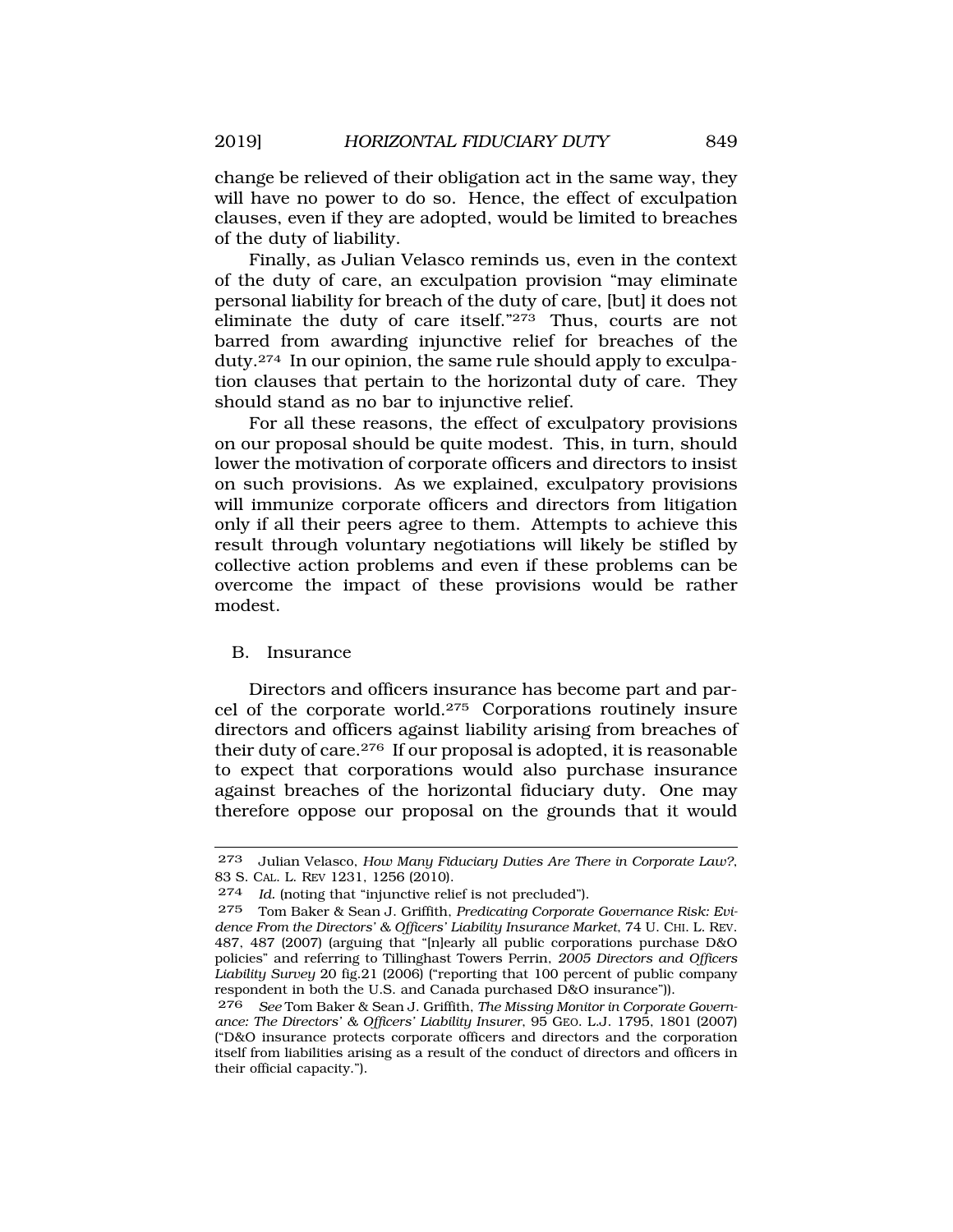change be relieved of their obligation act in the same way, they will have no power to do so. Hence, the effect of exculpation clauses, even if they are adopted, would be limited to breaches of the duty of liability.

Finally, as Julian Velasco reminds us, even in the context of the duty of care, an exculpation provision "may eliminate personal liability for breach of the duty of care, [but] it does not eliminate the duty of care itself."[273] Thus, courts are not barred from awarding injunctive relief for breaches of the duty.[274] In our opinion, the same rule should apply to exculpation clauses that pertain to the horizontal duty of care. They should stand as no bar to injunctive relief.

For all these reasons, the effect of exculpatory provisions on our proposal should be quite modest. This, in turn, should lower the motivation of corporate officers and directors to insist on such provisions. As we explained, exculpatory provisions will immunize corporate officers and directors from litigation only if all their peers agree to them. Attempts to achieve this result through voluntary negotiations will likely be stifled by collective action problems and even if these problems can be overcome the impact of these provisions would be rather modest.

## B. Insurance

Directors and officers insurance has become part and parcel of the corporate world.[275] Corporations routinely insure directors and officers against liability arising from breaches of their duty of care.[276] If our proposal is adopted, it is reasonable to expect that corporations would also purchase insurance against breaches of the horizontal fiduciary duty. One may therefore oppose our proposal on the grounds that it would

---

273 Julian Velasco, *How Many Fiduciary Duties Are There in Corporate Law?*, 83 S. CAL. L. REV 1231, 1256 (2010).

274 *Id.* (noting that "injunctive relief is not precluded").

275 Tom Baker & Sean J. Griffith, *Predicating Corporate Governance Risk: Evidence From the Directors' & Officers' Liability Insurance Market*, 74 U. CHI. L. REV. 487, 487 (2007) (arguing that "[n]early all public corporations purchase D&O policies" and referring to Tillinghast Towers Perrin, *2005 Directors and Officers Liability Survey* 20 fig.21 (2006) ("reporting that 100 percent of public company respondent in both the U.S. and Canada purchased D&O insurance")).

276 *See* Tom Baker & Sean J. Griffith, *The Missing Monitor in Corporate Governance: The Directors' & Officers' Liability Insurer*, 95 GEO. L.J. 1795, 1801 (2007) ("D&O insurance protects corporate officers and directors and the corporation itself from liabilities arising as a result of the conduct of directors and officers in their official capacity.").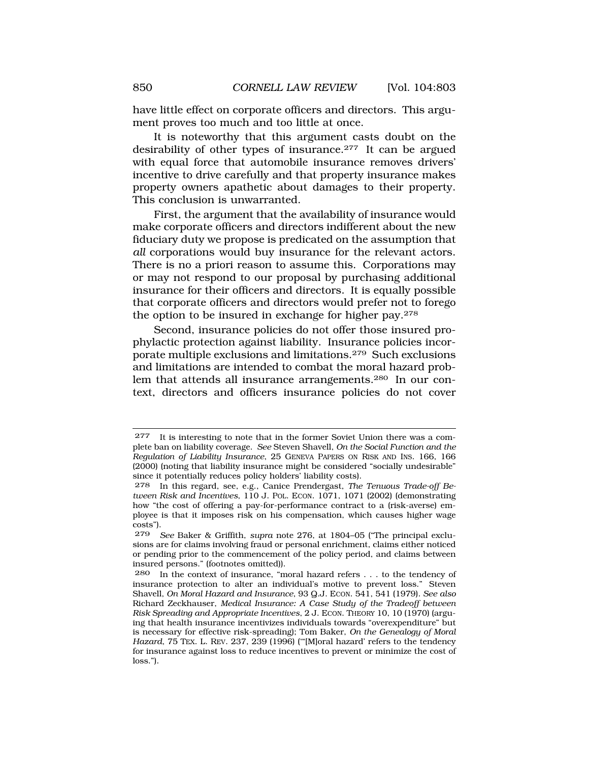have little effect on corporate officers and directors. This argument proves too much and too little at once.

It is noteworthy that this argument casts doubt on the desirability of other types of insurance.[277] It can be argued with equal force that automobile insurance removes drivers' incentive to drive carefully and that property insurance makes property owners apathetic about damages to their property. This conclusion is unwarranted.

First, the argument that the availability of insurance would make corporate officers and directors indifferent about the new fiduciary duty we propose is predicated on the assumption that *all* corporations would buy insurance for the relevant actors. There is no a priori reason to assume this. Corporations may or may not respond to our proposal by purchasing additional insurance for their officers and directors. It is equally possible that corporate officers and directors would prefer not to forego the option to be insured in exchange for higher pay.[278]

Second, insurance policies do not offer those insured prophylactic protection against liability. Insurance policies incorporate multiple exclusions and limitations.[279] Such exclusions and limitations are intended to combat the moral hazard problem that attends all insurance arrangements.[280] In our context, directors and officers insurance policies do not cover

---

[277] It is interesting to note that in the former Soviet Union there was a complete ban on liability coverage. *See* Steven Shavell, *On the Social Function and the Regulation of Liability Insurance*, 25 GENEVA PAPERS ON RISK AND INS. 166, 166 (2000) (noting that liability insurance might be considered "socially undesirable" since it potentially reduces policy holders' liability costs).

[278] In this regard, see, e.g., Canice Prendergast, *The Tenuous Trade-off Between Risk and Incentives*, 110 J. POL. ECON. 1071, 1071 (2002) (demonstrating how "the cost of offering a pay-for-performance contract to a (risk-averse) employee is that it imposes risk on his compensation, which causes higher wage costs").

[279] *See* Baker & Griffith, *supra* note 276, at 1804–05 ("The principal exclusions are for claims involving fraud or personal enrichment, claims either noticed or pending prior to the commencement of the policy period, and claims between insured persons." (footnotes omitted)).

[280] In the context of insurance, "moral hazard refers . . . to the tendency of insurance protection to alter an individual's motive to prevent loss." Steven Shavell, *On Moral Hazard and Insurance*, 93 Q.J. ECON. 541, 541 (1979). *See also* Richard Zeckhauser, *Medical Insurance: A Case Study of the Tradeoff between Risk Spreading and Appropriate Incentives*, 2 J. ECON. THEORY 10, 10 (1970) (arguing that health insurance incentivizes individuals towards "overexpenditure" but is necessary for effective risk-spreading); Tom Baker, *On the Genealogy of Moral Hazard*, 75 TEX. L. REV. 237, 239 (1996) ("'[M]oral hazard' refers to the tendency for insurance against loss to reduce incentives to prevent or minimize the cost of loss.").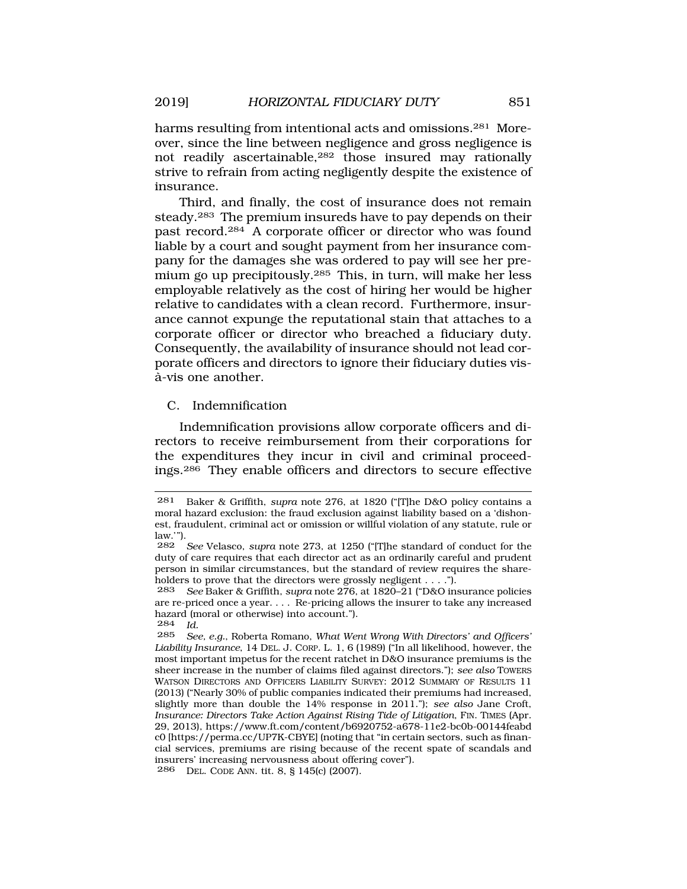harms resulting from intentional acts and omissions.[281] Moreover, since the line between negligence and gross negligence is not readily ascertainable,[282] those insured may rationally strive to refrain from acting negligently despite the existence of insurance.

Third, and finally, the cost of insurance does not remain steady.[283] The premium insureds have to pay depends on their past record.[284] A corporate officer or director who was found liable by a court and sought payment from her insurance company for the damages she was ordered to pay will see her premium go up precipitously.[285] This, in turn, will make her less employable relatively as the cost of hiring her would be higher relative to candidates with a clean record. Furthermore, insurance cannot expunge the reputational stain that attaches to a corporate officer or director who breached a fiduciary duty. Consequently, the availability of insurance should not lead corporate officers and directors to ignore their fiduciary duties vis-à-vis one another.

### C. Indemnification

Indemnification provisions allow corporate officers and directors to receive reimbursement from their corporations for the expenditures they incur in civil and criminal proceedings.[286] They enable officers and directors to secure effective

---

281 Baker & Griffith, *supra* note 276, at 1820 ("[T]he D&O policy contains a moral hazard exclusion: the fraud exclusion against liability based on a 'dishonest, fraudulent, criminal act or omission or willful violation of any statute, rule or law.'").

282 *See* Velasco, *supra* note 273, at 1250 ("[T]he standard of conduct for the duty of care requires that each director act as an ordinarily careful and prudent person in similar circumstances, but the standard of review requires the shareholders to prove that the directors were grossly negligent . . . .").

283 *See* Baker & Griffith, *supra* note 276, at 1820–21 ("D&O insurance policies are re-priced once a year. . . . Re-pricing allows the insurer to take any increased hazard (moral or otherwise) into account.").

284 *Id.*

285 *See, e.g.*, Roberta Romano, *What Went Wrong With Directors' and Officers' Liability Insurance*, 14 DEL. J. CORP. L. 1, 6 (1989) ("In all likelihood, however, the most important impetus for the recent ratchet in D&O insurance premiums is the sheer increase in the number of claims filed against directors."); *see also* TOWERS WATSON DIRECTORS AND OFFICERS LIABILITY SURVEY: 2012 SUMMARY OF RESULTS 11 (2013) ("Nearly 30% of public companies indicated their premiums had increased, slightly more than double the 14% response in 2011."); *see also* Jane Croft, *Insurance: Directors Take Action Against Rising Tide of Litigation*, FIN. TIMES (Apr. 29, 2013), https://www.ft.com/content/b6920752-a678-11e2-bc0b-00144feabdc0 [https://perma.cc/UP7K-CBYE] (noting that "in certain sectors, such as financial services, premiums are rising because of the recent spate of scandals and insurers' increasing nervousness about offering cover").

286 DEL. CODE ANN. tit. 8, § 145(c) (2007).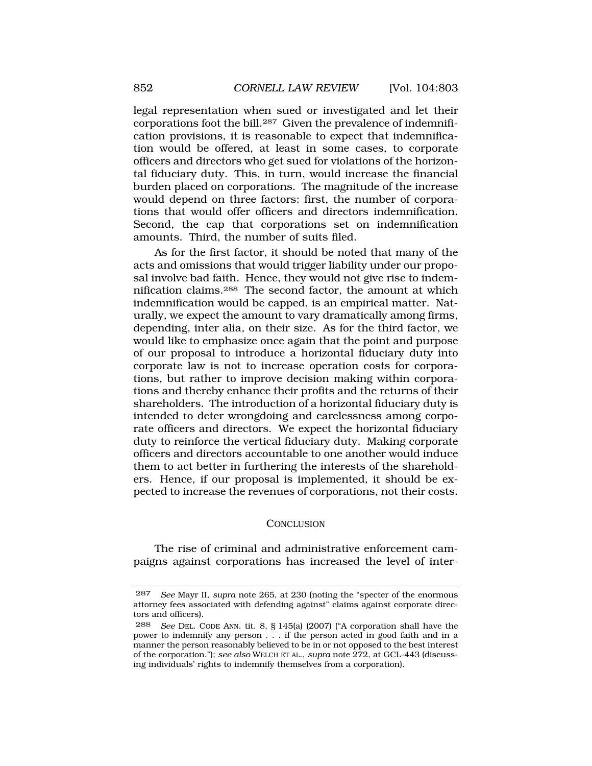legal representation when sued or investigated and let their corporations foot the bill.[287] Given the prevalence of indemnification provisions, it is reasonable to expect that indemnification would be offered, at least in some cases, to corporate officers and directors who get sued for violations of the horizontal fiduciary duty. This, in turn, would increase the financial burden placed on corporations. The magnitude of the increase would depend on three factors: first, the number of corporations that would offer officers and directors indemnification. Second, the cap that corporations set on indemnification amounts. Third, the number of suits filed.

As for the first factor, it should be noted that many of the acts and omissions that would trigger liability under our proposal involve bad faith. Hence, they would not give rise to indemnification claims.[288] The second factor, the amount at which indemnification would be capped, is an empirical matter. Naturally, we expect the amount to vary dramatically among firms, depending, inter alia, on their size. As for the third factor, we would like to emphasize once again that the point and purpose of our proposal to introduce a horizontal fiduciary duty into corporate law is not to increase operation costs for corporations, but rather to improve decision making within corporations and thereby enhance their profits and the returns of their shareholders. The introduction of a horizontal fiduciary duty is intended to deter wrongdoing and carelessness among corporate officers and directors. We expect the horizontal fiduciary duty to reinforce the vertical fiduciary duty. Making corporate officers and directors accountable to one another would induce them to act better in furthering the interests of the shareholders. Hence, if our proposal is implemented, it should be expected to increase the revenues of corporations, not their costs.

## CONCLUSION

The rise of criminal and administrative enforcement campaigns against corporations has increased the level of inter-

---

287 *See* Mayr II, *supra* note 265, at 230 (noting the "specter of the enormous attorney fees associated with defending against" claims against corporate directors and officers).

288 *See* DEL. CODE ANN. tit. 8, § 145(a) (2007) ("A corporation shall have the power to indemnify any person . . . if the person acted in good faith and in a manner the person reasonably believed to be in or not opposed to the best interest of the corporation."); *see also* WELCH ET AL., *supra* note 272, at GCL-443 (discussing individuals' rights to indemnify themselves from a corporation).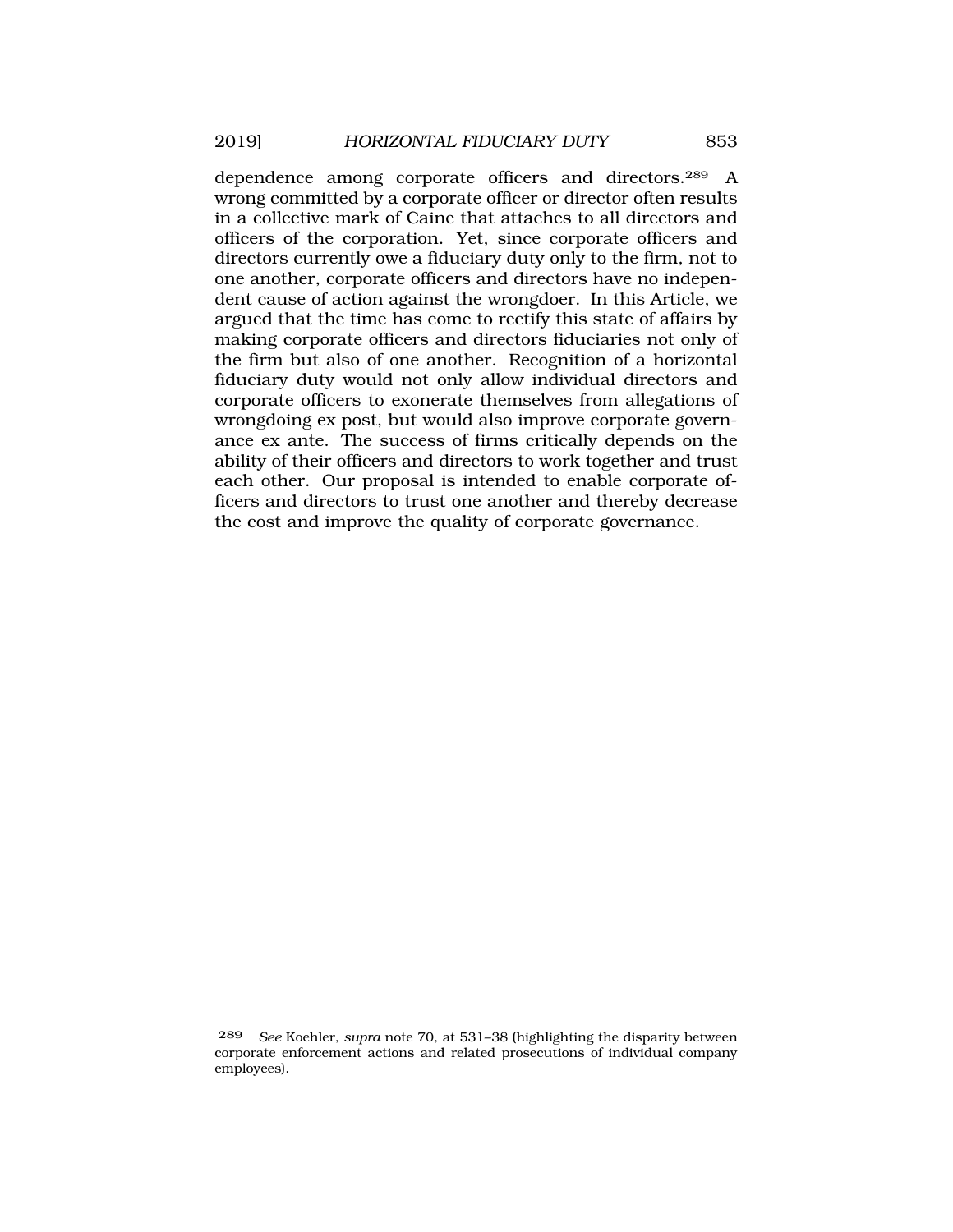dependence among corporate officers and directors.[289] A wrong committed by a corporate officer or director often results in a collective mark of Caine that attaches to all directors and officers of the corporation. Yet, since corporate officers and directors currently owe a fiduciary duty only to the firm, not to one another, corporate officers and directors have no independent cause of action against the wrongdoer. In this Article, we argued that the time has come to rectify this state of affairs by making corporate officers and directors fiduciaries not only of the firm but also of one another. Recognition of a horizontal fiduciary duty would not only allow individual directors and corporate officers to exonerate themselves from allegations of wrongdoing ex post, but would also improve corporate governance ex ante. The success of firms critically depends on the ability of their officers and directors to work together and trust each other. Our proposal is intended to enable corporate officers and directors to trust one another and thereby decrease the cost and improve the quality of corporate governance.

---

[289] *See* Koehler, *supra* note 70, at 531–38 (highlighting the disparity between corporate enforcement actions and related prosecutions of individual company employees).